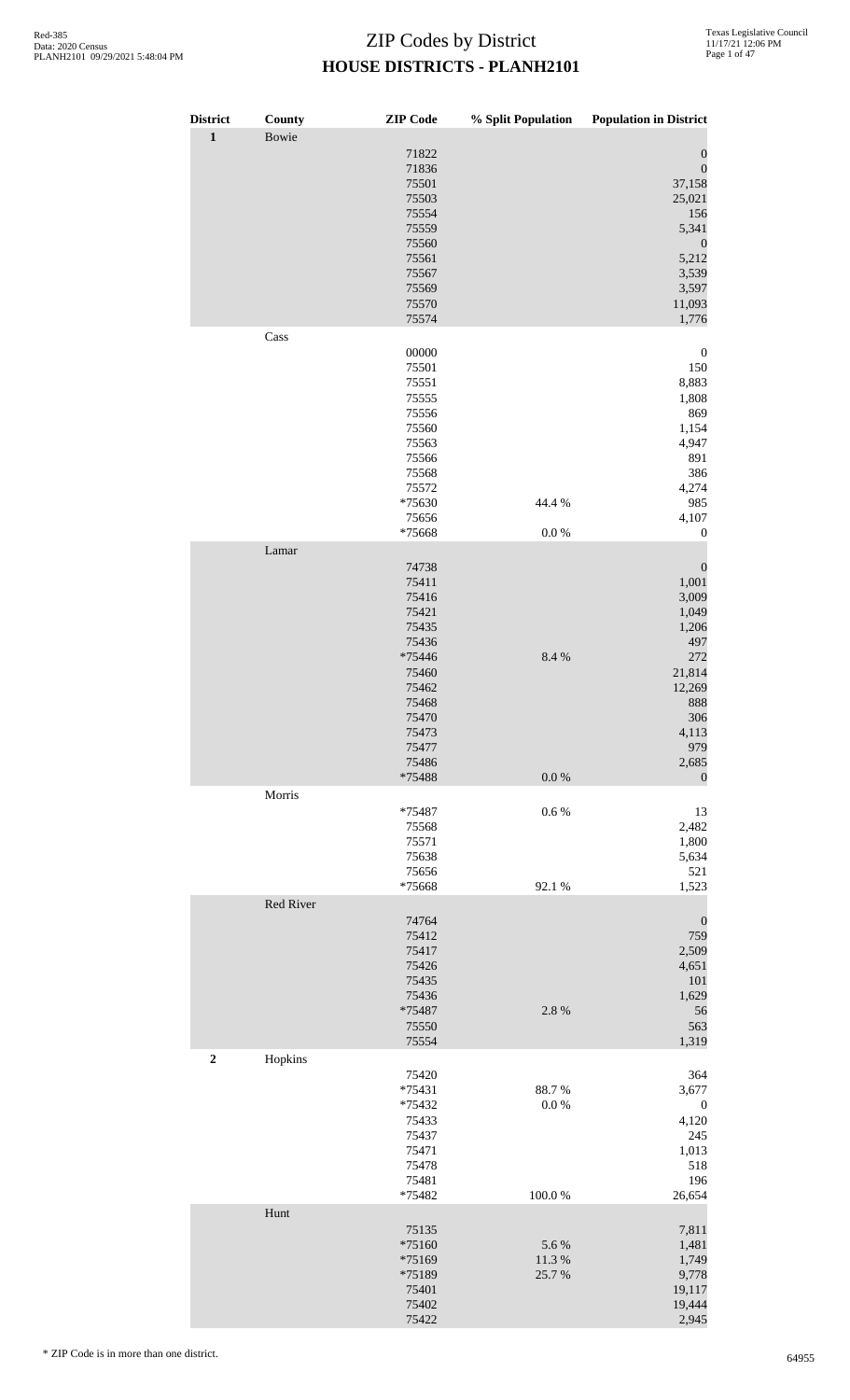# ZIP Codes by District

## HOUSE DISTRICTS - PLANH2101

| District | County | ZIP Code | % Split Population | Population in District |
|---|---|---|---|---|
| **1** | Bowie | | | |
| | | 71822 | | 0 |
| | | 71836 | | 0 |
| | | 75501 | | 37,158 |
| | | 75503 | | 25,021 |
| | | 75554 | | 156 |
| | | 75559 | | 5,341 |
| | | 75560 | | 0 |
| | | 75561 | | 5,212 |
| | | 75567 | | 3,539 |
| | | 75569 | | 3,597 |
| | | 75570 | | 11,093 |
| | | 75574 | | 1,776 |
| | Cass | | | |
| | | 00000 | | 0 |
| | | 75501 | | 150 |
| | | 75551 | | 8,883 |
| | | 75555 | | 1,808 |
| | | 75556 | | 869 |
| | | 75560 | | 1,154 |
| | | 75563 | | 4,947 |
| | | 75566 | | 891 |
| | | 75568 | | 386 |
| | | 75572 | | 4,274 |
| | | *75630 | 44.4 % | 985 |
| | | 75656 | | 4,107 |
| | | *75668 | 0.0 % | 0 |
| | Lamar | | | |
| | | 74738 | | 0 |
| | | 75411 | | 1,001 |
| | | 75416 | | 3,009 |
| | | 75421 | | 1,049 |
| | | 75435 | | 1,206 |
| | | 75436 | | 497 |
| | | *75446 | 8.4 % | 272 |
| | | 75460 | | 21,814 |
| | | 75462 | | 12,269 |
| | | 75468 | | 888 |
| | | 75470 | | 306 |
| | | 75473 | | 4,113 |
| | | 75477 | | 979 |
| | | 75486 | | 2,685 |
| | | *75488 | 0.0 % | 0 |
| | Morris | | | |
| | | *75487 | 0.6 % | 13 |
| | | 75568 | | 2,482 |
| | | 75571 | | 1,800 |
| | | 75638 | | 5,634 |
| | | 75656 | | 521 |
| | | *75668 | 92.1 % | 1,523 |
| | Red River | | | |
| | | 74764 | | 0 |
| | | 75412 | | 759 |
| | | 75417 | | 2,509 |
| | | 75426 | | 4,651 |
| | | 75435 | | 101 |
| | | 75436 | | 1,629 |
| | | *75487 | 2.8 % | 56 |
| | | 75550 | | 563 |
| | | 75554 | | 1,319 |
| **2** | Hopkins | | | |
| | | 75420 | | 364 |
| | | *75431 | 88.7 % | 3,677 |
| | | *75432 | 0.0 % | 0 |
| | | 75433 | | 4,120 |
| | | 75437 | | 245 |
| | | 75471 | | 1,013 |
| | | 75478 | | 518 |
| | | 75481 | | 196 |
| | | *75482 | 100.0 % | 26,654 |
| | Hunt | | | |
| | | 75135 | | 7,811 |
| | | *75160 | 5.6 % | 1,481 |
| | | *75169 | 11.3 % | 1,749 |
| | | *75189 | 25.7 % | 9,778 |
| | | 75401 | | 19,117 |
| | | 75402 | | 19,444 |
| | | 75422 | | 2,945 |

\* ZIP Code is in more than one district.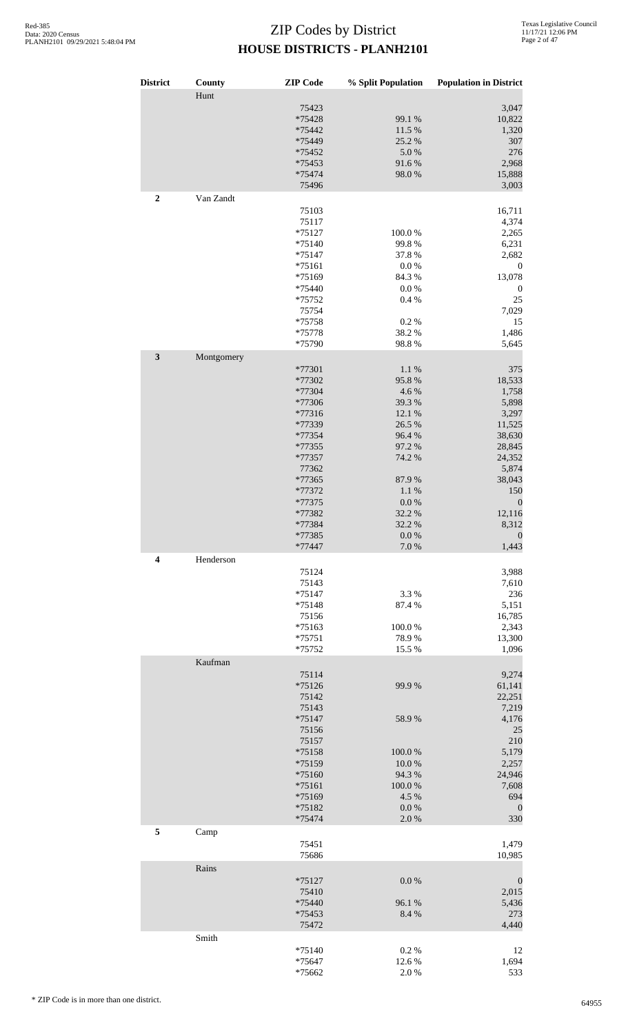# ZIP Codes by District

## HOUSE DISTRICTS - PLANH2101

| District | County | ZIP Code | % Split Population | Population in District |
|---|---|---|---|---|
| | Hunt | | | |
| | | 75423 | | 3,047 |
| | | *75428 | 99.1 % | 10,822 |
| | | *75442 | 11.5 % | 1,320 |
| | | *75449 | 25.2 % | 307 |
| | | *75452 | 5.0 % | 276 |
| | | *75453 | 91.6 % | 2,968 |
| | | *75474 | 98.0 % | 15,888 |
| | | 75496 | | 3,003 |
| **2** | Van Zandt | | | |
| | | 75103 | | 16,711 |
| | | 75117 | | 4,374 |
| | | *75127 | 100.0 % | 2,265 |
| | | *75140 | 99.8 % | 6,231 |
| | | *75147 | 37.8 % | 2,682 |
| | | *75161 | 0.0 % | 0 |
| | | *75169 | 84.3 % | 13,078 |
| | | *75440 | 0.0 % | 0 |
| | | *75752 | 0.4 % | 25 |
| | | 75754 | | 7,029 |
| | | *75758 | 0.2 % | 15 |
| | | *75778 | 38.2 % | 1,486 |
| | | *75790 | 98.8 % | 5,645 |
| **3** | Montgomery | | | |
| | | *77301 | 1.1 % | 375 |
| | | *77302 | 95.8 % | 18,533 |
| | | *77304 | 4.6 % | 1,758 |
| | | *77306 | 39.3 % | 5,898 |
| | | *77316 | 12.1 % | 3,297 |
| | | *77339 | 26.5 % | 11,525 |
| | | *77354 | 96.4 % | 38,630 |
| | | *77355 | 97.2 % | 28,845 |
| | | *77357 | 74.2 % | 24,352 |
| | | 77362 | | 5,874 |
| | | *77365 | 87.9 % | 38,043 |
| | | *77372 | 1.1 % | 150 |
| | | *77375 | 0.0 % | 0 |
| | | *77382 | 32.2 % | 12,116 |
| | | *77384 | 32.2 % | 8,312 |
| | | *77385 | 0.0 % | 0 |
| | | *77447 | 7.0 % | 1,443 |
| **4** | Henderson | | | |
| | | 75124 | | 3,988 |
| | | 75143 | | 7,610 |
| | | *75147 | 3.3 % | 236 |
| | | *75148 | 87.4 % | 5,151 |
| | | 75156 | | 16,785 |
| | | *75163 | 100.0 % | 2,343 |
| | | *75751 | 78.9 % | 13,300 |
| | | *75752 | 15.5 % | 1,096 |
| | Kaufman | | | |
| | | 75114 | | 9,274 |
| | | *75126 | 99.9 % | 61,141 |
| | | 75142 | | 22,251 |
| | | 75143 | | 7,219 |
| | | *75147 | 58.9 % | 4,176 |
| | | 75156 | | 25 |
| | | 75157 | | 210 |
| | | *75158 | 100.0 % | 5,179 |
| | | *75159 | 10.0 % | 2,257 |
| | | *75160 | 94.3 % | 24,946 |
| | | *75161 | 100.0 % | 7,608 |
| | | *75169 | 4.5 % | 694 |
| | | *75182 | 0.0 % | 0 |
| | | *75474 | 2.0 % | 330 |
| **5** | Camp | | | |
| | | 75451 | | 1,479 |
| | | 75686 | | 10,985 |
| | Rains | | | |
| | | *75127 | 0.0 % | 0 |
| | | 75410 | | 2,015 |
| | | *75440 | 96.1 % | 5,436 |
| | | *75453 | 8.4 % | 273 |
| | | 75472 | | 4,440 |
| | Smith | | | |
| | | *75140 | 0.2 % | 12 |
| | | *75647 | 12.6 % | 1,694 |
| | | *75662 | 2.0 % | 533 |

\* ZIP Code is in more than one district.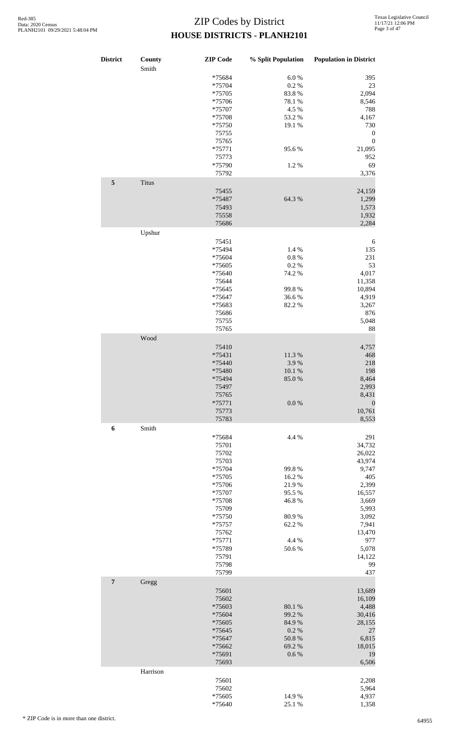# ZIP Codes by District
## HOUSE DISTRICTS - PLANH2101

| District | County | ZIP Code | % Split Population | Population in District |
|---|---|---|---|---|
| | Smith | | | |
| | | *75684 | 6.0 % | 395 |
| | | *75704 | 0.2 % | 23 |
| | | *75705 | 83.8 % | 2,094 |
| | | *75706 | 78.1 % | 8,546 |
| | | *75707 | 4.5 % | 788 |
| | | *75708 | 53.2 % | 4,167 |
| | | *75750 | 19.1 % | 730 |
| | | 75755 | | 0 |
| | | 75765 | | 0 |
| | | *75771 | 95.6 % | 21,095 |
| | | 75773 | | 952 |
| | | *75790 | 1.2 % | 69 |
| | | 75792 | | 3,376 |
| **5** | Titus | | | |
| | | 75455 | | 24,159 |
| | | *75487 | 64.3 % | 1,299 |
| | | 75493 | | 1,573 |
| | | 75558 | | 1,932 |
| | | 75686 | | 2,284 |
| | Upshur | | | |
| | | 75451 | | 6 |
| | | *75494 | 1.4 % | 135 |
| | | *75604 | 0.8 % | 231 |
| | | *75605 | 0.2 % | 53 |
| | | *75640 | 74.2 % | 4,017 |
| | | 75644 | | 11,358 |
| | | *75645 | 99.8 % | 10,894 |
| | | *75647 | 36.6 % | 4,919 |
| | | *75683 | 82.2 % | 3,267 |
| | | 75686 | | 876 |
| | | 75755 | | 5,048 |
| | | 75765 | | 88 |
| | Wood | | | |
| | | 75410 | | 4,757 |
| | | *75431 | 11.3 % | 468 |
| | | *75440 | 3.9 % | 218 |
| | | *75480 | 10.1 % | 198 |
| | | *75494 | 85.0 % | 8,464 |
| | | 75497 | | 2,993 |
| | | 75765 | | 8,431 |
| | | *75771 | 0.0 % | 0 |
| | | 75773 | | 10,761 |
| | | 75783 | | 8,553 |
| **6** | Smith | | | |
| | | *75684 | 4.4 % | 291 |
| | | 75701 | | 34,732 |
| | | 75702 | | 26,022 |
| | | 75703 | | 43,974 |
| | | *75704 | 99.8 % | 9,747 |
| | | *75705 | 16.2 % | 405 |
| | | *75706 | 21.9 % | 2,399 |
| | | *75707 | 95.5 % | 16,557 |
| | | *75708 | 46.8 % | 3,669 |
| | | 75709 | | 5,993 |
| | | *75750 | 80.9 % | 3,092 |
| | | *75757 | 62.2 % | 7,941 |
| | | 75762 | | 13,470 |
| | | *75771 | 4.4 % | 977 |
| | | *75789 | 50.6 % | 5,078 |
| | | 75791 | | 14,122 |
| | | 75798 | | 99 |
| | | 75799 | | 437 |
| **7** | Gregg | | | |
| | | 75601 | | 13,689 |
| | | 75602 | | 16,109 |
| | | *75603 | 80.1 % | 4,488 |
| | | *75604 | 99.2 % | 30,416 |
| | | *75605 | 84.9 % | 28,155 |
| | | *75645 | 0.2 % | 27 |
| | | *75647 | 50.8 % | 6,815 |
| | | *75662 | 69.2 % | 18,015 |
| | | *75691 | 0.6 % | 19 |
| | | 75693 | | 6,506 |
| | Harrison | | | |
| | | 75601 | | 2,208 |
| | | 75602 | | 5,964 |
| | | *75605 | 14.9 % | 4,937 |
| | | *75640 | 25.1 % | 1,358 |

\* ZIP Code is in more than one district.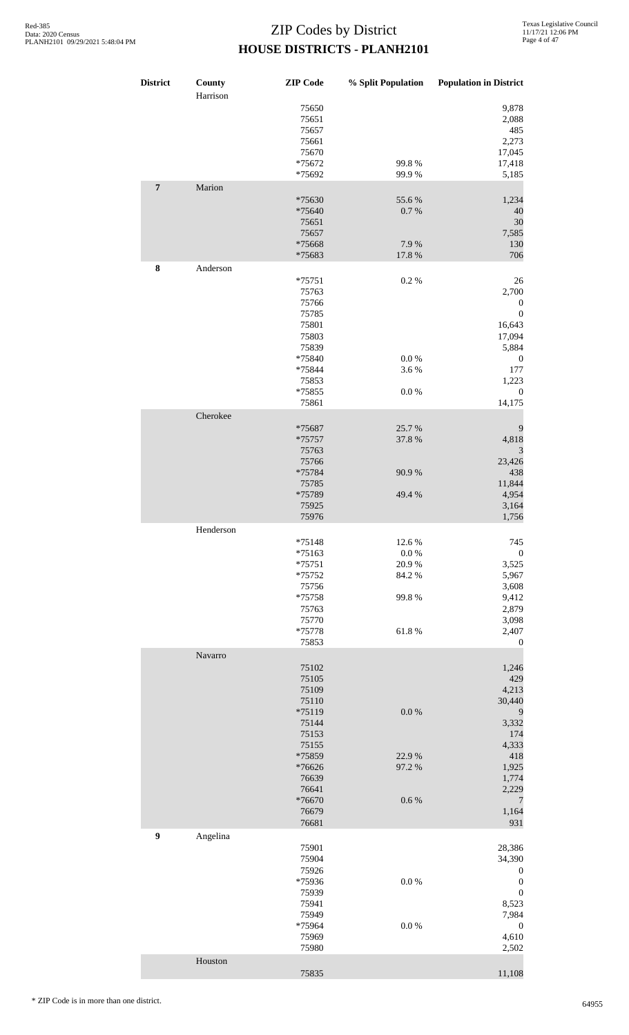# ZIP Codes by District
## HOUSE DISTRICTS - PLANH2101

| District | County | ZIP Code | % Split Population | Population in District |
|---|---|---|---|---|
| | Harrison | | | |
| | | 75650 | | 9,878 |
| | | 75651 | | 2,088 |
| | | 75657 | | 485 |
| | | 75661 | | 2,273 |
| | | 75670 | | 17,045 |
| | | *75672 | 99.8 % | 17,418 |
| | | *75692 | 99.9 % | 5,185 |
| **7** | Marion | | | |
| | | *75630 | 55.6 % | 1,234 |
| | | *75640 | 0.7 % | 40 |
| | | 75651 | | 30 |
| | | 75657 | | 7,585 |
| | | *75668 | 7.9 % | 130 |
| | | *75683 | 17.8 % | 706 |
| **8** | Anderson | | | |
| | | *75751 | 0.2 % | 26 |
| | | 75763 | | 2,700 |
| | | 75766 | | 0 |
| | | 75785 | | 0 |
| | | 75801 | | 16,643 |
| | | 75803 | | 17,094 |
| | | 75839 | | 5,884 |
| | | *75840 | 0.0 % | 0 |
| | | *75844 | 3.6 % | 177 |
| | | 75853 | | 1,223 |
| | | *75855 | 0.0 % | 0 |
| | | 75861 | | 14,175 |
| | Cherokee | | | |
| | | *75687 | 25.7 % | 9 |
| | | *75757 | 37.8 % | 4,818 |
| | | 75763 | | 3 |
| | | 75766 | | 23,426 |
| | | *75784 | 90.9 % | 438 |
| | | 75785 | | 11,844 |
| | | *75789 | 49.4 % | 4,954 |
| | | 75925 | | 3,164 |
| | | 75976 | | 1,756 |
| | Henderson | | | |
| | | *75148 | 12.6 % | 745 |
| | | *75163 | 0.0 % | 0 |
| | | *75751 | 20.9 % | 3,525 |
| | | *75752 | 84.2 % | 5,967 |
| | | 75756 | | 3,608 |
| | | *75758 | 99.8 % | 9,412 |
| | | 75763 | | 2,879 |
| | | 75770 | | 3,098 |
| | | *75778 | 61.8 % | 2,407 |
| | | 75853 | | 0 |
| | Navarro | | | |
| | | 75102 | | 1,246 |
| | | 75105 | | 429 |
| | | 75109 | | 4,213 |
| | | 75110 | | 30,440 |
| | | *75119 | 0.0 % | 9 |
| | | 75144 | | 3,332 |
| | | 75153 | | 174 |
| | | 75155 | | 4,333 |
| | | *75859 | 22.9 % | 418 |
| | | *76626 | 97.2 % | 1,925 |
| | | 76639 | | 1,774 |
| | | 76641 | | 2,229 |
| | | *76670 | 0.6 % | 7 |
| | | 76679 | | 1,164 |
| | | 76681 | | 931 |
| **9** | Angelina | | | |
| | | 75901 | | 28,386 |
| | | 75904 | | 34,390 |
| | | 75926 | | 0 |
| | | *75936 | 0.0 % | 0 |
| | | 75939 | | 0 |
| | | 75941 | | 8,523 |
| | | 75949 | | 7,984 |
| | | *75964 | 0.0 % | 0 |
| | | 75969 | | 4,610 |
| | | 75980 | | 2,502 |
| | Houston | | | |
| | | 75835 | | 11,108 |

\* ZIP Code is in more than one district.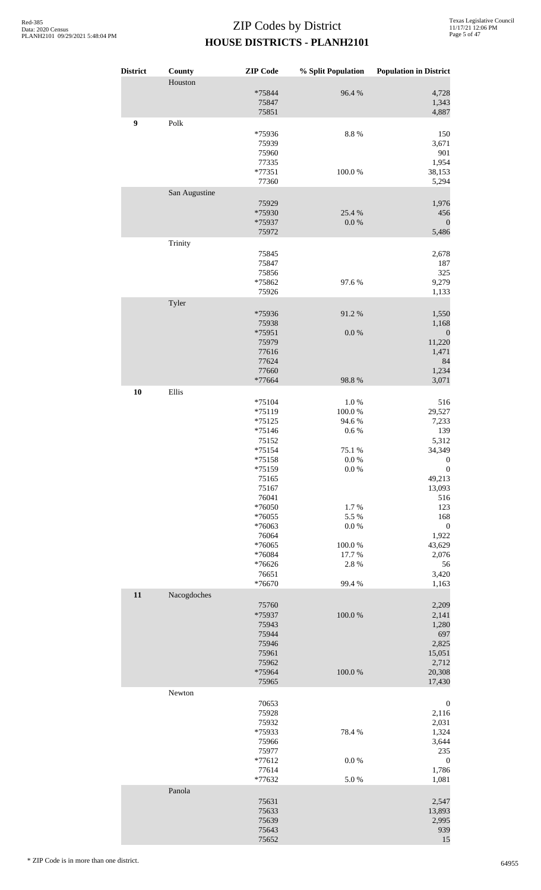# ZIP Codes by District
## HOUSE DISTRICTS - PLANH2101

| District | County | ZIP Code | % Split Population | Population in District |
|---|---|---|---|---|
| | Houston | | | |
| | | *75844 | 96.4 % | 4,728 |
| | | 75847 | | 1,343 |
| | | 75851 | | 4,887 |
| **9** | Polk | | | |
| | | *75936 | 8.8 % | 150 |
| | | 75939 | | 3,671 |
| | | 75960 | | 901 |
| | | 77335 | | 1,954 |
| | | *77351 | 100.0 % | 38,153 |
| | | 77360 | | 5,294 |
| | San Augustine | | | |
| | | 75929 | | 1,976 |
| | | *75930 | 25.4 % | 456 |
| | | *75937 | 0.0 % | 0 |
| | | 75972 | | 5,486 |
| | Trinity | | | |
| | | 75845 | | 2,678 |
| | | 75847 | | 187 |
| | | 75856 | | 325 |
| | | *75862 | 97.6 % | 9,279 |
| | | 75926 | | 1,133 |
| | Tyler | | | |
| | | *75936 | 91.2 % | 1,550 |
| | | 75938 | | 1,168 |
| | | *75951 | 0.0 % | 0 |
| | | 75979 | | 11,220 |
| | | 77616 | | 1,471 |
| | | 77624 | | 84 |
| | | 77660 | | 1,234 |
| | | *77664 | 98.8 % | 3,071 |
| **10** | Ellis | | | |
| | | *75104 | 1.0 % | 516 |
| | | *75119 | 100.0 % | 29,527 |
| | | *75125 | 94.6 % | 7,233 |
| | | *75146 | 0.6 % | 139 |
| | | 75152 | | 5,312 |
| | | *75154 | 75.1 % | 34,349 |
| | | *75158 | 0.0 % | 0 |
| | | *75159 | 0.0 % | 0 |
| | | 75165 | | 49,213 |
| | | 75167 | | 13,093 |
| | | 76041 | | 516 |
| | | *76050 | 1.7 % | 123 |
| | | *76055 | 5.5 % | 168 |
| | | *76063 | 0.0 % | 0 |
| | | 76064 | | 1,922 |
| | | *76065 | 100.0 % | 43,629 |
| | | *76084 | 17.7 % | 2,076 |
| | | *76626 | 2.8 % | 56 |
| | | 76651 | | 3,420 |
| | | *76670 | 99.4 % | 1,163 |
| **11** | Nacogdoches | | | |
| | | 75760 | | 2,209 |
| | | *75937 | 100.0 % | 2,141 |
| | | 75943 | | 1,280 |
| | | 75944 | | 697 |
| | | 75946 | | 2,825 |
| | | 75961 | | 15,051 |
| | | 75962 | | 2,712 |
| | | *75964 | 100.0 % | 20,308 |
| | | 75965 | | 17,430 |
| | Newton | | | |
| | | 70653 | | 0 |
| | | 75928 | | 2,116 |
| | | 75932 | | 2,031 |
| | | *75933 | 78.4 % | 1,324 |
| | | 75966 | | 3,644 |
| | | 75977 | | 235 |
| | | *77612 | 0.0 % | 0 |
| | | 77614 | | 1,786 |
| | | *77632 | 5.0 % | 1,081 |
| | Panola | | | |
| | | 75631 | | 2,547 |
| | | 75633 | | 13,893 |
| | | 75639 | | 2,995 |
| | | 75643 | | 939 |
| | | 75652 | | 15 |

* ZIP Code is in more than one district.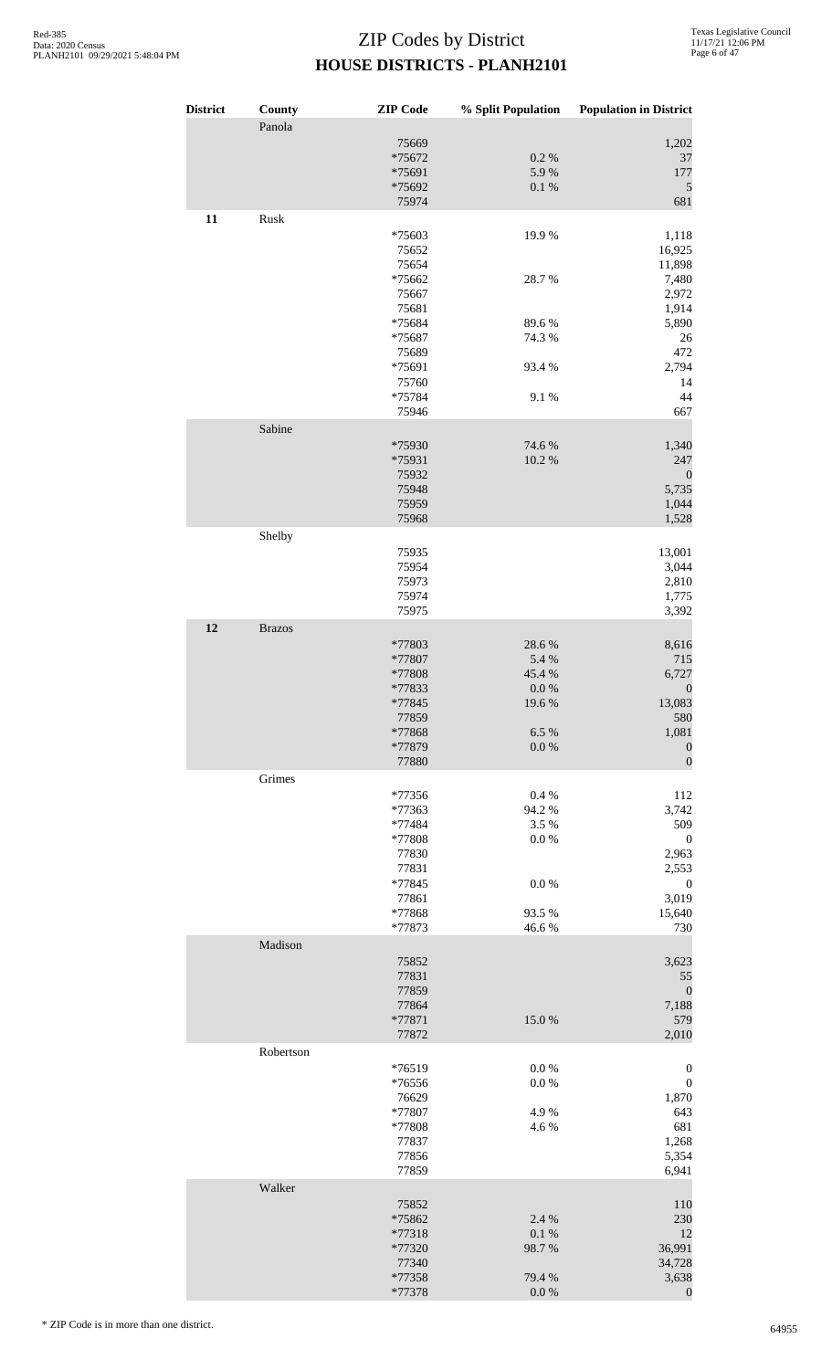# ZIP Codes by District
## HOUSE DISTRICTS - PLANH2101

| District | County | ZIP Code | % Split Population | Population in District |
|---|---|---|---|---|
| | Panola | | | |
| | | 75669 | | 1,202 |
| | | *75672 | 0.2 % | 37 |
| | | *75691 | 5.9 % | 177 |
| | | *75692 | 0.1 % | 5 |
| | | 75974 | | 681 |
| **11** | Rusk | | | |
| | | *75603 | 19.9 % | 1,118 |
| | | 75652 | | 16,925 |
| | | 75654 | | 11,898 |
| | | *75662 | 28.7 % | 7,480 |
| | | 75667 | | 2,972 |
| | | 75681 | | 1,914 |
| | | *75684 | 89.6 % | 5,890 |
| | | *75687 | 74.3 % | 26 |
| | | 75689 | | 472 |
| | | *75691 | 93.4 % | 2,794 |
| | | 75760 | | 14 |
| | | *75784 | 9.1 % | 44 |
| | | 75946 | | 667 |
| | Sabine | | | |
| | | *75930 | 74.6 % | 1,340 |
| | | *75931 | 10.2 % | 247 |
| | | 75932 | | 0 |
| | | 75948 | | 5,735 |
| | | 75959 | | 1,044 |
| | | 75968 | | 1,528 |
| | Shelby | | | |
| | | 75935 | | 13,001 |
| | | 75954 | | 3,044 |
| | | 75973 | | 2,810 |
| | | 75974 | | 1,775 |
| | | 75975 | | 3,392 |
| **12** | Brazos | | | |
| | | *77803 | 28.6 % | 8,616 |
| | | *77807 | 5.4 % | 715 |
| | | *77808 | 45.4 % | 6,727 |
| | | *77833 | 0.0 % | 0 |
| | | *77845 | 19.6 % | 13,083 |
| | | 77859 | | 580 |
| | | *77868 | 6.5 % | 1,081 |
| | | *77879 | 0.0 % | 0 |
| | | 77880 | | 0 |
| | Grimes | | | |
| | | *77356 | 0.4 % | 112 |
| | | *77363 | 94.2 % | 3,742 |
| | | *77484 | 3.5 % | 509 |
| | | *77808 | 0.0 % | 0 |
| | | 77830 | | 2,963 |
| | | 77831 | | 2,553 |
| | | *77845 | 0.0 % | 0 |
| | | 77861 | | 3,019 |
| | | *77868 | 93.5 % | 15,640 |
| | | *77873 | 46.6 % | 730 |
| | Madison | | | |
| | | 75852 | | 3,623 |
| | | 77831 | | 55 |
| | | 77859 | | 0 |
| | | 77864 | | 7,188 |
| | | *77871 | 15.0 % | 579 |
| | | 77872 | | 2,010 |
| | Robertson | | | |
| | | *76519 | 0.0 % | 0 |
| | | *76556 | 0.0 % | 0 |
| | | 76629 | | 1,870 |
| | | *77807 | 4.9 % | 643 |
| | | *77808 | 4.6 % | 681 |
| | | 77837 | | 1,268 |
| | | 77856 | | 5,354 |
| | | 77859 | | 6,941 |
| | Walker | | | |
| | | 75852 | | 110 |
| | | *75862 | 2.4 % | 230 |
| | | *77318 | 0.1 % | 12 |
| | | *77320 | 98.7 % | 36,991 |
| | | 77340 | | 34,728 |
| | | *77358 | 79.4 % | 3,638 |
| | | *77378 | 0.0 % | 0 |

* ZIP Code is in more than one district.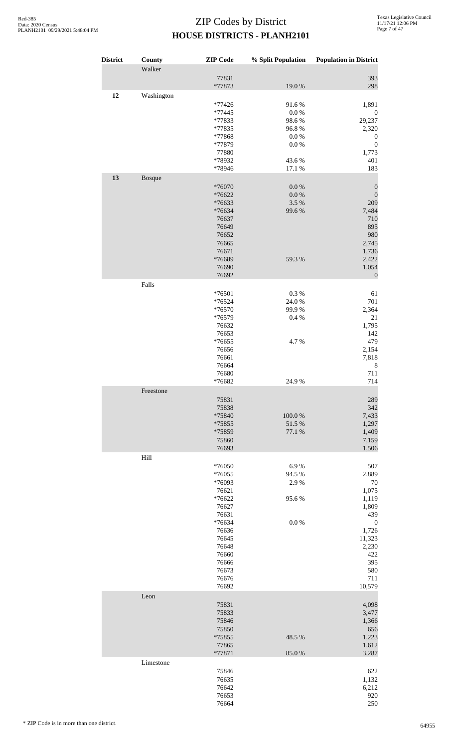# ZIP Codes by District

## HOUSE DISTRICTS - PLANH2101

| District | County | ZIP Code | % Split Population | Population in District |
|---|---|---|---|---|
| | Walker | | | |
| | | 77831 | | 393 |
| | | *77873 | 19.0 % | 298 |
| 12 | Washington | | | |
| | | *77426 | 91.6 % | 1,891 |
| | | *77445 | 0.0 % | 0 |
| | | *77833 | 98.6 % | 29,237 |
| | | *77835 | 96.8 % | 2,320 |
| | | *77868 | 0.0 % | 0 |
| | | *77879 | 0.0 % | 0 |
| | | 77880 | | 1,773 |
| | | *78932 | 43.6 % | 401 |
| | | *78946 | 17.1 % | 183 |
| 13 | Bosque | | | |
| | | *76070 | 0.0 % | 0 |
| | | *76622 | 0.0 % | 0 |
| | | *76633 | 3.5 % | 209 |
| | | *76634 | 99.6 % | 7,484 |
| | | 76637 | | 710 |
| | | 76649 | | 895 |
| | | 76652 | | 980 |
| | | 76665 | | 2,745 |
| | | 76671 | | 1,736 |
| | | *76689 | 59.3 % | 2,422 |
| | | 76690 | | 1,054 |
| | | 76692 | | 0 |
| | Falls | | | |
| | | *76501 | 0.3 % | 61 |
| | | *76524 | 24.0 % | 701 |
| | | *76570 | 99.9 % | 2,364 |
| | | *76579 | 0.4 % | 21 |
| | | 76632 | | 1,795 |
| | | 76653 | | 142 |
| | | *76655 | 4.7 % | 479 |
| | | 76656 | | 2,154 |
| | | 76661 | | 7,818 |
| | | 76664 | | 8 |
| | | 76680 | | 711 |
| | | *76682 | 24.9 % | 714 |
| | Freestone | | | |
| | | 75831 | | 289 |
| | | 75838 | | 342 |
| | | *75840 | 100.0 % | 7,433 |
| | | *75855 | 51.5 % | 1,297 |
| | | *75859 | 77.1 % | 1,409 |
| | | 75860 | | 7,159 |
| | | 76693 | | 1,506 |
| | Hill | | | |
| | | *76050 | 6.9 % | 507 |
| | | *76055 | 94.5 % | 2,889 |
| | | *76093 | 2.9 % | 70 |
| | | 76621 | | 1,075 |
| | | *76622 | 95.6 % | 1,119 |
| | | 76627 | | 1,809 |
| | | 76631 | | 439 |
| | | *76634 | 0.0 % | 0 |
| | | 76636 | | 1,726 |
| | | 76645 | | 11,323 |
| | | 76648 | | 2,230 |
| | | 76660 | | 422 |
| | | 76666 | | 395 |
| | | 76673 | | 580 |
| | | 76676 | | 711 |
| | | 76692 | | 10,579 |
| | Leon | | | |
| | | 75831 | | 4,098 |
| | | 75833 | | 3,477 |
| | | 75846 | | 1,366 |
| | | 75850 | | 656 |
| | | *75855 | 48.5 % | 1,223 |
| | | 77865 | | 1,612 |
| | | *77871 | 85.0 % | 3,287 |
| | Limestone | | | |
| | | 75846 | | 622 |
| | | 76635 | | 1,132 |
| | | 76642 | | 6,212 |
| | | 76653 | | 920 |
| | | 76664 | | 250 |

\* ZIP Code is in more than one district.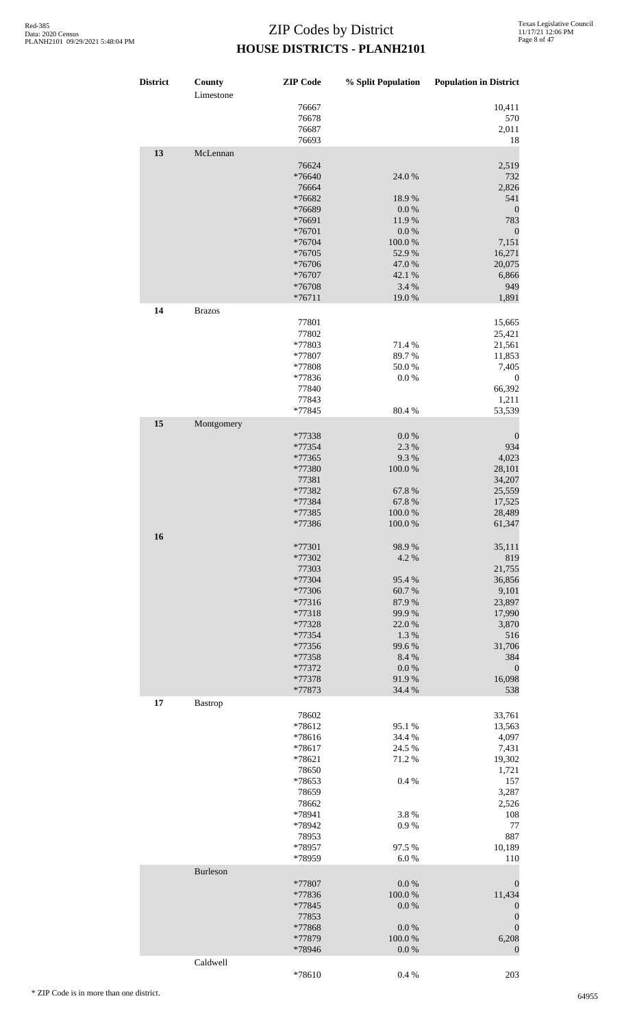# ZIP Codes by District
## HOUSE DISTRICTS - PLANH2101

| District | County | ZIP Code | % Split Population | Population in District |
|---|---|---|---|---|
| | Limestone | | | |
| | | 76667 | | 10,411 |
| | | 76678 | | 570 |
| | | 76687 | | 2,011 |
| | | 76693 | | 18 |
| 13 | McLennan | | | |
| | | 76624 | | 2,519 |
| | | *76640 | 24.0 % | 732 |
| | | 76664 | | 2,826 |
| | | *76682 | 18.9 % | 541 |
| | | *76689 | 0.0 % | 0 |
| | | *76691 | 11.9 % | 783 |
| | | *76701 | 0.0 % | 0 |
| | | *76704 | 100.0 % | 7,151 |
| | | *76705 | 52.9 % | 16,271 |
| | | *76706 | 47.0 % | 20,075 |
| | | *76707 | 42.1 % | 6,866 |
| | | *76708 | 3.4 % | 949 |
| | | *76711 | 19.0 % | 1,891 |
| 14 | Brazos | | | |
| | | 77801 | | 15,665 |
| | | 77802 | | 25,421 |
| | | *77803 | 71.4 % | 21,561 |
| | | *77807 | 89.7 % | 11,853 |
| | | *77808 | 50.0 % | 7,405 |
| | | *77836 | 0.0 % | 0 |
| | | 77840 | | 66,392 |
| | | 77843 | | 1,211 |
| | | *77845 | 80.4 % | 53,539 |
| 15 | Montgomery | | | |
| | | *77338 | 0.0 % | 0 |
| | | *77354 | 2.3 % | 934 |
| | | *77365 | 9.3 % | 4,023 |
| | | *77380 | 100.0 % | 28,101 |
| | | 77381 | | 34,207 |
| | | *77382 | 67.8 % | 25,559 |
| | | *77384 | 67.8 % | 17,525 |
| | | *77385 | 100.0 % | 28,489 |
| | | *77386 | 100.0 % | 61,347 |
| 16 | | | | |
| | | *77301 | 98.9 % | 35,111 |
| | | *77302 | 4.2 % | 819 |
| | | 77303 | | 21,755 |
| | | *77304 | 95.4 % | 36,856 |
| | | *77306 | 60.7 % | 9,101 |
| | | *77316 | 87.9 % | 23,897 |
| | | *77318 | 99.9 % | 17,990 |
| | | *77328 | 22.0 % | 3,870 |
| | | *77354 | 1.3 % | 516 |
| | | *77356 | 99.6 % | 31,706 |
| | | *77358 | 8.4 % | 384 |
| | | *77372 | 0.0 % | 0 |
| | | *77378 | 91.9 % | 16,098 |
| | | *77873 | 34.4 % | 538 |
| 17 | Bastrop | | | |
| | | 78602 | | 33,761 |
| | | *78612 | 95.1 % | 13,563 |
| | | *78616 | 34.4 % | 4,097 |
| | | *78617 | 24.5 % | 7,431 |
| | | *78621 | 71.2 % | 19,302 |
| | | 78650 | | 1,721 |
| | | *78653 | 0.4 % | 157 |
| | | 78659 | | 3,287 |
| | | 78662 | | 2,526 |
| | | *78941 | 3.8 % | 108 |
| | | *78942 | 0.9 % | 77 |
| | | 78953 | | 887 |
| | | *78957 | 97.5 % | 10,189 |
| | | *78959 | 6.0 % | 110 |
| | Burleson | | | |
| | | *77807 | 0.0 % | 0 |
| | | *77836 | 100.0 % | 11,434 |
| | | *77845 | 0.0 % | 0 |
| | | 77853 | | 0 |
| | | *77868 | 0.0 % | 0 |
| | | *77879 | 100.0 % | 6,208 |
| | | *78946 | 0.0 % | 0 |
| | Caldwell | | | |
| | | *78610 | 0.4 % | 203 |

\* ZIP Code is in more than one district.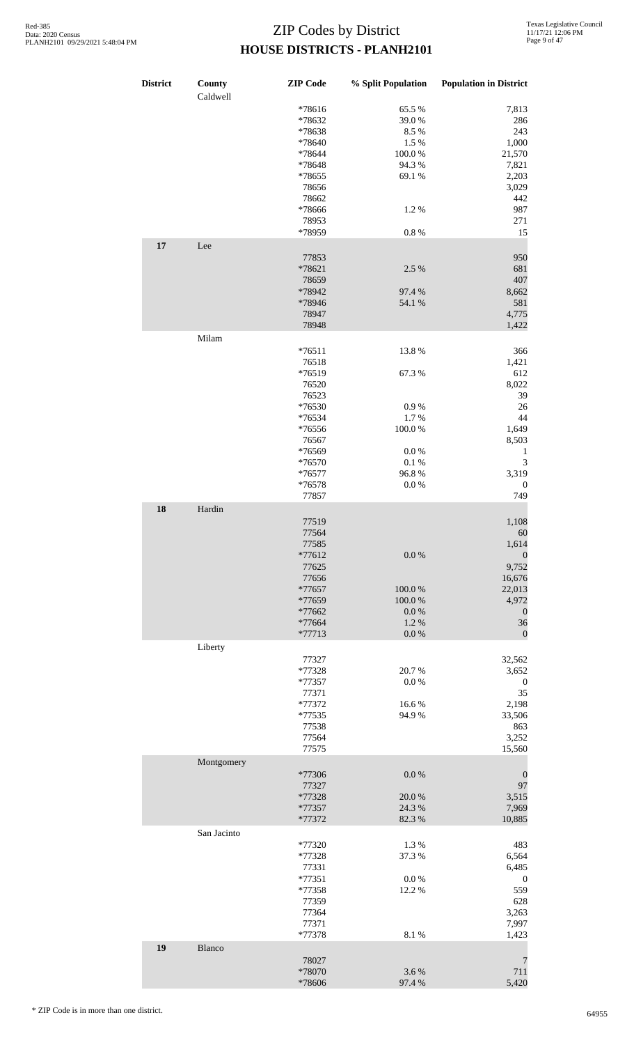# ZIP Codes by District
## HOUSE DISTRICTS - PLANH2101

| District | County | ZIP Code | % Split Population | Population in District |
|---|---|---|---|---|
| | Caldwell | | | |
| | | *78616 | 65.5 % | 7,813 |
| | | *78632 | 39.0 % | 286 |
| | | *78638 | 8.5 % | 243 |
| | | *78640 | 1.5 % | 1,000 |
| | | *78644 | 100.0 % | 21,570 |
| | | *78648 | 94.3 % | 7,821 |
| | | *78655 | 69.1 % | 2,203 |
| | | 78656 | | 3,029 |
| | | 78662 | | 442 |
| | | *78666 | 1.2 % | 987 |
| | | 78953 | | 271 |
| | | *78959 | 0.8 % | 15 |
| **17** | Lee | | | |
| | | 77853 | | 950 |
| | | *78621 | 2.5 % | 681 |
| | | 78659 | | 407 |
| | | *78942 | 97.4 % | 8,662 |
| | | *78946 | 54.1 % | 581 |
| | | 78947 | | 4,775 |
| | | 78948 | | 1,422 |
| | Milam | | | |
| | | *76511 | 13.8 % | 366 |
| | | 76518 | | 1,421 |
| | | *76519 | 67.3 % | 612 |
| | | 76520 | | 8,022 |
| | | 76523 | | 39 |
| | | *76530 | 0.9 % | 26 |
| | | *76534 | 1.7 % | 44 |
| | | *76556 | 100.0 % | 1,649 |
| | | 76567 | | 8,503 |
| | | *76569 | 0.0 % | 1 |
| | | *76570 | 0.1 % | 3 |
| | | *76577 | 96.8 % | 3,319 |
| | | *76578 | 0.0 % | 0 |
| | | 77857 | | 749 |
| **18** | Hardin | | | |
| | | 77519 | | 1,108 |
| | | 77564 | | 60 |
| | | 77585 | | 1,614 |
| | | *77612 | 0.0 % | 0 |
| | | 77625 | | 9,752 |
| | | 77656 | | 16,676 |
| | | *77657 | 100.0 % | 22,013 |
| | | *77659 | 100.0 % | 4,972 |
| | | *77662 | 0.0 % | 0 |
| | | *77664 | 1.2 % | 36 |
| | | *77713 | 0.0 % | 0 |
| | Liberty | | | |
| | | 77327 | | 32,562 |
| | | *77328 | 20.7 % | 3,652 |
| | | *77357 | 0.0 % | 0 |
| | | 77371 | | 35 |
| | | *77372 | 16.6 % | 2,198 |
| | | *77535 | 94.9 % | 33,506 |
| | | 77538 | | 863 |
| | | 77564 | | 3,252 |
| | | 77575 | | 15,560 |
| | Montgomery | | | |
| | | *77306 | 0.0 % | 0 |
| | | 77327 | | 97 |
| | | *77328 | 20.0 % | 3,515 |
| | | *77357 | 24.3 % | 7,969 |
| | | *77372 | 82.3 % | 10,885 |
| | San Jacinto | | | |
| | | *77320 | 1.3 % | 483 |
| | | *77328 | 37.3 % | 6,564 |
| | | 77331 | | 6,485 |
| | | *77351 | 0.0 % | 0 |
| | | *77358 | 12.2 % | 559 |
| | | 77359 | | 628 |
| | | 77364 | | 3,263 |
| | | 77371 | | 7,997 |
| | | *77378 | 8.1 % | 1,423 |
| **19** | Blanco | | | |
| | | 78027 | | 7 |
| | | *78070 | 3.6 % | 711 |
| | | *78606 | 97.4 % | 5,420 |

\* ZIP Code is in more than one district.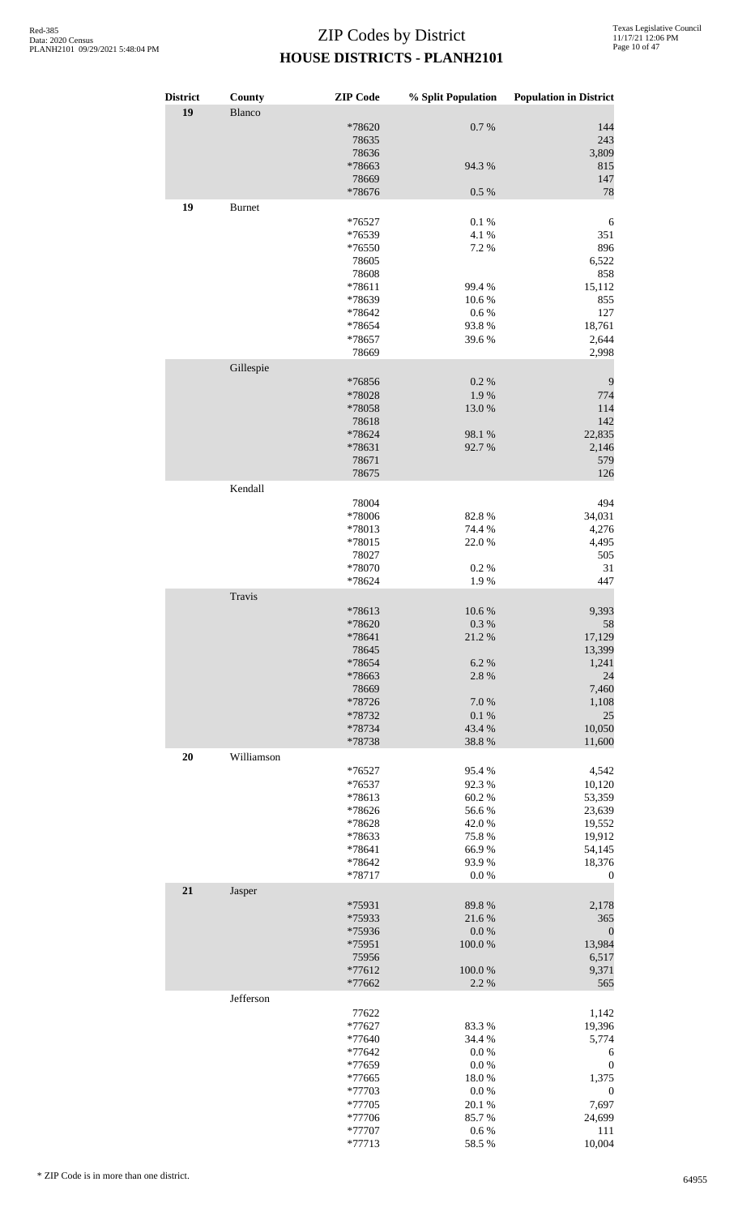# ZIP Codes by District
## HOUSE DISTRICTS - PLANH2101

| District | County | ZIP Code | % Split Population | Population in District |
|---|---|---|---|---|
| **19** | Blanco | | | |
| | | *78620 | 0.7 % | 144 |
| | | 78635 | | 243 |
| | | 78636 | | 3,809 |
| | | *78663 | 94.3 % | 815 |
| | | 78669 | | 147 |
| | | *78676 | 0.5 % | 78 |
| **19** | Burnet | | | |
| | | *76527 | 0.1 % | 6 |
| | | *76539 | 4.1 % | 351 |
| | | *76550 | 7.2 % | 896 |
| | | 78605 | | 6,522 |
| | | 78608 | | 858 |
| | | *78611 | 99.4 % | 15,112 |
| | | *78639 | 10.6 % | 855 |
| | | *78642 | 0.6 % | 127 |
| | | *78654 | 93.8 % | 18,761 |
| | | *78657 | 39.6 % | 2,644 |
| | | 78669 | | 2,998 |
| | Gillespie | | | |
| | | *76856 | 0.2 % | 9 |
| | | *78028 | 1.9 % | 774 |
| | | *78058 | 13.0 % | 114 |
| | | 78618 | | 142 |
| | | *78624 | 98.1 % | 22,835 |
| | | *78631 | 92.7 % | 2,146 |
| | | 78671 | | 579 |
| | | 78675 | | 126 |
| | Kendall | | | |
| | | 78004 | | 494 |
| | | *78006 | 82.8 % | 34,031 |
| | | *78013 | 74.4 % | 4,276 |
| | | *78015 | 22.0 % | 4,495 |
| | | 78027 | | 505 |
| | | *78070 | 0.2 % | 31 |
| | | *78624 | 1.9 % | 447 |
| | Travis | | | |
| | | *78613 | 10.6 % | 9,393 |
| | | *78620 | 0.3 % | 58 |
| | | *78641 | 21.2 % | 17,129 |
| | | 78645 | | 13,399 |
| | | *78654 | 6.2 % | 1,241 |
| | | *78663 | 2.8 % | 24 |
| | | 78669 | | 7,460 |
| | | *78726 | 7.0 % | 1,108 |
| | | *78732 | 0.1 % | 25 |
| | | *78734 | 43.4 % | 10,050 |
| | | *78738 | 38.8 % | 11,600 |
| **20** | Williamson | | | |
| | | *76527 | 95.4 % | 4,542 |
| | | *76537 | 92.3 % | 10,120 |
| | | *78613 | 60.2 % | 53,359 |
| | | *78626 | 56.6 % | 23,639 |
| | | *78628 | 42.0 % | 19,552 |
| | | *78633 | 75.8 % | 19,912 |
| | | *78641 | 66.9 % | 54,145 |
| | | *78642 | 93.9 % | 18,376 |
| | | *78717 | 0.0 % | 0 |
| **21** | Jasper | | | |
| | | *75931 | 89.8 % | 2,178 |
| | | *75933 | 21.6 % | 365 |
| | | *75936 | 0.0 % | 0 |
| | | *75951 | 100.0 % | 13,984 |
| | | 75956 | | 6,517 |
| | | *77612 | 100.0 % | 9,371 |
| | | *77662 | 2.2 % | 565 |
| | Jefferson | | | |
| | | 77622 | | 1,142 |
| | | *77627 | 83.3 % | 19,396 |
| | | *77640 | 34.4 % | 5,774 |
| | | *77642 | 0.0 % | 6 |
| | | *77659 | 0.0 % | 0 |
| | | *77665 | 18.0 % | 1,375 |
| | | *77703 | 0.0 % | 0 |
| | | *77705 | 20.1 % | 7,697 |
| | | *77706 | 85.7 % | 24,699 |
| | | *77707 | 0.6 % | 111 |
| | | *77713 | 58.5 % | 10,004 |

\* ZIP Code is in more than one district.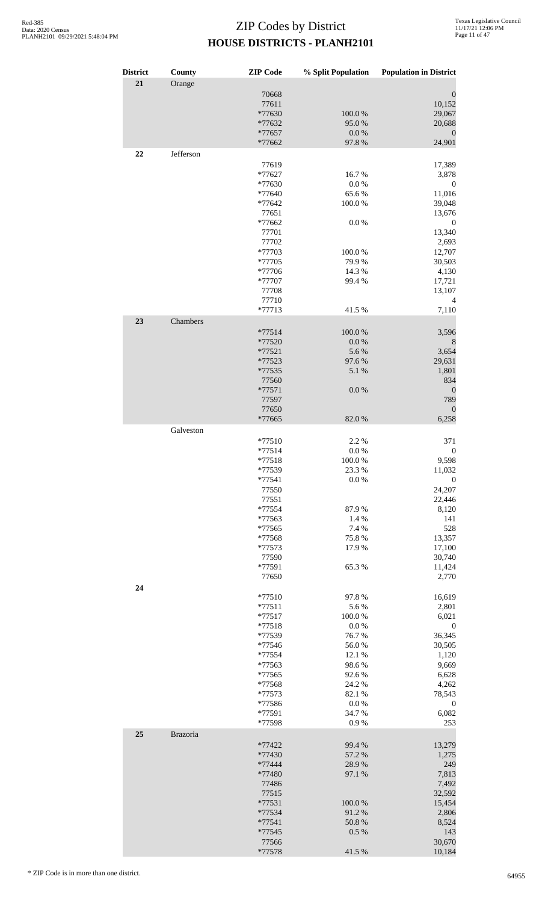# ZIP Codes by District

## HOUSE DISTRICTS - PLANH2101

Red-385
Data: 2020 Census
PLANH2101 09/29/2021 5:48:04 PM

Texas Legislative Council
11/17/21 12:06 PM

| District | County | ZIP Code | % Split Population | Population in District |
|---|---|---|---|---|
| 21 | Orange | | | |
| | | 70668 | | 0 |
| | | 77611 | | 10,152 |
| | | *77630 | 100.0 % | 29,067 |
| | | *77632 | 95.0 % | 20,688 |
| | | *77657 | 0.0 % | 0 |
| | | *77662 | 97.8 % | 24,901 |
| 22 | Jefferson | | | |
| | | 77619 | | 17,389 |
| | | *77627 | 16.7 % | 3,878 |
| | | *77630 | 0.0 % | 0 |
| | | *77640 | 65.6 % | 11,016 |
| | | *77642 | 100.0 % | 39,048 |
| | | 77651 | | 13,676 |
| | | *77662 | 0.0 % | 0 |
| | | 77701 | | 13,340 |
| | | 77702 | | 2,693 |
| | | *77703 | 100.0 % | 12,707 |
| | | *77705 | 79.9 % | 30,503 |
| | | *77706 | 14.3 % | 4,130 |
| | | *77707 | 99.4 % | 17,721 |
| | | 77708 | | 13,107 |
| | | 77710 | | 4 |
| | | *77713 | 41.5 % | 7,110 |
| 23 | Chambers | | | |
| | | *77514 | 100.0 % | 3,596 |
| | | *77520 | 0.0 % | 8 |
| | | *77521 | 5.6 % | 3,654 |
| | | *77523 | 97.6 % | 29,631 |
| | | *77535 | 5.1 % | 1,801 |
| | | 77560 | | 834 |
| | | *77571 | 0.0 % | 0 |
| | | 77597 | | 789 |
| | | 77650 | | 0 |
| | | *77665 | 82.0 % | 6,258 |
| | Galveston | | | |
| | | *77510 | 2.2 % | 371 |
| | | *77514 | 0.0 % | 0 |
| | | *77518 | 100.0 % | 9,598 |
| | | *77539 | 23.3 % | 11,032 |
| | | *77541 | 0.0 % | 0 |
| | | 77550 | | 24,207 |
| | | 77551 | | 22,446 |
| | | *77554 | 87.9 % | 8,120 |
| | | *77563 | 1.4 % | 141 |
| | | *77565 | 7.4 % | 528 |
| | | *77568 | 75.8 % | 13,357 |
| | | *77573 | 17.9 % | 17,100 |
| | | 77590 | | 30,740 |
| | | *77591 | 65.3 % | 11,424 |
| | | 77650 | | 2,770 |
| 24 | | | | |
| | | *77510 | 97.8 % | 16,619 |
| | | *77511 | 5.6 % | 2,801 |
| | | *77517 | 100.0 % | 6,021 |
| | | *77518 | 0.0 % | 0 |
| | | *77539 | 76.7 % | 36,345 |
| | | *77546 | 56.0 % | 30,505 |
| | | *77554 | 12.1 % | 1,120 |
| | | *77563 | 98.6 % | 9,669 |
| | | *77565 | 92.6 % | 6,628 |
| | | *77568 | 24.2 % | 4,262 |
| | | *77573 | 82.1 % | 78,543 |
| | | *77586 | 0.0 % | 0 |
| | | *77591 | 34.7 % | 6,082 |
| | | *77598 | 0.9 % | 253 |
| 25 | Brazoria | | | |
| | | *77422 | 99.4 % | 13,279 |
| | | *77430 | 57.2 % | 1,275 |
| | | *77444 | 28.9 % | 249 |
| | | *77480 | 97.1 % | 7,813 |
| | | 77486 | | 7,492 |
| | | 77515 | | 32,592 |
| | | *77531 | 100.0 % | 15,454 |
| | | *77534 | 91.2 % | 2,806 |
| | | *77541 | 50.8 % | 8,524 |
| | | *77545 | 0.5 % | 143 |
| | | 77566 | | 30,670 |
| | | *77578 | 41.5 % | 10,184 |

\* ZIP Code is in more than one district.

64955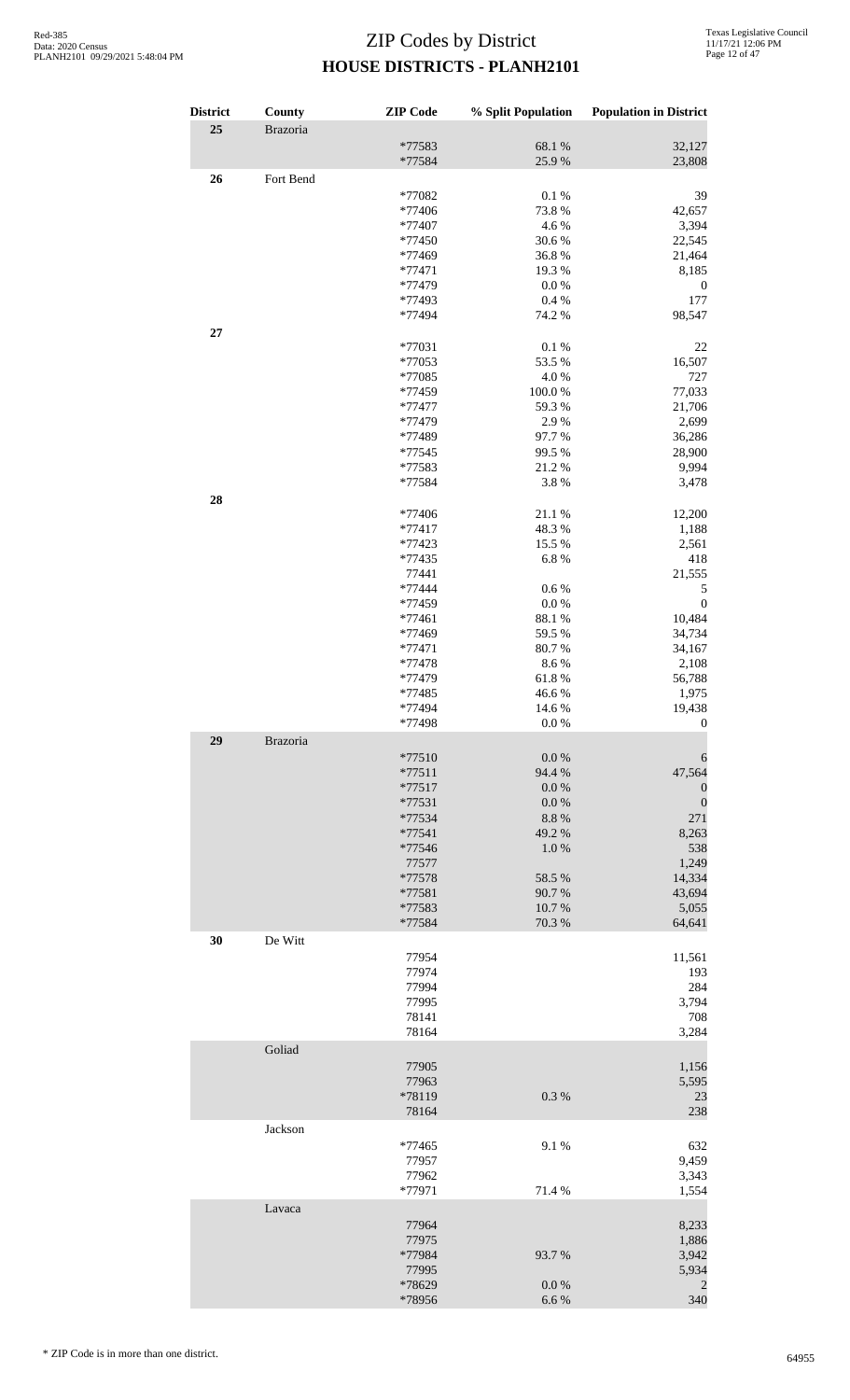# ZIP Codes by District

## HOUSE DISTRICTS - PLANH2101

| District | County | ZIP Code | % Split Population | Population in District |
|---|---|---|---|---|
| 25 | Brazoria | | | |
| | | *77583 | 68.1 % | 32,127 |
| | | *77584 | 25.9 % | 23,808 |
| 26 | Fort Bend | | | |
| | | *77082 | 0.1 % | 39 |
| | | *77406 | 73.8 % | 42,657 |
| | | *77407 | 4.6 % | 3,394 |
| | | *77450 | 30.6 % | 22,545 |
| | | *77469 | 36.8 % | 21,464 |
| | | *77471 | 19.3 % | 8,185 |
| | | *77479 | 0.0 % | 0 |
| | | *77493 | 0.4 % | 177 |
| | | *77494 | 74.2 % | 98,547 |
| 27 | | | | |
| | | *77031 | 0.1 % | 22 |
| | | *77053 | 53.5 % | 16,507 |
| | | *77085 | 4.0 % | 727 |
| | | *77459 | 100.0 % | 77,033 |
| | | *77477 | 59.3 % | 21,706 |
| | | *77479 | 2.9 % | 2,699 |
| | | *77489 | 97.7 % | 36,286 |
| | | *77545 | 99.5 % | 28,900 |
| | | *77583 | 21.2 % | 9,994 |
| | | *77584 | 3.8 % | 3,478 |
| 28 | | | | |
| | | *77406 | 21.1 % | 12,200 |
| | | *77417 | 48.3 % | 1,188 |
| | | *77423 | 15.5 % | 2,561 |
| | | *77435 | 6.8 % | 418 |
| | | 77441 | | 21,555 |
| | | *77444 | 0.6 % | 5 |
| | | *77459 | 0.0 % | 0 |
| | | *77461 | 88.1 % | 10,484 |
| | | *77469 | 59.5 % | 34,734 |
| | | *77471 | 80.7 % | 34,167 |
| | | *77478 | 8.6 % | 2,108 |
| | | *77479 | 61.8 % | 56,788 |
| | | *77485 | 46.6 % | 1,975 |
| | | *77494 | 14.6 % | 19,438 |
| | | *77498 | 0.0 % | 0 |
| 29 | Brazoria | | | |
| | | *77510 | 0.0 % | 6 |
| | | *77511 | 94.4 % | 47,564 |
| | | *77517 | 0.0 % | 0 |
| | | *77531 | 0.0 % | 0 |
| | | *77534 | 8.8 % | 271 |
| | | *77541 | 49.2 % | 8,263 |
| | | *77546 | 1.0 % | 538 |
| | | 77577 | | 1,249 |
| | | *77578 | 58.5 % | 14,334 |
| | | *77581 | 90.7 % | 43,694 |
| | | *77583 | 10.7 % | 5,055 |
| | | *77584 | 70.3 % | 64,641 |
| 30 | De Witt | | | |
| | | 77954 | | 11,561 |
| | | 77974 | | 193 |
| | | 77994 | | 284 |
| | | 77995 | | 3,794 |
| | | 78141 | | 708 |
| | | 78164 | | 3,284 |
| | Goliad | | | |
| | | 77905 | | 1,156 |
| | | 77963 | | 5,595 |
| | | *78119 | 0.3 % | 23 |
| | | 78164 | | 238 |
| | Jackson | | | |
| | | *77465 | 9.1 % | 632 |
| | | 77957 | | 9,459 |
| | | 77962 | | 3,343 |
| | | *77971 | 71.4 % | 1,554 |
| | Lavaca | | | |
| | | 77964 | | 8,233 |
| | | 77975 | | 1,886 |
| | | *77984 | 93.7 % | 3,942 |
| | | 77995 | | 5,934 |
| | | *78629 | 0.0 % | 2 |
| | | *78956 | 6.6 % | 340 |

\* ZIP Code is in more than one district.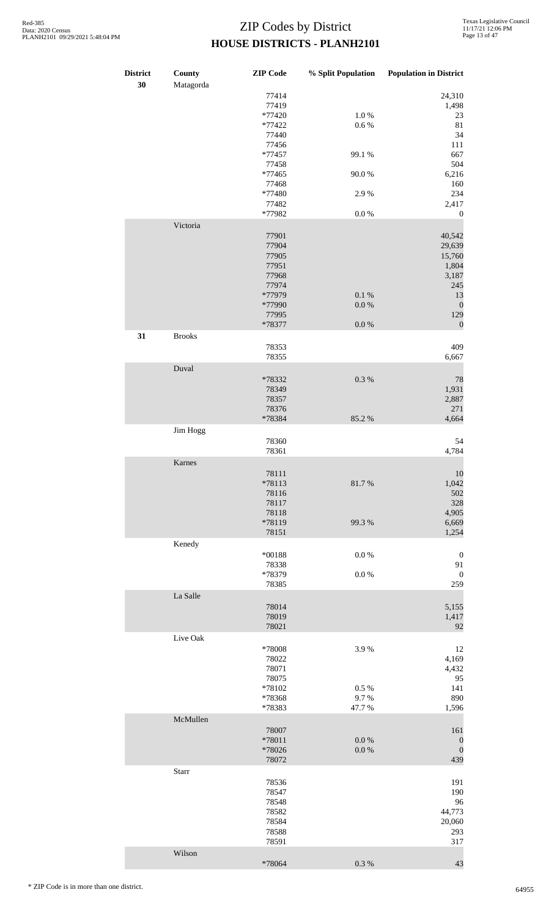# ZIP Codes by District

## HOUSE DISTRICTS - PLANH2101

| District | County | ZIP Code | % Split Population | Population in District |
|---|---|---|---|---|
| 30 | Matagorda | | | |
| | | 77414 | | 24,310 |
| | | 77419 | | 1,498 |
| | | *77420 | 1.0 % | 23 |
| | | *77422 | 0.6 % | 81 |
| | | 77440 | | 34 |
| | | 77456 | | 111 |
| | | *77457 | 99.1 % | 667 |
| | | 77458 | | 504 |
| | | *77465 | 90.0 % | 6,216 |
| | | 77468 | | 160 |
| | | *77480 | 2.9 % | 234 |
| | | 77482 | | 2,417 |
| | | *77982 | 0.0 % | 0 |
| | Victoria | | | |
| | | 77901 | | 40,542 |
| | | 77904 | | 29,639 |
| | | 77905 | | 15,760 |
| | | 77951 | | 1,804 |
| | | 77968 | | 3,187 |
| | | 77974 | | 245 |
| | | *77979 | 0.1 % | 13 |
| | | *77990 | 0.0 % | 0 |
| | | 77995 | | 129 |
| | | *78377 | 0.0 % | 0 |
| 31 | Brooks | | | |
| | | 78353 | | 409 |
| | | 78355 | | 6,667 |
| | Duval | | | |
| | | *78332 | 0.3 % | 78 |
| | | 78349 | | 1,931 |
| | | 78357 | | 2,887 |
| | | 78376 | | 271 |
| | | *78384 | 85.2 % | 4,664 |
| | Jim Hogg | | | |
| | | 78360 | | 54 |
| | | 78361 | | 4,784 |
| | Karnes | | | |
| | | 78111 | | 10 |
| | | *78113 | 81.7 % | 1,042 |
| | | 78116 | | 502 |
| | | 78117 | | 328 |
| | | 78118 | | 4,905 |
| | | *78119 | 99.3 % | 6,669 |
| | | 78151 | | 1,254 |
| | Kenedy | | | |
| | | *00188 | 0.0 % | 0 |
| | | 78338 | | 91 |
| | | *78379 | 0.0 % | 0 |
| | | 78385 | | 259 |
| | La Salle | | | |
| | | 78014 | | 5,155 |
| | | 78019 | | 1,417 |
| | | 78021 | | 92 |
| | Live Oak | | | |
| | | *78008 | 3.9 % | 12 |
| | | 78022 | | 4,169 |
| | | 78071 | | 4,432 |
| | | 78075 | | 95 |
| | | *78102 | 0.5 % | 141 |
| | | *78368 | 9.7 % | 890 |
| | | *78383 | 47.7 % | 1,596 |
| | McMullen | | | |
| | | 78007 | | 161 |
| | | *78011 | 0.0 % | 0 |
| | | *78026 | 0.0 % | 0 |
| | | 78072 | | 439 |
| | Starr | | | |
| | | 78536 | | 191 |
| | | 78547 | | 190 |
| | | 78548 | | 96 |
| | | 78582 | | 44,773 |
| | | 78584 | | 20,060 |
| | | 78588 | | 293 |
| | | 78591 | | 317 |
| | Wilson | | | |
| | | *78064 | 0.3 % | 43 |

* ZIP Code is in more than one district.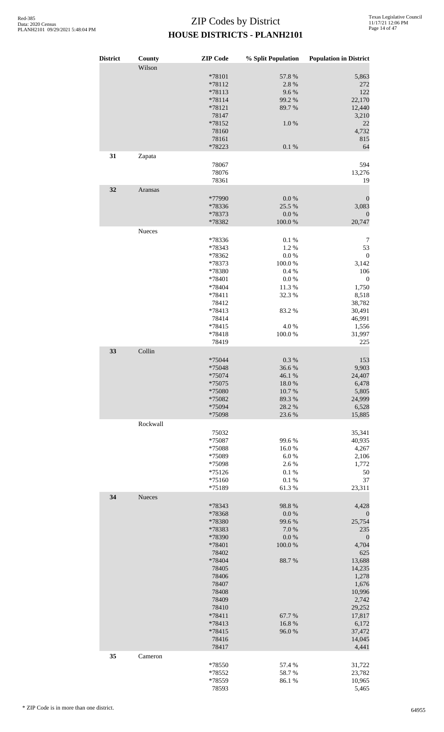# ZIP Codes by District

## HOUSE DISTRICTS - PLANH2101

| District | County | ZIP Code | % Split Population | Population in District |
|---|---|---|---|---|
| | Wilson | | | |
| | | *78101 | 57.8 % | 5,863 |
| | | *78112 | 2.8 % | 272 |
| | | *78113 | 9.6 % | 122 |
| | | *78114 | 99.2 % | 22,170 |
| | | *78121 | 89.7 % | 12,440 |
| | | 78147 | | 3,210 |
| | | *78152 | 1.0 % | 22 |
| | | 78160 | | 4,732 |
| | | 78161 | | 815 |
| | | *78223 | 0.1 % | 64 |
| **31** | Zapata | | | |
| | | 78067 | | 594 |
| | | 78076 | | 13,276 |
| | | 78361 | | 19 |
| **32** | Aransas | | | |
| | | *77990 | 0.0 % | 0 |
| | | *78336 | 25.5 % | 3,083 |
| | | *78373 | 0.0 % | 0 |
| | | *78382 | 100.0 % | 20,747 |
| | Nueces | | | |
| | | *78336 | 0.1 % | 7 |
| | | *78343 | 1.2 % | 53 |
| | | *78362 | 0.0 % | 0 |
| | | *78373 | 100.0 % | 3,142 |
| | | *78380 | 0.4 % | 106 |
| | | *78401 | 0.0 % | 0 |
| | | *78404 | 11.3 % | 1,750 |
| | | *78411 | 32.3 % | 8,518 |
| | | 78412 | | 38,782 |
| | | *78413 | 83.2 % | 30,491 |
| | | 78414 | | 46,991 |
| | | *78415 | 4.0 % | 1,556 |
| | | *78418 | 100.0 % | 31,997 |
| | | 78419 | | 225 |
| **33** | Collin | | | |
| | | *75044 | 0.3 % | 153 |
| | | *75048 | 36.6 % | 9,903 |
| | | *75074 | 46.1 % | 24,407 |
| | | *75075 | 18.0 % | 6,478 |
| | | *75080 | 10.7 % | 5,805 |
| | | *75082 | 89.3 % | 24,999 |
| | | *75094 | 28.2 % | 6,528 |
| | | *75098 | 23.6 % | 15,885 |
| | Rockwall | | | |
| | | 75032 | | 35,341 |
| | | *75087 | 99.6 % | 40,935 |
| | | *75088 | 16.0 % | 4,267 |
| | | *75089 | 6.0 % | 2,106 |
| | | *75098 | 2.6 % | 1,772 |
| | | *75126 | 0.1 % | 50 |
| | | *75160 | 0.1 % | 37 |
| | | *75189 | 61.3 % | 23,311 |
| **34** | Nueces | | | |
| | | *78343 | 98.8 % | 4,428 |
| | | *78368 | 0.0 % | 0 |
| | | *78380 | 99.6 % | 25,754 |
| | | *78383 | 7.0 % | 235 |
| | | *78390 | 0.0 % | 0 |
| | | *78401 | 100.0 % | 4,704 |
| | | 78402 | | 625 |
| | | *78404 | 88.7 % | 13,688 |
| | | 78405 | | 14,235 |
| | | 78406 | | 1,278 |
| | | 78407 | | 1,676 |
| | | 78408 | | 10,996 |
| | | 78409 | | 2,742 |
| | | 78410 | | 29,252 |
| | | *78411 | 67.7 % | 17,817 |
| | | *78413 | 16.8 % | 6,172 |
| | | *78415 | 96.0 % | 37,472 |
| | | 78416 | | 14,045 |
| | | 78417 | | 4,441 |
| **35** | Cameron | | | |
| | | *78550 | 57.4 % | 31,722 |
| | | *78552 | 58.7 % | 23,782 |
| | | *78559 | 86.1 % | 10,965 |
| | | 78593 | | 5,465 |

* ZIP Code is in more than one district.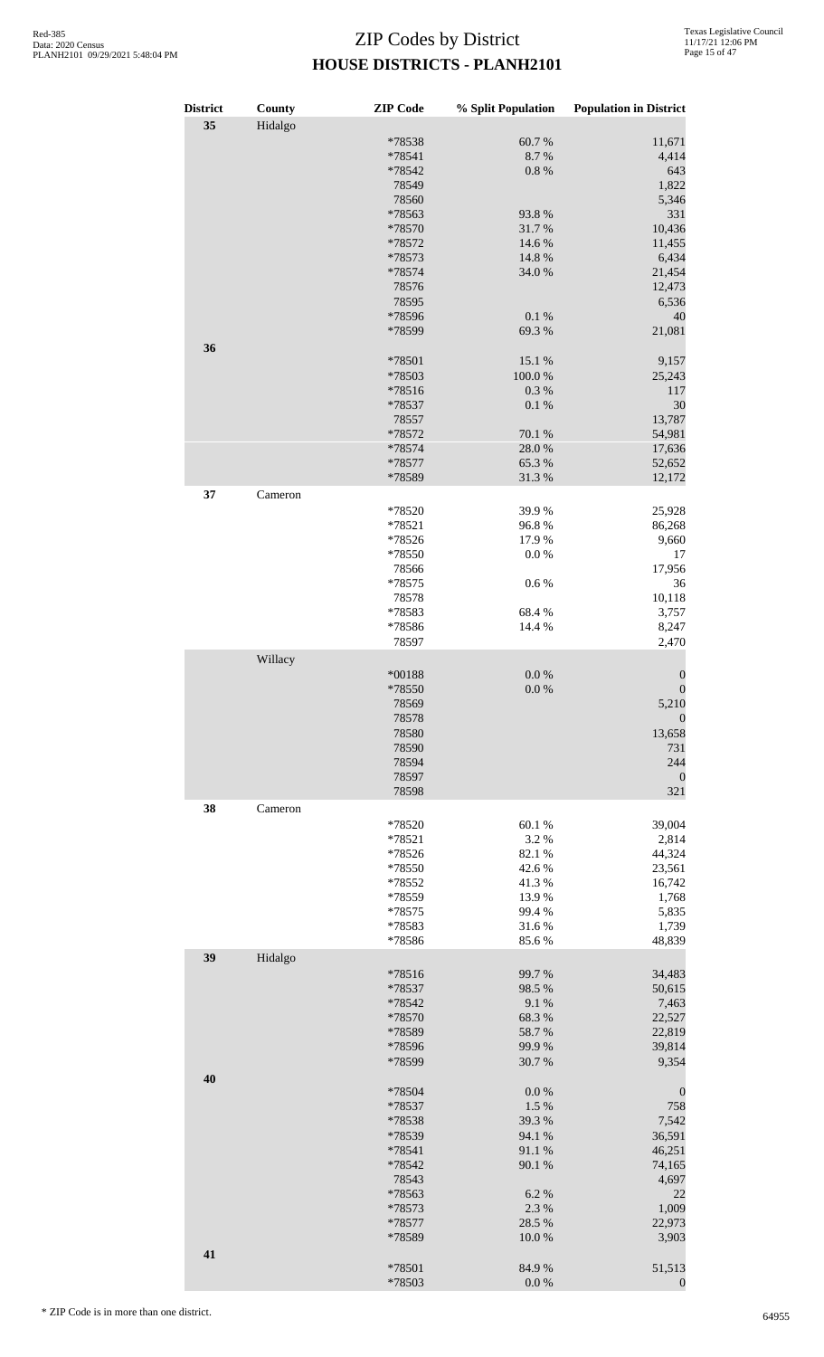# ZIP Codes by District
## HOUSE DISTRICTS - PLANH2101

| District | County | ZIP Code | % Split Population | Population in District |
|---|---|---|---|---|
| 35 | Hidalgo | | | |
| | | *78538 | 60.7 % | 11,671 |
| | | *78541 | 8.7 % | 4,414 |
| | | *78542 | 0.8 % | 643 |
| | | 78549 | | 1,822 |
| | | 78560 | | 5,346 |
| | | *78563 | 93.8 % | 331 |
| | | *78570 | 31.7 % | 10,436 |
| | | *78572 | 14.6 % | 11,455 |
| | | *78573 | 14.8 % | 6,434 |
| | | *78574 | 34.0 % | 21,454 |
| | | 78576 | | 12,473 |
| | | 78595 | | 6,536 |
| | | *78596 | 0.1 % | 40 |
| | | *78599 | 69.3 % | 21,081 |
| 36 | | | | |
| | | *78501 | 15.1 % | 9,157 |
| | | *78503 | 100.0 % | 25,243 |
| | | *78516 | 0.3 % | 117 |
| | | *78537 | 0.1 % | 30 |
| | | 78557 | | 13,787 |
| | | *78572 | 70.1 % | 54,981 |
| | | *78574 | 28.0 % | 17,636 |
| | | *78577 | 65.3 % | 52,652 |
| | | *78589 | 31.3 % | 12,172 |
| 37 | Cameron | | | |
| | | *78520 | 39.9 % | 25,928 |
| | | *78521 | 96.8 % | 86,268 |
| | | *78526 | 17.9 % | 9,660 |
| | | *78550 | 0.0 % | 17 |
| | | 78566 | | 17,956 |
| | | *78575 | 0.6 % | 36 |
| | | 78578 | | 10,118 |
| | | *78583 | 68.4 % | 3,757 |
| | | *78586 | 14.4 % | 8,247 |
| | | 78597 | | 2,470 |
| | Willacy | | | |
| | | *00188 | 0.0 % | 0 |
| | | *78550 | 0.0 % | 0 |
| | | 78569 | | 5,210 |
| | | 78578 | | 0 |
| | | 78580 | | 13,658 |
| | | 78590 | | 731 |
| | | 78594 | | 244 |
| | | 78597 | | 0 |
| | | 78598 | | 321 |
| 38 | Cameron | | | |
| | | *78520 | 60.1 % | 39,004 |
| | | *78521 | 3.2 % | 2,814 |
| | | *78526 | 82.1 % | 44,324 |
| | | *78550 | 42.6 % | 23,561 |
| | | *78552 | 41.3 % | 16,742 |
| | | *78559 | 13.9 % | 1,768 |
| | | *78575 | 99.4 % | 5,835 |
| | | *78583 | 31.6 % | 1,739 |
| | | *78586 | 85.6 % | 48,839 |
| 39 | Hidalgo | | | |
| | | *78516 | 99.7 % | 34,483 |
| | | *78537 | 98.5 % | 50,615 |
| | | *78542 | 9.1 % | 7,463 |
| | | *78570 | 68.3 % | 22,527 |
| | | *78589 | 58.7 % | 22,819 |
| | | *78596 | 99.9 % | 39,814 |
| | | *78599 | 30.7 % | 9,354 |
| 40 | | | | |
| | | *78504 | 0.0 % | 0 |
| | | *78537 | 1.5 % | 758 |
| | | *78538 | 39.3 % | 7,542 |
| | | *78539 | 94.1 % | 36,591 |
| | | *78541 | 91.1 % | 46,251 |
| | | *78542 | 90.1 % | 74,165 |
| | | 78543 | | 4,697 |
| | | *78563 | 6.2 % | 22 |
| | | *78573 | 2.3 % | 1,009 |
| | | *78577 | 28.5 % | 22,973 |
| | | *78589 | 10.0 % | 3,903 |
| 41 | | | | |
| | | *78501 | 84.9 % | 51,513 |
| | | *78503 | 0.0 % | 0 |

\* ZIP Code is in more than one district.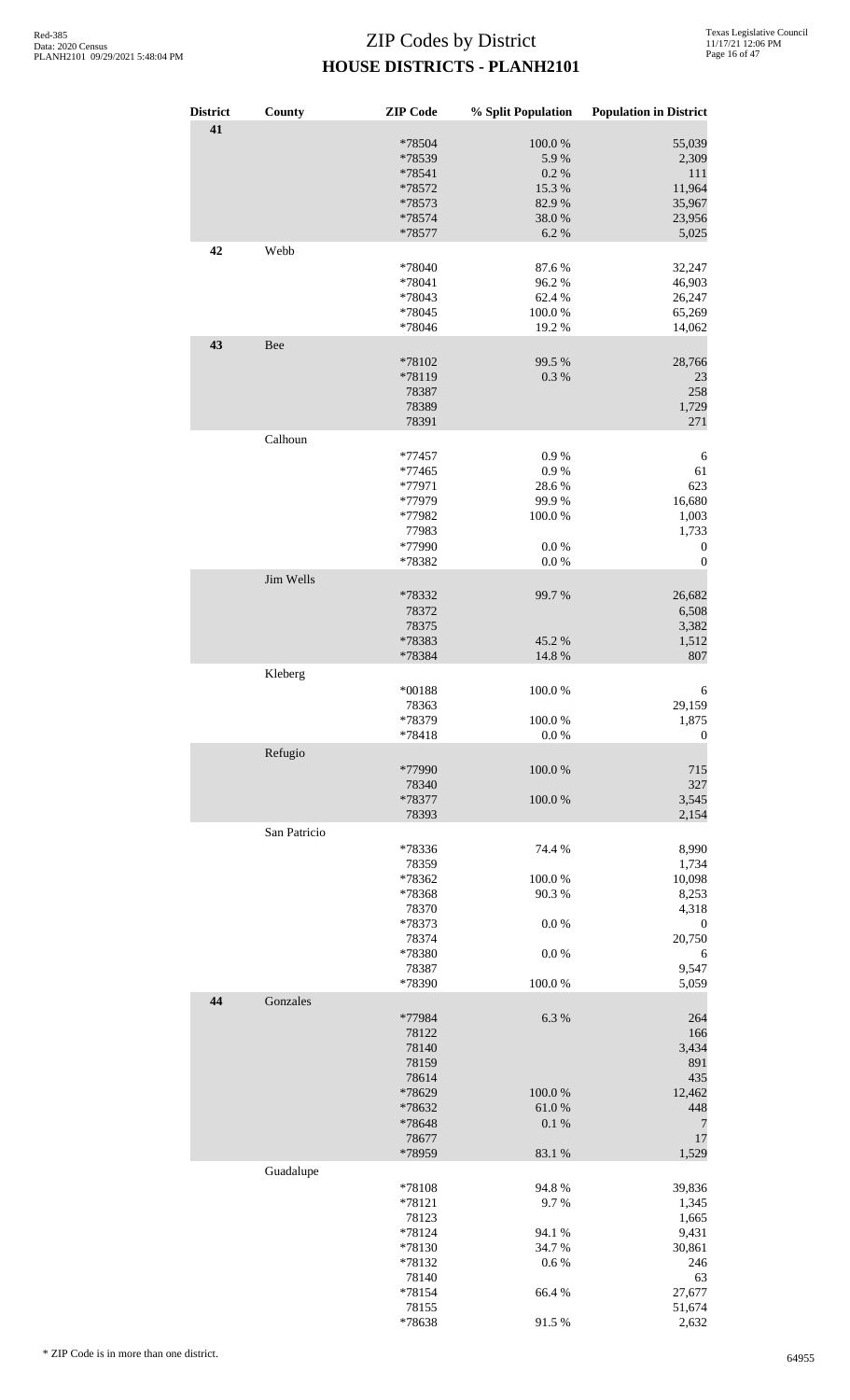# ZIP Codes by District

## HOUSE DISTRICTS - PLANH2101

| District | County | ZIP Code | % Split Population | Population in District |
|---|---|---|---|---|
| 41 | | | | |
| | | *78504 | 100.0 % | 55,039 |
| | | *78539 | 5.9 % | 2,309 |
| | | *78541 | 0.2 % | 111 |
| | | *78572 | 15.3 % | 11,964 |
| | | *78573 | 82.9 % | 35,967 |
| | | *78574 | 38.0 % | 23,956 |
| | | *78577 | 6.2 % | 5,025 |
| 42 | Webb | | | |
| | | *78040 | 87.6 % | 32,247 |
| | | *78041 | 96.2 % | 46,903 |
| | | *78043 | 62.4 % | 26,247 |
| | | *78045 | 100.0 % | 65,269 |
| | | *78046 | 19.2 % | 14,062 |
| 43 | Bee | | | |
| | | *78102 | 99.5 % | 28,766 |
| | | *78119 | 0.3 % | 23 |
| | | 78387 | | 258 |
| | | 78389 | | 1,729 |
| | | 78391 | | 271 |
| | Calhoun | | | |
| | | *77457 | 0.9 % | 6 |
| | | *77465 | 0.9 % | 61 |
| | | *77971 | 28.6 % | 623 |
| | | *77979 | 99.9 % | 16,680 |
| | | *77982 | 100.0 % | 1,003 |
| | | 77983 | | 1,733 |
| | | *77990 | 0.0 % | 0 |
| | | *78382 | 0.0 % | 0 |
| | Jim Wells | | | |
| | | *78332 | 99.7 % | 26,682 |
| | | 78372 | | 6,508 |
| | | 78375 | | 3,382 |
| | | *78383 | 45.2 % | 1,512 |
| | | *78384 | 14.8 % | 807 |
| | Kleberg | | | |
| | | *00188 | 100.0 % | 6 |
| | | 78363 | | 29,159 |
| | | *78379 | 100.0 % | 1,875 |
| | | *78418 | 0.0 % | 0 |
| | Refugio | | | |
| | | *77990 | 100.0 % | 715 |
| | | 78340 | | 327 |
| | | *78377 | 100.0 % | 3,545 |
| | | 78393 | | 2,154 |
| | San Patricio | | | |
| | | *78336 | 74.4 % | 8,990 |
| | | 78359 | | 1,734 |
| | | *78362 | 100.0 % | 10,098 |
| | | *78368 | 90.3 % | 8,253 |
| | | 78370 | | 4,318 |
| | | *78373 | 0.0 % | 0 |
| | | 78374 | | 20,750 |
| | | *78380 | 0.0 % | 6 |
| | | 78387 | | 9,547 |
| | | *78390 | 100.0 % | 5,059 |
| 44 | Gonzales | | | |
| | | *77984 | 6.3 % | 264 |
| | | 78122 | | 166 |
| | | 78140 | | 3,434 |
| | | 78159 | | 891 |
| | | 78614 | | 435 |
| | | *78629 | 100.0 % | 12,462 |
| | | *78632 | 61.0 % | 448 |
| | | *78648 | 0.1 % | 7 |
| | | 78677 | | 17 |
| | | *78959 | 83.1 % | 1,529 |
| | Guadalupe | | | |
| | | *78108 | 94.8 % | 39,836 |
| | | *78121 | 9.7 % | 1,345 |
| | | 78123 | | 1,665 |
| | | *78124 | 94.1 % | 9,431 |
| | | *78130 | 34.7 % | 30,861 |
| | | *78132 | 0.6 % | 246 |
| | | 78140 | | 63 |
| | | *78154 | 66.4 % | 27,677 |
| | | 78155 | | 51,674 |
| | | *78638 | 91.5 % | 2,632 |

* ZIP Code is in more than one district.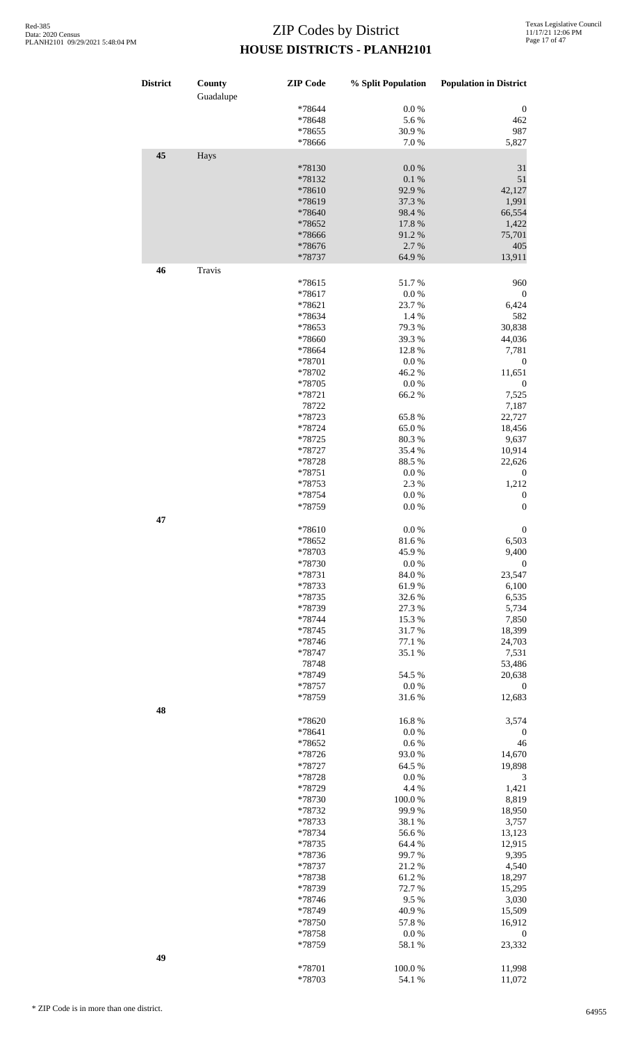# ZIP Codes by District

## HOUSE DISTRICTS - PLANH2101

| District | County | ZIP Code | % Split Population | Population in District |
|---|---|---|---|---|
| | Guadalupe | | | |
| | | *78644 | 0.0 % | 0 |
| | | *78648 | 5.6 % | 462 |
| | | *78655 | 30.9 % | 987 |
| | | *78666 | 7.0 % | 5,827 |
| 45 | Hays | | | |
| | | *78130 | 0.0 % | 31 |
| | | *78132 | 0.1 % | 51 |
| | | *78610 | 92.9 % | 42,127 |
| | | *78619 | 37.3 % | 1,991 |
| | | *78640 | 98.4 % | 66,554 |
| | | *78652 | 17.8 % | 1,422 |
| | | *78666 | 91.2 % | 75,701 |
| | | *78676 | 2.7 % | 405 |
| | | *78737 | 64.9 % | 13,911 |
| 46 | Travis | | | |
| | | *78615 | 51.7 % | 960 |
| | | *78617 | 0.0 % | 0 |
| | | *78621 | 23.7 % | 6,424 |
| | | *78634 | 1.4 % | 582 |
| | | *78653 | 79.3 % | 30,838 |
| | | *78660 | 39.3 % | 44,036 |
| | | *78664 | 12.8 % | 7,781 |
| | | *78701 | 0.0 % | 0 |
| | | *78702 | 46.2 % | 11,651 |
| | | *78705 | 0.0 % | 0 |
| | | *78721 | 66.2 % | 7,525 |
| | | 78722 | | 7,187 |
| | | *78723 | 65.8 % | 22,727 |
| | | *78724 | 65.0 % | 18,456 |
| | | *78725 | 80.3 % | 9,637 |
| | | *78727 | 35.4 % | 10,914 |
| | | *78728 | 88.5 % | 22,626 |
| | | *78751 | 0.0 % | 0 |
| | | *78753 | 2.3 % | 1,212 |
| | | *78754 | 0.0 % | 0 |
| | | *78759 | 0.0 % | 0 |
| 47 | | | | |
| | | *78610 | 0.0 % | 0 |
| | | *78652 | 81.6 % | 6,503 |
| | | *78703 | 45.9 % | 9,400 |
| | | *78730 | 0.0 % | 0 |
| | | *78731 | 84.0 % | 23,547 |
| | | *78733 | 61.9 % | 6,100 |
| | | *78735 | 32.6 % | 6,535 |
| | | *78739 | 27.3 % | 5,734 |
| | | *78744 | 15.3 % | 7,850 |
| | | *78745 | 31.7 % | 18,399 |
| | | *78746 | 77.1 % | 24,703 |
| | | *78747 | 35.1 % | 7,531 |
| | | 78748 | | 53,486 |
| | | *78749 | 54.5 % | 20,638 |
| | | *78757 | 0.0 % | 0 |
| | | *78759 | 31.6 % | 12,683 |
| 48 | | | | |
| | | *78620 | 16.8 % | 3,574 |
| | | *78641 | 0.0 % | 0 |
| | | *78652 | 0.6 % | 46 |
| | | *78726 | 93.0 % | 14,670 |
| | | *78727 | 64.5 % | 19,898 |
| | | *78728 | 0.0 % | 3 |
| | | *78729 | 4.4 % | 1,421 |
| | | *78730 | 100.0 % | 8,819 |
| | | *78732 | 99.9 % | 18,950 |
| | | *78733 | 38.1 % | 3,757 |
| | | *78734 | 56.6 % | 13,123 |
| | | *78735 | 64.4 % | 12,915 |
| | | *78736 | 99.7 % | 9,395 |
| | | *78737 | 21.2 % | 4,540 |
| | | *78738 | 61.2 % | 18,297 |
| | | *78739 | 72.7 % | 15,295 |
| | | *78746 | 9.5 % | 3,030 |
| | | *78749 | 40.9 % | 15,509 |
| | | *78750 | 57.8 % | 16,912 |
| | | *78758 | 0.0 % | 0 |
| | | *78759 | 58.1 % | 23,332 |
| 49 | | | | |
| | | *78701 | 100.0 % | 11,998 |
| | | *78703 | 54.1 % | 11,072 |

* ZIP Code is in more than one district.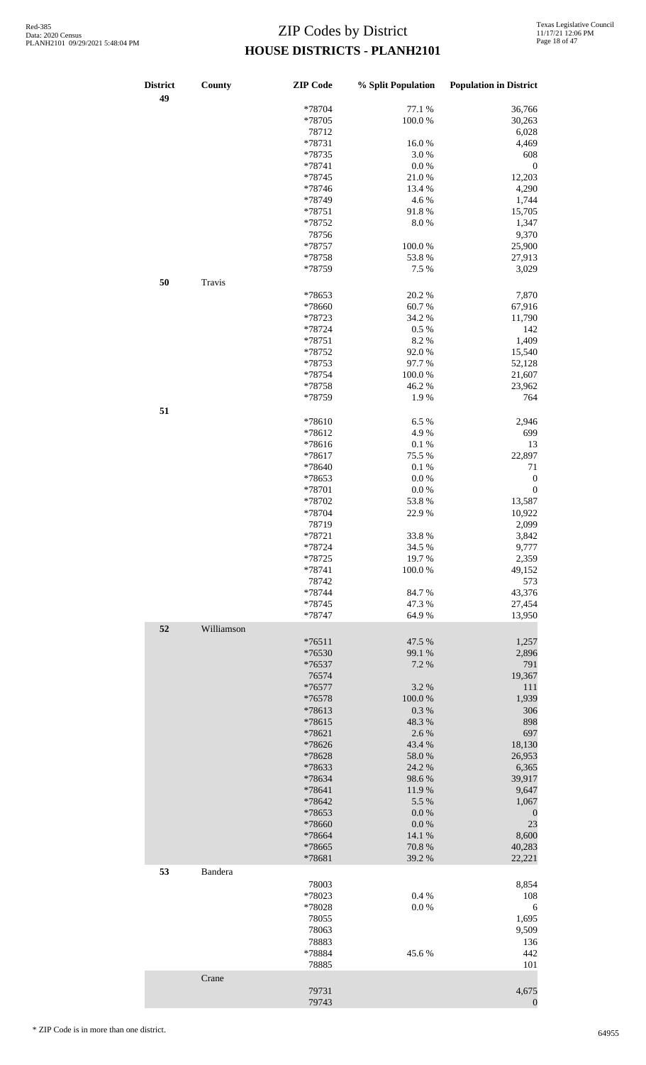# ZIP Codes by District

## HOUSE DISTRICTS - PLANH2101

| District | County | ZIP Code | % Split Population | Population in District |
|---|---|---|---|---|
| 49 | | *78704 | 77.1 % | 36,766 |
| | | *78705 | 100.0 % | 30,263 |
| | | 78712 | | 6,028 |
| | | *78731 | 16.0 % | 4,469 |
| | | *78735 | 3.0 % | 608 |
| | | *78741 | 0.0 % | 0 |
| | | *78745 | 21.0 % | 12,203 |
| | | *78746 | 13.4 % | 4,290 |
| | | *78749 | 4.6 % | 1,744 |
| | | *78751 | 91.8 % | 15,705 |
| | | *78752 | 8.0 % | 1,347 |
| | | 78756 | | 9,370 |
| | | *78757 | 100.0 % | 25,900 |
| | | *78758 | 53.8 % | 27,913 |
| | | *78759 | 7.5 % | 3,029 |
| 50 | Travis | | | |
| | | *78653 | 20.2 % | 7,870 |
| | | *78660 | 60.7 % | 67,916 |
| | | *78723 | 34.2 % | 11,790 |
| | | *78724 | 0.5 % | 142 |
| | | *78751 | 8.2 % | 1,409 |
| | | *78752 | 92.0 % | 15,540 |
| | | *78753 | 97.7 % | 52,128 |
| | | *78754 | 100.0 % | 21,607 |
| | | *78758 | 46.2 % | 23,962 |
| | | *78759 | 1.9 % | 764 |
| 51 | | | | |
| | | *78610 | 6.5 % | 2,946 |
| | | *78612 | 4.9 % | 699 |
| | | *78616 | 0.1 % | 13 |
| | | *78617 | 75.5 % | 22,897 |
| | | *78640 | 0.1 % | 71 |
| | | *78653 | 0.0 % | 0 |
| | | *78701 | 0.0 % | 0 |
| | | *78702 | 53.8 % | 13,587 |
| | | *78704 | 22.9 % | 10,922 |
| | | 78719 | | 2,099 |
| | | *78721 | 33.8 % | 3,842 |
| | | *78724 | 34.5 % | 9,777 |
| | | *78725 | 19.7 % | 2,359 |
| | | *78741 | 100.0 % | 49,152 |
| | | 78742 | | 573 |
| | | *78744 | 84.7 % | 43,376 |
| | | *78745 | 47.3 % | 27,454 |
| | | *78747 | 64.9 % | 13,950 |
| 52 | Williamson | | | |
| | | *76511 | 47.5 % | 1,257 |
| | | *76530 | 99.1 % | 2,896 |
| | | *76537 | 7.2 % | 791 |
| | | 76574 | | 19,367 |
| | | *76577 | 3.2 % | 111 |
| | | *76578 | 100.0 % | 1,939 |
| | | *78613 | 0.3 % | 306 |
| | | *78615 | 48.3 % | 898 |
| | | *78621 | 2.6 % | 697 |
| | | *78626 | 43.4 % | 18,130 |
| | | *78628 | 58.0 % | 26,953 |
| | | *78633 | 24.2 % | 6,365 |
| | | *78634 | 98.6 % | 39,917 |
| | | *78641 | 11.9 % | 9,647 |
| | | *78642 | 5.5 % | 1,067 |
| | | *78653 | 0.0 % | 0 |
| | | *78660 | 0.0 % | 23 |
| | | *78664 | 14.1 % | 8,600 |
| | | *78665 | 70.8 % | 40,283 |
| | | *78681 | 39.2 % | 22,221 |
| 53 | Bandera | | | |
| | | 78003 | | 8,854 |
| | | *78023 | 0.4 % | 108 |
| | | *78028 | 0.0 % | 6 |
| | | 78055 | | 1,695 |
| | | 78063 | | 9,509 |
| | | 78883 | | 136 |
| | | *78884 | 45.6 % | 442 |
| | | 78885 | | 101 |
| | Crane | | | |
| | | 79731 | | 4,675 |
| | | 79743 | | 0 |

* ZIP Code is in more than one district.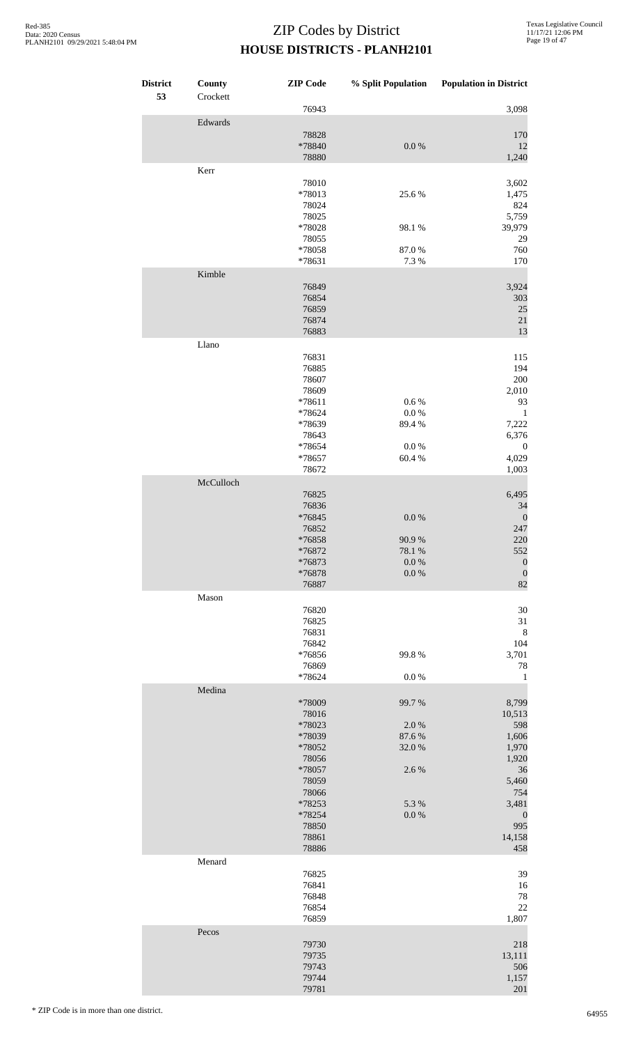# ZIP Codes by District

## HOUSE DISTRICTS - PLANH2101

| District | County | ZIP Code | % Split Population | Population in District |
|---|---|---|---|---|
| 53 | Crockett | | | |
| | | 76943 | | 3,098 |
| | Edwards | | | |
| | | 78828 | | 170 |
| | | *78840 | 0.0 % | 12 |
| | | 78880 | | 1,240 |
| | Kerr | | | |
| | | 78010 | | 3,602 |
| | | *78013 | 25.6 % | 1,475 |
| | | 78024 | | 824 |
| | | 78025 | | 5,759 |
| | | *78028 | 98.1 % | 39,979 |
| | | 78055 | | 29 |
| | | *78058 | 87.0 % | 760 |
| | | *78631 | 7.3 % | 170 |
| | Kimble | | | |
| | | 76849 | | 3,924 |
| | | 76854 | | 303 |
| | | 76859 | | 25 |
| | | 76874 | | 21 |
| | | 76883 | | 13 |
| | Llano | | | |
| | | 76831 | | 115 |
| | | 76885 | | 194 |
| | | 78607 | | 200 |
| | | 78609 | | 2,010 |
| | | *78611 | 0.6 % | 93 |
| | | *78624 | 0.0 % | 1 |
| | | *78639 | 89.4 % | 7,222 |
| | | 78643 | | 6,376 |
| | | *78654 | 0.0 % | 0 |
| | | *78657 | 60.4 % | 4,029 |
| | | 78672 | | 1,003 |
| | McCulloch | | | |
| | | 76825 | | 6,495 |
| | | 76836 | | 34 |
| | | *76845 | 0.0 % | 0 |
| | | 76852 | | 247 |
| | | *76858 | 90.9 % | 220 |
| | | *76872 | 78.1 % | 552 |
| | | *76873 | 0.0 % | 0 |
| | | *76878 | 0.0 % | 0 |
| | | 76887 | | 82 |
| | Mason | | | |
| | | 76820 | | 30 |
| | | 76825 | | 31 |
| | | 76831 | | 8 |
| | | 76842 | | 104 |
| | | *76856 | 99.8 % | 3,701 |
| | | 76869 | | 78 |
| | | *78624 | 0.0 % | 1 |
| | Medina | | | |
| | | *78009 | 99.7 % | 8,799 |
| | | 78016 | | 10,513 |
| | | *78023 | 2.0 % | 598 |
| | | *78039 | 87.6 % | 1,606 |
| | | *78052 | 32.0 % | 1,970 |
| | | 78056 | | 1,920 |
| | | *78057 | 2.6 % | 36 |
| | | 78059 | | 5,460 |
| | | 78066 | | 754 |
| | | *78253 | 5.3 % | 3,481 |
| | | *78254 | 0.0 % | 0 |
| | | 78850 | | 995 |
| | | 78861 | | 14,158 |
| | | 78886 | | 458 |
| | Menard | | | |
| | | 76825 | | 39 |
| | | 76841 | | 16 |
| | | 76848 | | 78 |
| | | 76854 | | 22 |
| | | 76859 | | 1,807 |
| | Pecos | | | |
| | | 79730 | | 218 |
| | | 79735 | | 13,111 |
| | | 79743 | | 506 |
| | | 79744 | | 1,157 |
| | | 79781 | | 201 |

* ZIP Code is in more than one district.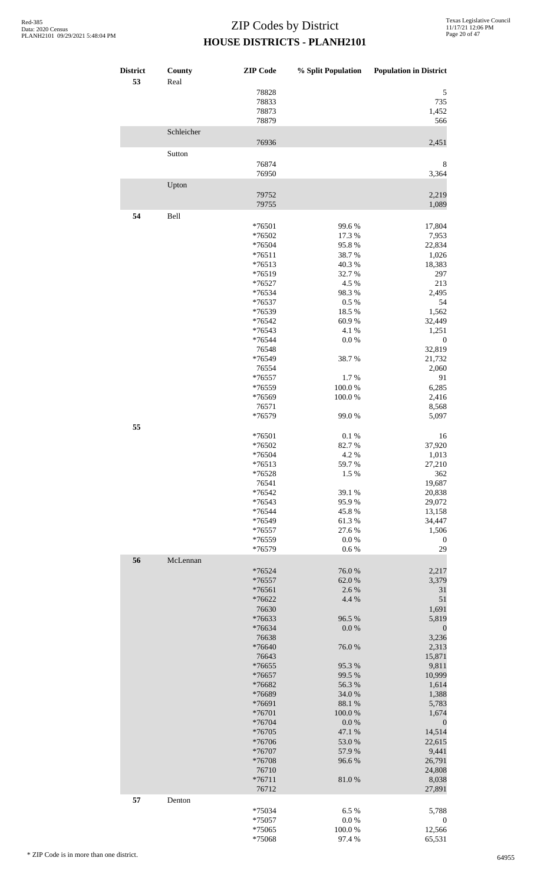# ZIP Codes by District
## HOUSE DISTRICTS - PLANH2101

| District | County | ZIP Code | % Split Population | Population in District |
|---|---|---|---|---|
| 53 | Real | | | |
| | | 78828 | | 5 |
| | | 78833 | | 735 |
| | | 78873 | | 1,452 |
| | | 78879 | | 566 |
| | Schleicher | | | |
| | | 76936 | | 2,451 |
| | Sutton | | | |
| | | 76874 | | 8 |
| | | 76950 | | 3,364 |
| | Upton | | | |
| | | 79752 | | 2,219 |
| | | 79755 | | 1,089 |
| 54 | Bell | | | |
| | | *76501 | 99.6 % | 17,804 |
| | | *76502 | 17.3 % | 7,953 |
| | | *76504 | 95.8 % | 22,834 |
| | | *76511 | 38.7 % | 1,026 |
| | | *76513 | 40.3 % | 18,383 |
| | | *76519 | 32.7 % | 297 |
| | | *76527 | 4.5 % | 213 |
| | | *76534 | 98.3 % | 2,495 |
| | | *76537 | 0.5 % | 54 |
| | | *76539 | 18.5 % | 1,562 |
| | | *76542 | 60.9 % | 32,449 |
| | | *76543 | 4.1 % | 1,251 |
| | | *76544 | 0.0 % | 0 |
| | | 76548 | | 32,819 |
| | | *76549 | 38.7 % | 21,732 |
| | | 76554 | | 2,060 |
| | | *76557 | 1.7 % | 91 |
| | | *76559 | 100.0 % | 6,285 |
| | | *76569 | 100.0 % | 2,416 |
| | | 76571 | | 8,568 |
| | | *76579 | 99.0 % | 5,097 |
| 55 | | | | |
| | | *76501 | 0.1 % | 16 |
| | | *76502 | 82.7 % | 37,920 |
| | | *76504 | 4.2 % | 1,013 |
| | | *76513 | 59.7 % | 27,210 |
| | | *76528 | 1.5 % | 362 |
| | | 76541 | | 19,687 |
| | | *76542 | 39.1 % | 20,838 |
| | | *76543 | 95.9 % | 29,072 |
| | | *76544 | 45.8 % | 13,158 |
| | | *76549 | 61.3 % | 34,447 |
| | | *76557 | 27.6 % | 1,506 |
| | | *76559 | 0.0 % | 0 |
| | | *76579 | 0.6 % | 29 |
| 56 | McLennan | | | |
| | | *76524 | 76.0 % | 2,217 |
| | | *76557 | 62.0 % | 3,379 |
| | | *76561 | 2.6 % | 31 |
| | | *76622 | 4.4 % | 51 |
| | | 76630 | | 1,691 |
| | | *76633 | 96.5 % | 5,819 |
| | | *76634 | 0.0 % | 0 |
| | | 76638 | | 3,236 |
| | | *76640 | 76.0 % | 2,313 |
| | | 76643 | | 15,871 |
| | | *76655 | 95.3 % | 9,811 |
| | | *76657 | 99.5 % | 10,999 |
| | | *76682 | 56.3 % | 1,614 |
| | | *76689 | 34.0 % | 1,388 |
| | | *76691 | 88.1 % | 5,783 |
| | | *76701 | 100.0 % | 1,674 |
| | | *76704 | 0.0 % | 0 |
| | | *76705 | 47.1 % | 14,514 |
| | | *76706 | 53.0 % | 22,615 |
| | | *76707 | 57.9 % | 9,441 |
| | | *76708 | 96.6 % | 26,791 |
| | | 76710 | | 24,808 |
| | | *76711 | 81.0 % | 8,038 |
| | | 76712 | | 27,891 |
| 57 | Denton | | | |
| | | *75034 | 6.5 % | 5,788 |
| | | *75057 | 0.0 % | 0 |
| | | *75065 | 100.0 % | 12,566 |
| | | *75068 | 97.4 % | 65,531 |

* ZIP Code is in more than one district.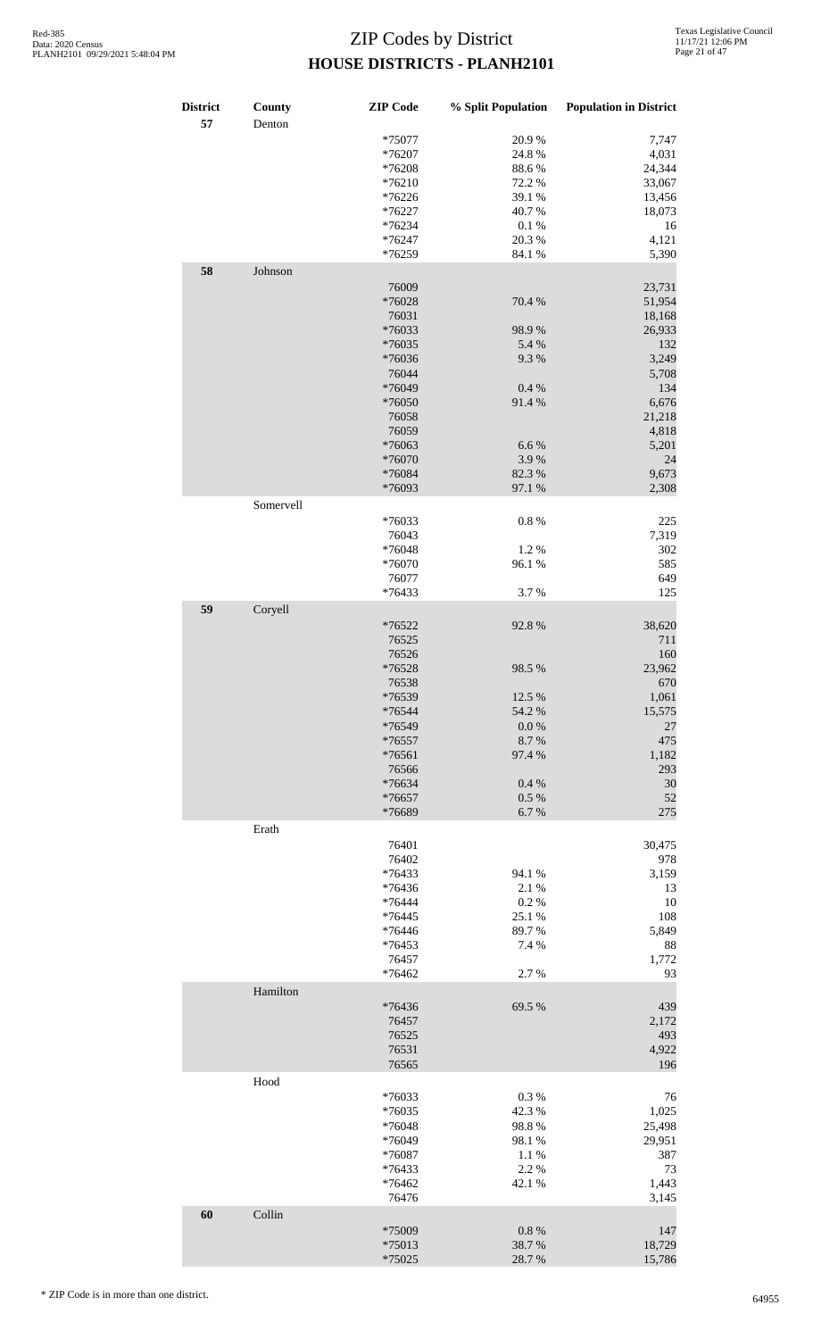# ZIP Codes by District
## HOUSE DISTRICTS - PLANH2101

| District | County | ZIP Code | % Split Population | Population in District |
|---|---|---|---|---|
| 57 | Denton | | | |
| | | *75077 | 20.9 % | 7,747 |
| | | *76207 | 24.8 % | 4,031 |
| | | *76208 | 88.6 % | 24,344 |
| | | *76210 | 72.2 % | 33,067 |
| | | *76226 | 39.1 % | 13,456 |
| | | *76227 | 40.7 % | 18,073 |
| | | *76234 | 0.1 % | 16 |
| | | *76247 | 20.3 % | 4,121 |
| | | *76259 | 84.1 % | 5,390 |
| 58 | Johnson | | | |
| | | 76009 | | 23,731 |
| | | *76028 | 70.4 % | 51,954 |
| | | 76031 | | 18,168 |
| | | *76033 | 98.9 % | 26,933 |
| | | *76035 | 5.4 % | 132 |
| | | *76036 | 9.3 % | 3,249 |
| | | 76044 | | 5,708 |
| | | *76049 | 0.4 % | 134 |
| | | *76050 | 91.4 % | 6,676 |
| | | 76058 | | 21,218 |
| | | 76059 | | 4,818 |
| | | *76063 | 6.6 % | 5,201 |
| | | *76070 | 3.9 % | 24 |
| | | *76084 | 82.3 % | 9,673 |
| | | *76093 | 97.1 % | 2,308 |
| | Somervell | | | |
| | | *76033 | 0.8 % | 225 |
| | | 76043 | | 7,319 |
| | | *76048 | 1.2 % | 302 |
| | | *76070 | 96.1 % | 585 |
| | | 76077 | | 649 |
| | | *76433 | 3.7 % | 125 |
| 59 | Coryell | | | |
| | | *76522 | 92.8 % | 38,620 |
| | | 76525 | | 711 |
| | | 76526 | | 160 |
| | | *76528 | 98.5 % | 23,962 |
| | | 76538 | | 670 |
| | | *76539 | 12.5 % | 1,061 |
| | | *76544 | 54.2 % | 15,575 |
| | | *76549 | 0.0 % | 27 |
| | | *76557 | 8.7 % | 475 |
| | | *76561 | 97.4 % | 1,182 |
| | | 76566 | | 293 |
| | | *76634 | 0.4 % | 30 |
| | | *76657 | 0.5 % | 52 |
| | | *76689 | 6.7 % | 275 |
| | Erath | | | |
| | | 76401 | | 30,475 |
| | | 76402 | | 978 |
| | | *76433 | 94.1 % | 3,159 |
| | | *76436 | 2.1 % | 13 |
| | | *76444 | 0.2 % | 10 |
| | | *76445 | 25.1 % | 108 |
| | | *76446 | 89.7 % | 5,849 |
| | | *76453 | 7.4 % | 88 |
| | | 76457 | | 1,772 |
| | | *76462 | 2.7 % | 93 |
| | Hamilton | | | |
| | | *76436 | 69.5 % | 439 |
| | | 76457 | | 2,172 |
| | | 76525 | | 493 |
| | | 76531 | | 4,922 |
| | | 76565 | | 196 |
| | Hood | | | |
| | | *76033 | 0.3 % | 76 |
| | | *76035 | 42.3 % | 1,025 |
| | | *76048 | 98.8 % | 25,498 |
| | | *76049 | 98.1 % | 29,951 |
| | | *76087 | 1.1 % | 387 |
| | | *76433 | 2.2 % | 73 |
| | | *76462 | 42.1 % | 1,443 |
| | | 76476 | | 3,145 |
| 60 | Collin | | | |
| | | *75009 | 0.8 % | 147 |
| | | *75013 | 38.7 % | 18,729 |
| | | *75025 | 28.7 % | 15,786 |

\* ZIP Code is in more than one district.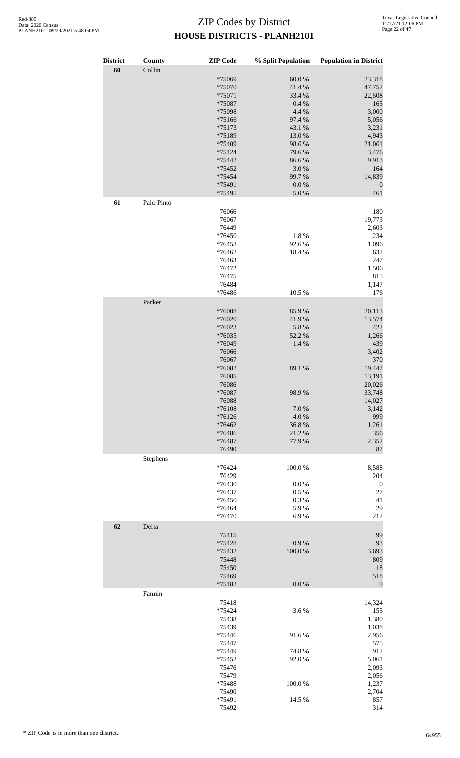# ZIP Codes by District
## HOUSE DISTRICTS - PLANH2101

| District | County | ZIP Code | % Split Population | Population in District |
|---|---|---|---|---|
| 60 | Collin | | | |
| | | *75069 | 60.0 % | 23,318 |
| | | *75070 | 41.4 % | 47,752 |
| | | *75071 | 33.4 % | 22,508 |
| | | *75087 | 0.4 % | 165 |
| | | *75098 | 4.4 % | 3,000 |
| | | *75166 | 97.4 % | 5,056 |
| | | *75173 | 43.1 % | 3,231 |
| | | *75189 | 13.0 % | 4,943 |
| | | *75409 | 98.6 % | 21,061 |
| | | *75424 | 79.6 % | 3,476 |
| | | *75442 | 86.6 % | 9,913 |
| | | *75452 | 3.0 % | 164 |
| | | *75454 | 99.7 % | 14,839 |
| | | *75491 | 0.0 % | 0 |
| | | *75495 | 5.0 % | 461 |
| 61 | Palo Pinto | | | |
| | | 76066 | | 180 |
| | | 76067 | | 19,773 |
| | | 76449 | | 2,603 |
| | | *76450 | 1.8 % | 234 |
| | | *76453 | 92.6 % | 1,096 |
| | | *76462 | 18.4 % | 632 |
| | | 76463 | | 247 |
| | | 76472 | | 1,506 |
| | | 76475 | | 815 |
| | | 76484 | | 1,147 |
| | | *76486 | 10.5 % | 176 |
| | Parker | | | |
| | | *76008 | 85.9 % | 20,113 |
| | | *76020 | 41.9 % | 13,574 |
| | | *76023 | 5.8 % | 422 |
| | | *76035 | 52.2 % | 1,266 |
| | | *76049 | 1.4 % | 439 |
| | | 76066 | | 3,402 |
| | | 76067 | | 370 |
| | | *76082 | 89.1 % | 19,447 |
| | | 76085 | | 13,191 |
| | | 76086 | | 20,026 |
| | | *76087 | 98.9 % | 33,748 |
| | | 76088 | | 14,027 |
| | | *76108 | 7.0 % | 3,142 |
| | | *76126 | 4.0 % | 999 |
| | | *76462 | 36.8 % | 1,261 |
| | | *76486 | 21.2 % | 356 |
| | | *76487 | 77.9 % | 2,352 |
| | | 76490 | | 87 |
| | Stephens | | | |
| | | *76424 | 100.0 % | 8,588 |
| | | 76429 | | 204 |
| | | *76430 | 0.0 % | 0 |
| | | *76437 | 0.5 % | 27 |
| | | *76450 | 0.3 % | 41 |
| | | *76464 | 5.9 % | 29 |
| | | *76470 | 6.9 % | 212 |
| 62 | Delta | | | |
| | | 75415 | | 99 |
| | | *75428 | 0.9 % | 93 |
| | | *75432 | 100.0 % | 3,693 |
| | | 75448 | | 809 |
| | | 75450 | | 18 |
| | | 75469 | | 518 |
| | | *75482 | 0.0 % | 0 |
| | Fannin | | | |
| | | 75418 | | 14,324 |
| | | *75424 | 3.6 % | 155 |
| | | 75438 | | 1,380 |
| | | 75439 | | 1,038 |
| | | *75446 | 91.6 % | 2,956 |
| | | 75447 | | 575 |
| | | *75449 | 74.8 % | 912 |
| | | *75452 | 92.0 % | 5,061 |
| | | 75476 | | 2,093 |
| | | 75479 | | 2,056 |
| | | *75488 | 100.0 % | 1,237 |
| | | 75490 | | 2,704 |
| | | *75491 | 14.5 % | 857 |
| | | 75492 | | 314 |

* ZIP Code is in more than one district.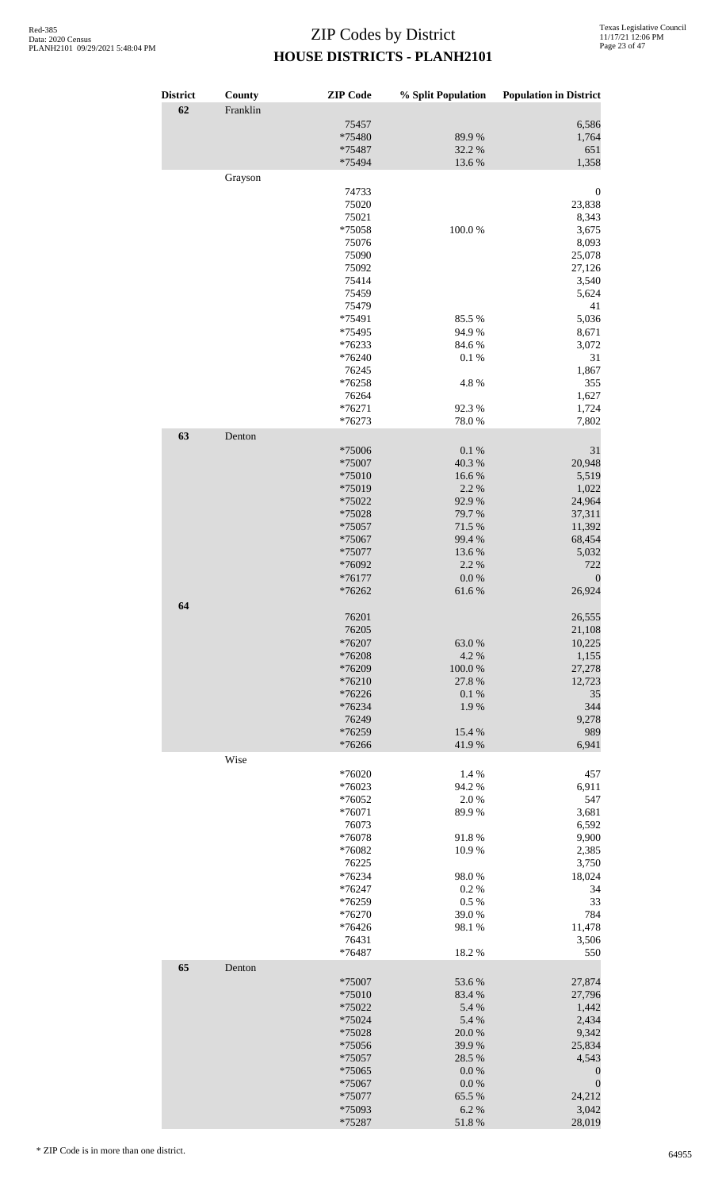# ZIP Codes by District
## HOUSE DISTRICTS - PLANH2101

| District | County | ZIP Code | % Split Population | Population in District |
|---|---|---|---|---|
| 62 | Franklin | | | |
| | | 75457 | | 6,586 |
| | | *75480 | 89.9 % | 1,764 |
| | | *75487 | 32.2 % | 651 |
| | | *75494 | 13.6 % | 1,358 |
| | Grayson | | | |
| | | 74733 | | 0 |
| | | 75020 | | 23,838 |
| | | 75021 | | 8,343 |
| | | *75058 | 100.0 % | 3,675 |
| | | 75076 | | 8,093 |
| | | 75090 | | 25,078 |
| | | 75092 | | 27,126 |
| | | 75414 | | 3,540 |
| | | 75459 | | 5,624 |
| | | 75479 | | 41 |
| | | *75491 | 85.5 % | 5,036 |
| | | *75495 | 94.9 % | 8,671 |
| | | *76233 | 84.6 % | 3,072 |
| | | *76240 | 0.1 % | 31 |
| | | 76245 | | 1,867 |
| | | *76258 | 4.8 % | 355 |
| | | 76264 | | 1,627 |
| | | *76271 | 92.3 % | 1,724 |
| | | *76273 | 78.0 % | 7,802 |
| 63 | Denton | | | |
| | | *75006 | 0.1 % | 31 |
| | | *75007 | 40.3 % | 20,948 |
| | | *75010 | 16.6 % | 5,519 |
| | | *75019 | 2.2 % | 1,022 |
| | | *75022 | 92.9 % | 24,964 |
| | | *75028 | 79.7 % | 37,311 |
| | | *75057 | 71.5 % | 11,392 |
| | | *75067 | 99.4 % | 68,454 |
| | | *75077 | 13.6 % | 5,032 |
| | | *76092 | 2.2 % | 722 |
| | | *76177 | 0.0 % | 0 |
| | | *76262 | 61.6 % | 26,924 |
| 64 | | | | |
| | | 76201 | | 26,555 |
| | | 76205 | | 21,108 |
| | | *76207 | 63.0 % | 10,225 |
| | | *76208 | 4.2 % | 1,155 |
| | | *76209 | 100.0 % | 27,278 |
| | | *76210 | 27.8 % | 12,723 |
| | | *76226 | 0.1 % | 35 |
| | | *76234 | 1.9 % | 344 |
| | | 76249 | | 9,278 |
| | | *76259 | 15.4 % | 989 |
| | | *76266 | 41.9 % | 6,941 |
| | Wise | | | |
| | | *76020 | 1.4 % | 457 |
| | | *76023 | 94.2 % | 6,911 |
| | | *76052 | 2.0 % | 547 |
| | | *76071 | 89.9 % | 3,681 |
| | | 76073 | | 6,592 |
| | | *76078 | 91.8 % | 9,900 |
| | | *76082 | 10.9 % | 2,385 |
| | | 76225 | | 3,750 |
| | | *76234 | 98.0 % | 18,024 |
| | | *76247 | 0.2 % | 34 |
| | | *76259 | 0.5 % | 33 |
| | | *76270 | 39.0 % | 784 |
| | | *76426 | 98.1 % | 11,478 |
| | | 76431 | | 3,506 |
| | | *76487 | 18.2 % | 550 |
| 65 | Denton | | | |
| | | *75007 | 53.6 % | 27,874 |
| | | *75010 | 83.4 % | 27,796 |
| | | *75022 | 5.4 % | 1,442 |
| | | *75024 | 5.4 % | 2,434 |
| | | *75028 | 20.0 % | 9,342 |
| | | *75056 | 39.9 % | 25,834 |
| | | *75057 | 28.5 % | 4,543 |
| | | *75065 | 0.0 % | 0 |
| | | *75067 | 0.0 % | 0 |
| | | *75077 | 65.5 % | 24,212 |
| | | *75093 | 6.2 % | 3,042 |
| | | *75287 | 51.8 % | 28,019 |

\* ZIP Code is in more than one district.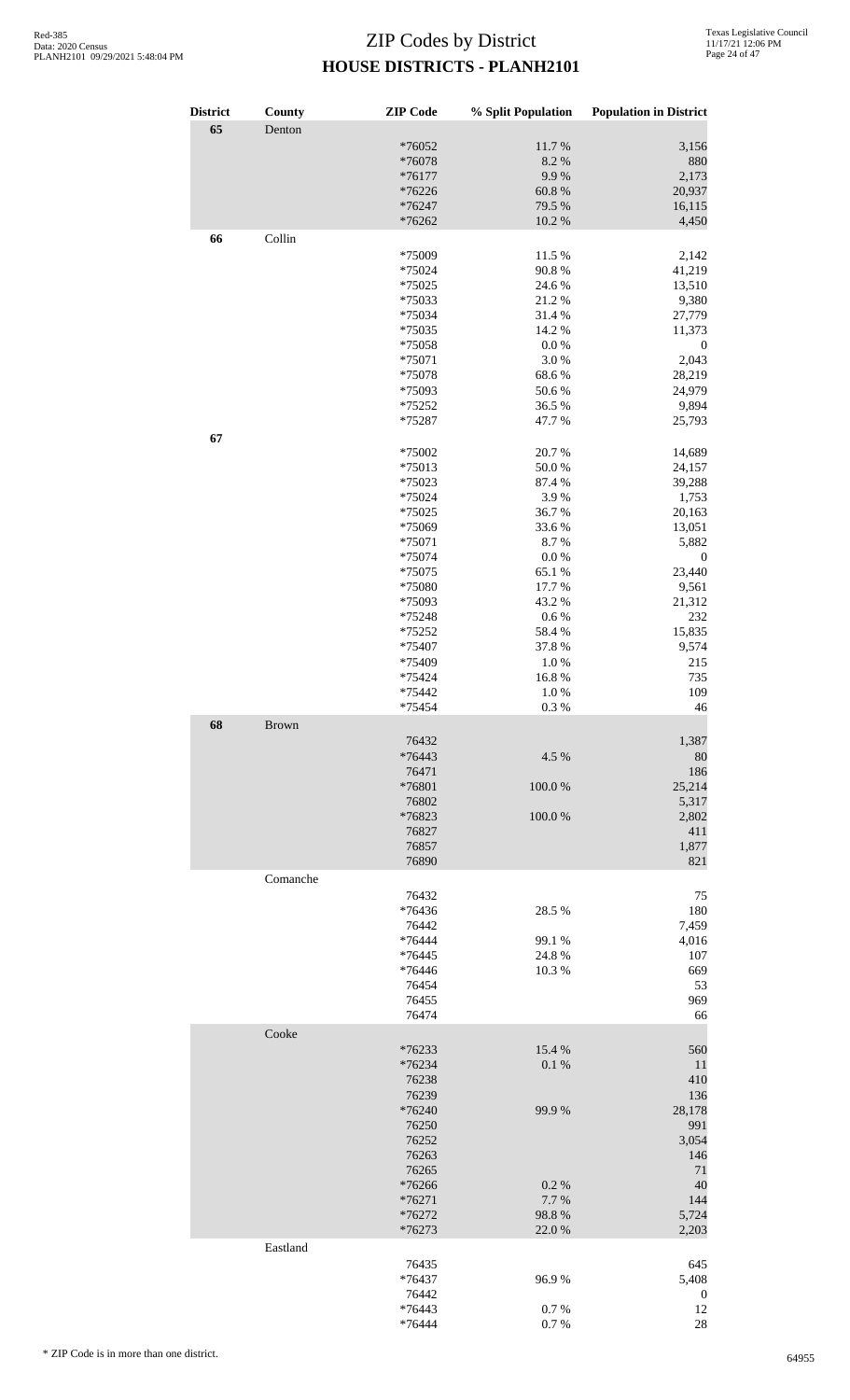# ZIP Codes by District
## HOUSE DISTRICTS - PLANH2101

| District | County | ZIP Code | % Split Population | Population in District |
|---|---|---|---|---|
| 65 | Denton | | | |
| | | *76052 | 11.7 % | 3,156 |
| | | *76078 | 8.2 % | 880 |
| | | *76177 | 9.9 % | 2,173 |
| | | *76226 | 60.8 % | 20,937 |
| | | *76247 | 79.5 % | 16,115 |
| | | *76262 | 10.2 % | 4,450 |
| 66 | Collin | | | |
| | | *75009 | 11.5 % | 2,142 |
| | | *75024 | 90.8 % | 41,219 |
| | | *75025 | 24.6 % | 13,510 |
| | | *75033 | 21.2 % | 9,380 |
| | | *75034 | 31.4 % | 27,779 |
| | | *75035 | 14.2 % | 11,373 |
| | | *75058 | 0.0 % | 0 |
| | | *75071 | 3.0 % | 2,043 |
| | | *75078 | 68.6 % | 28,219 |
| | | *75093 | 50.6 % | 24,979 |
| | | *75252 | 36.5 % | 9,894 |
| | | *75287 | 47.7 % | 25,793 |
| 67 | | | | |
| | | *75002 | 20.7 % | 14,689 |
| | | *75013 | 50.0 % | 24,157 |
| | | *75023 | 87.4 % | 39,288 |
| | | *75024 | 3.9 % | 1,753 |
| | | *75025 | 36.7 % | 20,163 |
| | | *75069 | 33.6 % | 13,051 |
| | | *75071 | 8.7 % | 5,882 |
| | | *75074 | 0.0 % | 0 |
| | | *75075 | 65.1 % | 23,440 |
| | | *75080 | 17.7 % | 9,561 |
| | | *75093 | 43.2 % | 21,312 |
| | | *75248 | 0.6 % | 232 |
| | | *75252 | 58.4 % | 15,835 |
| | | *75407 | 37.8 % | 9,574 |
| | | *75409 | 1.0 % | 215 |
| | | *75424 | 16.8 % | 735 |
| | | *75442 | 1.0 % | 109 |
| | | *75454 | 0.3 % | 46 |
| 68 | Brown | | | |
| | | 76432 | | 1,387 |
| | | *76443 | 4.5 % | 80 |
| | | 76471 | | 186 |
| | | *76801 | 100.0 % | 25,214 |
| | | 76802 | | 5,317 |
| | | *76823 | 100.0 % | 2,802 |
| | | 76827 | | 411 |
| | | 76857 | | 1,877 |
| | | 76890 | | 821 |
| | Comanche | | | |
| | | 76432 | | 75 |
| | | *76436 | 28.5 % | 180 |
| | | 76442 | | 7,459 |
| | | *76444 | 99.1 % | 4,016 |
| | | *76445 | 24.8 % | 107 |
| | | *76446 | 10.3 % | 669 |
| | | 76454 | | 53 |
| | | 76455 | | 969 |
| | | 76474 | | 66 |
| | Cooke | | | |
| | | *76233 | 15.4 % | 560 |
| | | *76234 | 0.1 % | 11 |
| | | 76238 | | 410 |
| | | 76239 | | 136 |
| | | *76240 | 99.9 % | 28,178 |
| | | 76250 | | 991 |
| | | 76252 | | 3,054 |
| | | 76263 | | 146 |
| | | 76265 | | 71 |
| | | *76266 | 0.2 % | 40 |
| | | *76271 | 7.7 % | 144 |
| | | *76272 | 98.8 % | 5,724 |
| | | *76273 | 22.0 % | 2,203 |
| | Eastland | | | |
| | | 76435 | | 645 |
| | | *76437 | 96.9 % | 5,408 |
| | | 76442 | | 0 |
| | | *76443 | 0.7 % | 12 |
| | | *76444 | 0.7 % | 28 |

* ZIP Code is in more than one district.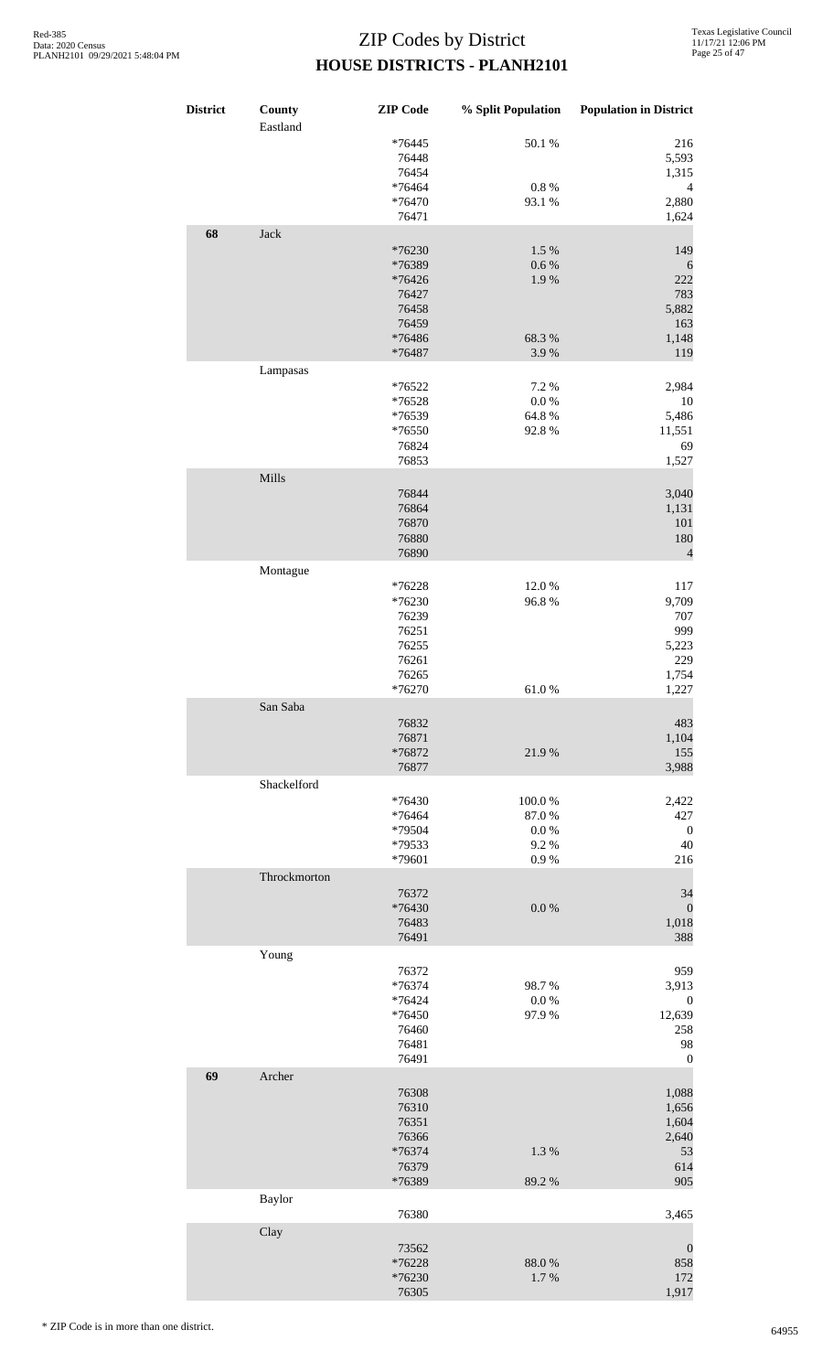# ZIP Codes by District

## HOUSE DISTRICTS - PLANH2101

| District | County | ZIP Code | % Split Population | Population in District |
|---|---|---|---|---|
| | Eastland | | | |
| | | *76445 | 50.1 % | 216 |
| | | 76448 | | 5,593 |
| | | 76454 | | 1,315 |
| | | *76464 | 0.8 % | 4 |
| | | *76470 | 93.1 % | 2,880 |
| | | 76471 | | 1,624 |
| **68** | Jack | | | |
| | | *76230 | 1.5 % | 149 |
| | | *76389 | 0.6 % | 6 |
| | | *76426 | 1.9 % | 222 |
| | | 76427 | | 783 |
| | | 76458 | | 5,882 |
| | | 76459 | | 163 |
| | | *76486 | 68.3 % | 1,148 |
| | | *76487 | 3.9 % | 119 |
| | Lampasas | | | |
| | | *76522 | 7.2 % | 2,984 |
| | | *76528 | 0.0 % | 10 |
| | | *76539 | 64.8 % | 5,486 |
| | | *76550 | 92.8 % | 11,551 |
| | | 76824 | | 69 |
| | | 76853 | | 1,527 |
| | Mills | | | |
| | | 76844 | | 3,040 |
| | | 76864 | | 1,131 |
| | | 76870 | | 101 |
| | | 76880 | | 180 |
| | | 76890 | | 4 |
| | Montague | | | |
| | | *76228 | 12.0 % | 117 |
| | | *76230 | 96.8 % | 9,709 |
| | | 76239 | | 707 |
| | | 76251 | | 999 |
| | | 76255 | | 5,223 |
| | | 76261 | | 229 |
| | | 76265 | | 1,754 |
| | | *76270 | 61.0 % | 1,227 |
| | San Saba | | | |
| | | 76832 | | 483 |
| | | 76871 | | 1,104 |
| | | *76872 | 21.9 % | 155 |
| | | 76877 | | 3,988 |
| | Shackelford | | | |
| | | *76430 | 100.0 % | 2,422 |
| | | *76464 | 87.0 % | 427 |
| | | *79504 | 0.0 % | 0 |
| | | *79533 | 9.2 % | 40 |
| | | *79601 | 0.9 % | 216 |
| | Throckmorton | | | |
| | | 76372 | | 34 |
| | | *76430 | 0.0 % | 0 |
| | | 76483 | | 1,018 |
| | | 76491 | | 388 |
| | Young | | | |
| | | 76372 | | 959 |
| | | *76374 | 98.7 % | 3,913 |
| | | *76424 | 0.0 % | 0 |
| | | *76450 | 97.9 % | 12,639 |
| | | 76460 | | 258 |
| | | 76481 | | 98 |
| | | 76491 | | 0 |
| **69** | Archer | | | |
| | | 76308 | | 1,088 |
| | | 76310 | | 1,656 |
| | | 76351 | | 1,604 |
| | | 76366 | | 2,640 |
| | | *76374 | 1.3 % | 53 |
| | | 76379 | | 614 |
| | | *76389 | 89.2 % | 905 |
| | Baylor | | | |
| | | 76380 | | 3,465 |
| | Clay | | | |
| | | 73562 | | 0 |
| | | *76228 | 88.0 % | 858 |
| | | *76230 | 1.7 % | 172 |
| | | 76305 | | 1,917 |

\* ZIP Code is in more than one district.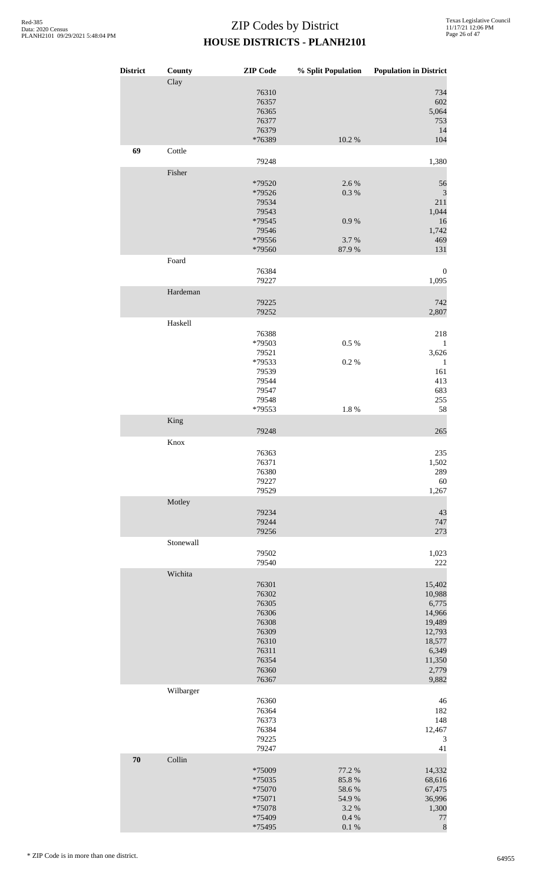# ZIP Codes by District

## HOUSE DISTRICTS - PLANH2101

| District | County | ZIP Code | % Split Population | Population in District |
|---|---|---|---|---|
| | Clay | | | |
| | | 76310 | | 734 |
| | | 76357 | | 602 |
| | | 76365 | | 5,064 |
| | | 76377 | | 753 |
| | | 76379 | | 14 |
| | | *76389 | 10.2 % | 104 |
| **69** | Cottle | | | |
| | | 79248 | | 1,380 |
| | Fisher | | | |
| | | *79520 | 2.6 % | 56 |
| | | *79526 | 0.3 % | 3 |
| | | 79534 | | 211 |
| | | 79543 | | 1,044 |
| | | *79545 | 0.9 % | 16 |
| | | 79546 | | 1,742 |
| | | *79556 | 3.7 % | 469 |
| | | *79560 | 87.9 % | 131 |
| | Foard | | | |
| | | 76384 | | 0 |
| | | 79227 | | 1,095 |
| | Hardeman | | | |
| | | 79225 | | 742 |
| | | 79252 | | 2,807 |
| | Haskell | | | |
| | | 76388 | | 218 |
| | | *79503 | 0.5 % | 1 |
| | | 79521 | | 3,626 |
| | | *79533 | 0.2 % | 1 |
| | | 79539 | | 161 |
| | | 79544 | | 413 |
| | | 79547 | | 683 |
| | | 79548 | | 255 |
| | | *79553 | 1.8 % | 58 |
| | King | | | |
| | | 79248 | | 265 |
| | Knox | | | |
| | | 76363 | | 235 |
| | | 76371 | | 1,502 |
| | | 76380 | | 289 |
| | | 79227 | | 60 |
| | | 79529 | | 1,267 |
| | Motley | | | |
| | | 79234 | | 43 |
| | | 79244 | | 747 |
| | | 79256 | | 273 |
| | Stonewall | | | |
| | | 79502 | | 1,023 |
| | | 79540 | | 222 |
| | Wichita | | | |
| | | 76301 | | 15,402 |
| | | 76302 | | 10,988 |
| | | 76305 | | 6,775 |
| | | 76306 | | 14,966 |
| | | 76308 | | 19,489 |
| | | 76309 | | 12,793 |
| | | 76310 | | 18,577 |
| | | 76311 | | 6,349 |
| | | 76354 | | 11,350 |
| | | 76360 | | 2,779 |
| | | 76367 | | 9,882 |
| | Wilbarger | | | |
| | | 76360 | | 46 |
| | | 76364 | | 182 |
| | | 76373 | | 148 |
| | | 76384 | | 12,467 |
| | | 79225 | | 3 |
| | | 79247 | | 41 |
| **70** | Collin | | | |
| | | *75009 | 77.2 % | 14,332 |
| | | *75035 | 85.8 % | 68,616 |
| | | *75070 | 58.6 % | 67,475 |
| | | *75071 | 54.9 % | 36,996 |
| | | *75078 | 3.2 % | 1,300 |
| | | *75409 | 0.4 % | 77 |
| | | *75495 | 0.1 % | 8 |

\* ZIP Code is in more than one district.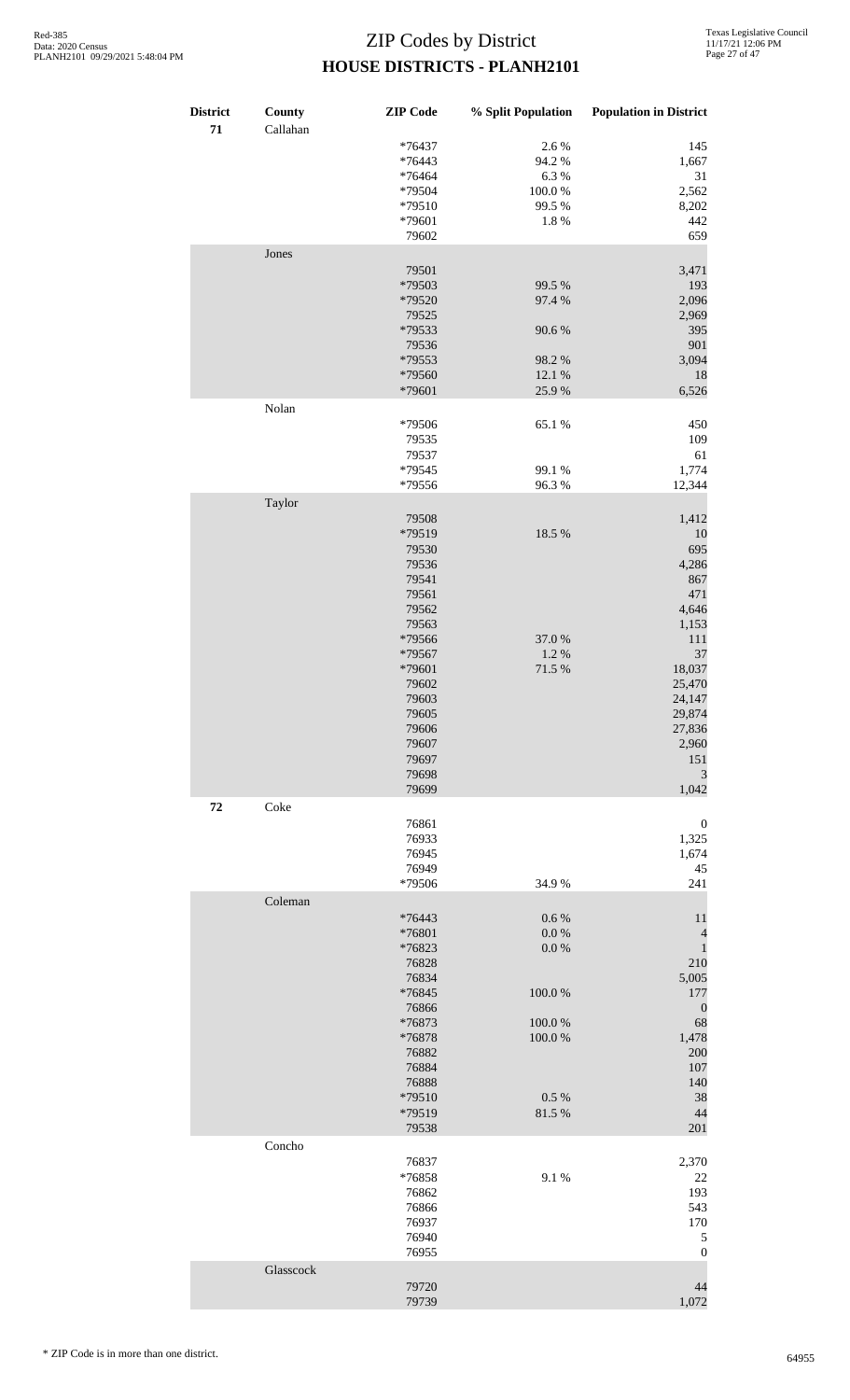# ZIP Codes by District

## HOUSE DISTRICTS - PLANH2101

| District | County | ZIP Code | % Split Population | Population in District |
|---|---|---|---|---|
| 71 | Callahan | | | |
| | | *76437 | 2.6 % | 145 |
| | | *76443 | 94.2 % | 1,667 |
| | | *76464 | 6.3 % | 31 |
| | | *79504 | 100.0 % | 2,562 |
| | | *79510 | 99.5 % | 8,202 |
| | | *79601 | 1.8 % | 442 |
| | | 79602 | | 659 |
| | Jones | | | |
| | | 79501 | | 3,471 |
| | | *79503 | 99.5 % | 193 |
| | | *79520 | 97.4 % | 2,096 |
| | | 79525 | | 2,969 |
| | | *79533 | 90.6 % | 395 |
| | | 79536 | | 901 |
| | | *79553 | 98.2 % | 3,094 |
| | | *79560 | 12.1 % | 18 |
| | | *79601 | 25.9 % | 6,526 |
| | Nolan | | | |
| | | *79506 | 65.1 % | 450 |
| | | 79535 | | 109 |
| | | 79537 | | 61 |
| | | *79545 | 99.1 % | 1,774 |
| | | *79556 | 96.3 % | 12,344 |
| | Taylor | | | |
| | | 79508 | | 1,412 |
| | | *79519 | 18.5 % | 10 |
| | | 79530 | | 695 |
| | | 79536 | | 4,286 |
| | | 79541 | | 867 |
| | | 79561 | | 471 |
| | | 79562 | | 4,646 |
| | | 79563 | | 1,153 |
| | | *79566 | 37.0 % | 111 |
| | | *79567 | 1.2 % | 37 |
| | | *79601 | 71.5 % | 18,037 |
| | | 79602 | | 25,470 |
| | | 79603 | | 24,147 |
| | | 79605 | | 29,874 |
| | | 79606 | | 27,836 |
| | | 79607 | | 2,960 |
| | | 79697 | | 151 |
| | | 79698 | | 3 |
| | | 79699 | | 1,042 |
| 72 | Coke | | | |
| | | 76861 | | 0 |
| | | 76933 | | 1,325 |
| | | 76945 | | 1,674 |
| | | 76949 | | 45 |
| | | *79506 | 34.9 % | 241 |
| | Coleman | | | |
| | | *76443 | 0.6 % | 11 |
| | | *76801 | 0.0 % | 4 |
| | | *76823 | 0.0 % | 1 |
| | | 76828 | | 210 |
| | | 76834 | | 5,005 |
| | | *76845 | 100.0 % | 177 |
| | | 76866 | | 0 |
| | | *76873 | 100.0 % | 68 |
| | | *76878 | 100.0 % | 1,478 |
| | | 76882 | | 200 |
| | | 76884 | | 107 |
| | | 76888 | | 140 |
| | | *79510 | 0.5 % | 38 |
| | | *79519 | 81.5 % | 44 |
| | | 79538 | | 201 |
| | Concho | | | |
| | | 76837 | | 2,370 |
| | | *76858 | 9.1 % | 22 |
| | | 76862 | | 193 |
| | | 76866 | | 543 |
| | | 76937 | | 170 |
| | | 76940 | | 5 |
| | | 76955 | | 0 |
| | Glasscock | | | |
| | | 79720 | | 44 |
| | | 79739 | | 1,072 |

\* ZIP Code is in more than one district.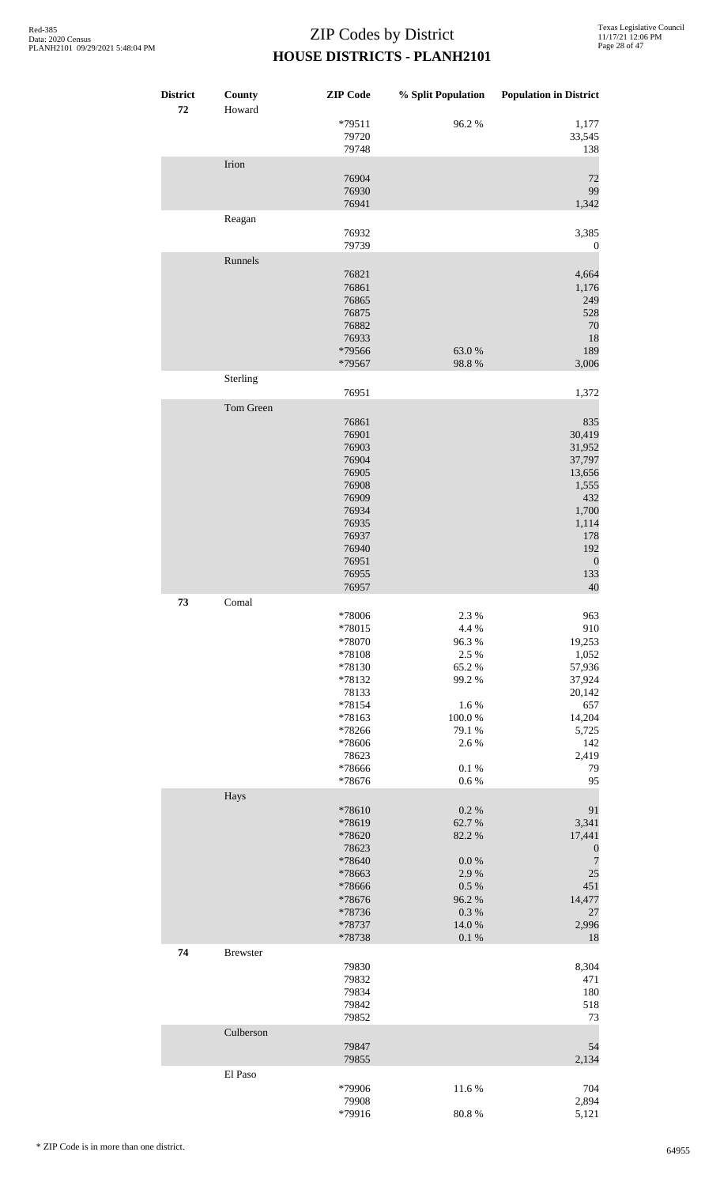# ZIP Codes by District

## HOUSE DISTRICTS - PLANH2101

| District | County | ZIP Code | % Split Population | Population in District |
|---|---|---|---|---|
| 72 | Howard | | | |
| | | *79511 | 96.2 % | 1,177 |
| | | 79720 | | 33,545 |
| | | 79748 | | 138 |
| | Irion | | | |
| | | 76904 | | 72 |
| | | 76930 | | 99 |
| | | 76941 | | 1,342 |
| | Reagan | | | |
| | | 76932 | | 3,385 |
| | | 79739 | | 0 |
| | Runnels | | | |
| | | 76821 | | 4,664 |
| | | 76861 | | 1,176 |
| | | 76865 | | 249 |
| | | 76875 | | 528 |
| | | 76882 | | 70 |
| | | 76933 | | 18 |
| | | *79566 | 63.0 % | 189 |
| | | *79567 | 98.8 % | 3,006 |
| | Sterling | | | |
| | | 76951 | | 1,372 |
| | Tom Green | | | |
| | | 76861 | | 835 |
| | | 76901 | | 30,419 |
| | | 76903 | | 31,952 |
| | | 76904 | | 37,797 |
| | | 76905 | | 13,656 |
| | | 76908 | | 1,555 |
| | | 76909 | | 432 |
| | | 76934 | | 1,700 |
| | | 76935 | | 1,114 |
| | | 76937 | | 178 |
| | | 76940 | | 192 |
| | | 76951 | | 0 |
| | | 76955 | | 133 |
| | | 76957 | | 40 |
| 73 | Comal | | | |
| | | *78006 | 2.3 % | 963 |
| | | *78015 | 4.4 % | 910 |
| | | *78070 | 96.3 % | 19,253 |
| | | *78108 | 2.5 % | 1,052 |
| | | *78130 | 65.2 % | 57,936 |
| | | *78132 | 99.2 % | 37,924 |
| | | 78133 | | 20,142 |
| | | *78154 | 1.6 % | 657 |
| | | *78163 | 100.0 % | 14,204 |
| | | *78266 | 79.1 % | 5,725 |
| | | *78606 | 2.6 % | 142 |
| | | 78623 | | 2,419 |
| | | *78666 | 0.1 % | 79 |
| | | *78676 | 0.6 % | 95 |
| | Hays | | | |
| | | *78610 | 0.2 % | 91 |
| | | *78619 | 62.7 % | 3,341 |
| | | *78620 | 82.2 % | 17,441 |
| | | 78623 | | 0 |
| | | *78640 | 0.0 % | 7 |
| | | *78663 | 2.9 % | 25 |
| | | *78666 | 0.5 % | 451 |
| | | *78676 | 96.2 % | 14,477 |
| | | *78736 | 0.3 % | 27 |
| | | *78737 | 14.0 % | 2,996 |
| | | *78738 | 0.1 % | 18 |
| 74 | Brewster | | | |
| | | 79830 | | 8,304 |
| | | 79832 | | 471 |
| | | 79834 | | 180 |
| | | 79842 | | 518 |
| | | 79852 | | 73 |
| | Culberson | | | |
| | | 79847 | | 54 |
| | | 79855 | | 2,134 |
| | El Paso | | | |
| | | *79906 | 11.6 % | 704 |
| | | 79908 | | 2,894 |
| | | *79916 | 80.8 % | 5,121 |

\* ZIP Code is in more than one district.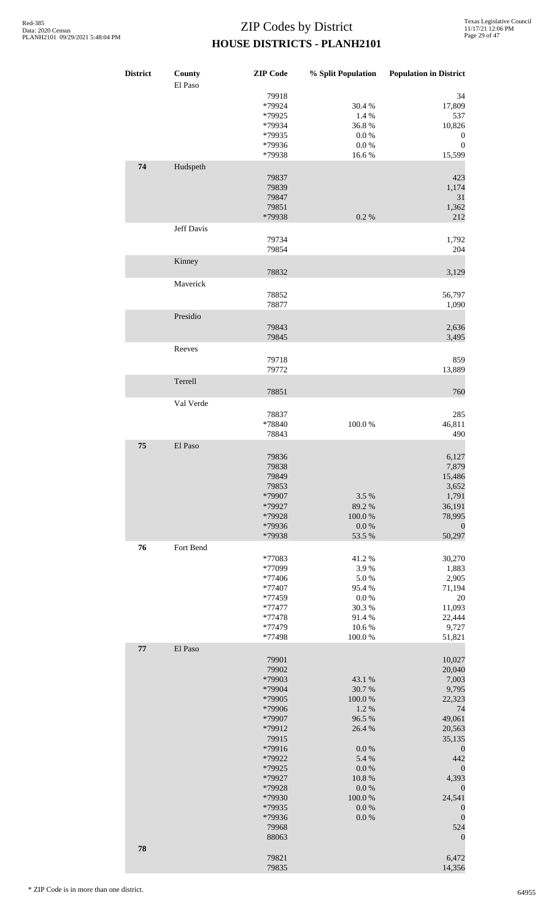# ZIP Codes by District

## HOUSE DISTRICTS - PLANH2101

| District | County | ZIP Code | % Split Population | Population in District |
|---|---|---|---|---|
| | El Paso | | | |
| | | 79918 | | 34 |
| | | *79924 | 30.4 % | 17,809 |
| | | *79925 | 1.4 % | 537 |
| | | *79934 | 36.8 % | 10,826 |
| | | *79935 | 0.0 % | 0 |
| | | *79936 | 0.0 % | 0 |
| | | *79938 | 16.6 % | 15,599 |
| **74** | Hudspeth | | | |
| | | 79837 | | 423 |
| | | 79839 | | 1,174 |
| | | 79847 | | 31 |
| | | 79851 | | 1,362 |
| | | *79938 | 0.2 % | 212 |
| | Jeff Davis | | | |
| | | 79734 | | 1,792 |
| | | 79854 | | 204 |
| | Kinney | | | |
| | | 78832 | | 3,129 |
| | Maverick | | | |
| | | 78852 | | 56,797 |
| | | 78877 | | 1,090 |
| | Presidio | | | |
| | | 79843 | | 2,636 |
| | | 79845 | | 3,495 |
| | Reeves | | | |
| | | 79718 | | 859 |
| | | 79772 | | 13,889 |
| | Terrell | | | |
| | | 78851 | | 760 |
| | Val Verde | | | |
| | | 78837 | | 285 |
| | | *78840 | 100.0 % | 46,811 |
| | | 78843 | | 490 |
| **75** | El Paso | | | |
| | | 79836 | | 6,127 |
| | | 79838 | | 7,879 |
| | | 79849 | | 15,486 |
| | | 79853 | | 3,652 |
| | | *79907 | 3.5 % | 1,791 |
| | | *79927 | 89.2 % | 36,191 |
| | | *79928 | 100.0 % | 78,995 |
| | | *79936 | 0.0 % | 0 |
| | | *79938 | 53.5 % | 50,297 |
| **76** | Fort Bend | | | |
| | | *77083 | 41.2 % | 30,270 |
| | | *77099 | 3.9 % | 1,883 |
| | | *77406 | 5.0 % | 2,905 |
| | | *77407 | 95.4 % | 71,194 |
| | | *77459 | 0.0 % | 20 |
| | | *77477 | 30.3 % | 11,093 |
| | | *77478 | 91.4 % | 22,444 |
| | | *77479 | 10.6 % | 9,727 |
| | | *77498 | 100.0 % | 51,821 |
| **77** | El Paso | | | |
| | | 79901 | | 10,027 |
| | | 79902 | | 20,040 |
| | | *79903 | 43.1 % | 7,003 |
| | | *79904 | 30.7 % | 9,795 |
| | | *79905 | 100.0 % | 22,323 |
| | | *79906 | 1.2 % | 74 |
| | | *79907 | 96.5 % | 49,061 |
| | | *79912 | 26.4 % | 20,563 |
| | | 79915 | | 35,135 |
| | | *79916 | 0.0 % | 0 |
| | | *79922 | 5.4 % | 442 |
| | | *79925 | 0.0 % | 0 |
| | | *79927 | 10.8 % | 4,393 |
| | | *79928 | 0.0 % | 0 |
| | | *79930 | 100.0 % | 24,541 |
| | | *79935 | 0.0 % | 0 |
| | | *79936 | 0.0 % | 0 |
| | | 79968 | | 524 |
| | | 88063 | | 0 |
| **78** | | | | |
| | | 79821 | | 6,472 |
| | | 79835 | | 14,356 |

\* ZIP Code is in more than one district.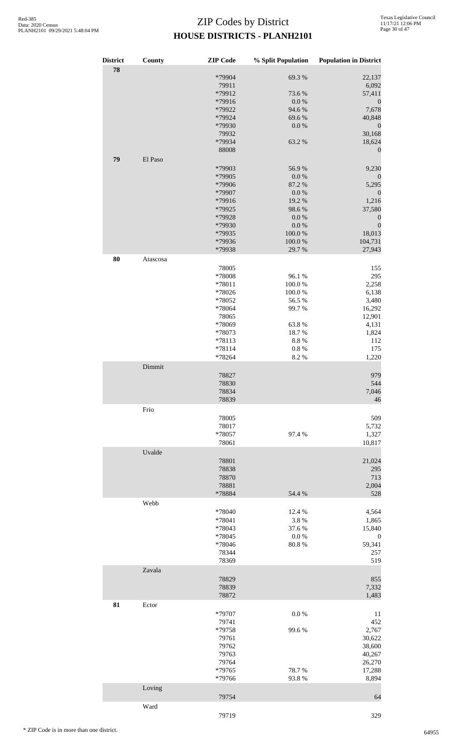# ZIP Codes by District
## HOUSE DISTRICTS - PLANH2101

| District | County | ZIP Code | % Split Population | Population in District |
|---|---|---|---|---|
| 78 | | | | |
| | | *79904 | 69.3 % | 22,137 |
| | | 79911 | | 6,092 |
| | | *79912 | 73.6 % | 57,411 |
| | | *79916 | 0.0 % | 0 |
| | | *79922 | 94.6 % | 7,678 |
| | | *79924 | 69.6 % | 40,848 |
| | | *79930 | 0.0 % | 0 |
| | | 79932 | | 30,168 |
| | | *79934 | 63.2 % | 18,624 |
| | | 88008 | | 0 |
| 79 | El Paso | | | |
| | | *79903 | 56.9 % | 9,230 |
| | | *79905 | 0.0 % | 0 |
| | | *79906 | 87.2 % | 5,295 |
| | | *79907 | 0.0 % | 0 |
| | | *79916 | 19.2 % | 1,216 |
| | | *79925 | 98.6 % | 37,580 |
| | | *79928 | 0.0 % | 0 |
| | | *79930 | 0.0 % | 0 |
| | | *79935 | 100.0 % | 18,013 |
| | | *79936 | 100.0 % | 104,731 |
| | | *79938 | 29.7 % | 27,943 |
| 80 | Atascosa | | | |
| | | 78005 | | 155 |
| | | *78008 | 96.1 % | 295 |
| | | *78011 | 100.0 % | 2,258 |
| | | *78026 | 100.0 % | 6,138 |
| | | *78052 | 56.5 % | 3,480 |
| | | *78064 | 99.7 % | 16,292 |
| | | 78065 | | 12,901 |
| | | *78069 | 63.8 % | 4,131 |
| | | *78073 | 18.7 % | 1,824 |
| | | *78113 | 8.8 % | 112 |
| | | *78114 | 0.8 % | 175 |
| | | *78264 | 8.2 % | 1,220 |
| | Dimmit | | | |
| | | 78827 | | 979 |
| | | 78830 | | 544 |
| | | 78834 | | 7,046 |
| | | 78839 | | 46 |
| | Frio | | | |
| | | 78005 | | 509 |
| | | 78017 | | 5,732 |
| | | *78057 | 97.4 % | 1,327 |
| | | 78061 | | 10,817 |
| | Uvalde | | | |
| | | 78801 | | 21,024 |
| | | 78838 | | 295 |
| | | 78870 | | 713 |
| | | 78881 | | 2,004 |
| | | *78884 | 54.4 % | 528 |
| | Webb | | | |
| | | *78040 | 12.4 % | 4,564 |
| | | *78041 | 3.8 % | 1,865 |
| | | *78043 | 37.6 % | 15,840 |
| | | *78045 | 0.0 % | 0 |
| | | *78046 | 80.8 % | 59,341 |
| | | 78344 | | 257 |
| | | 78369 | | 519 |
| | Zavala | | | |
| | | 78829 | | 855 |
| | | 78839 | | 7,332 |
| | | 78872 | | 1,483 |
| 81 | Ector | | | |
| | | *79707 | 0.0 % | 11 |
| | | 79741 | | 452 |
| | | *79758 | 99.6 % | 2,767 |
| | | 79761 | | 30,622 |
| | | 79762 | | 38,600 |
| | | 79763 | | 40,267 |
| | | 79764 | | 26,270 |
| | | *79765 | 78.7 % | 17,288 |
| | | *79766 | 93.8 % | 8,894 |
| | Loving | | | |
| | | 79754 | | 64 |
| | Ward | | | |
| | | 79719 | | 329 |

\* ZIP Code is in more than one district.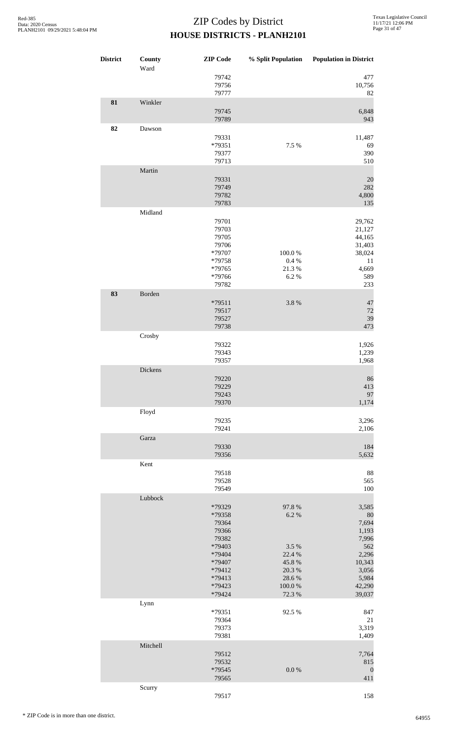# ZIP Codes by District
## HOUSE DISTRICTS - PLANH2101

| District | County | ZIP Code | % Split Population | Population in District |
|---|---|---|---|---|
| | Ward | | | |
| | | 79742 | | 477 |
| | | 79756 | | 10,756 |
| | | 79777 | | 82 |
| **81** | Winkler | | | |
| | | 79745 | | 6,848 |
| | | 79789 | | 943 |
| **82** | Dawson | | | |
| | | 79331 | | 11,487 |
| | | *79351 | 7.5 % | 69 |
| | | 79377 | | 390 |
| | | 79713 | | 510 |
| | Martin | | | |
| | | 79331 | | 20 |
| | | 79749 | | 282 |
| | | 79782 | | 4,800 |
| | | 79783 | | 135 |
| | Midland | | | |
| | | 79701 | | 29,762 |
| | | 79703 | | 21,127 |
| | | 79705 | | 44,165 |
| | | 79706 | | 31,403 |
| | | *79707 | 100.0 % | 38,024 |
| | | *79758 | 0.4 % | 11 |
| | | *79765 | 21.3 % | 4,669 |
| | | *79766 | 6.2 % | 589 |
| | | 79782 | | 233 |
| **83** | Borden | | | |
| | | *79511 | 3.8 % | 47 |
| | | 79517 | | 72 |
| | | 79527 | | 39 |
| | | 79738 | | 473 |
| | Crosby | | | |
| | | 79322 | | 1,926 |
| | | 79343 | | 1,239 |
| | | 79357 | | 1,968 |
| | Dickens | | | |
| | | 79220 | | 86 |
| | | 79229 | | 413 |
| | | 79243 | | 97 |
| | | 79370 | | 1,174 |
| | Floyd | | | |
| | | 79235 | | 3,296 |
| | | 79241 | | 2,106 |
| | Garza | | | |
| | | 79330 | | 184 |
| | | 79356 | | 5,632 |
| | Kent | | | |
| | | 79518 | | 88 |
| | | 79528 | | 565 |
| | | 79549 | | 100 |
| | Lubbock | | | |
| | | *79329 | 97.8 % | 3,585 |
| | | *79358 | 6.2 % | 80 |
| | | 79364 | | 7,694 |
| | | 79366 | | 1,193 |
| | | 79382 | | 7,996 |
| | | *79403 | 3.5 % | 562 |
| | | *79404 | 22.4 % | 2,296 |
| | | *79407 | 45.8 % | 10,343 |
| | | *79412 | 20.3 % | 3,056 |
| | | *79413 | 28.6 % | 5,984 |
| | | *79423 | 100.0 % | 42,290 |
| | | *79424 | 72.3 % | 39,037 |
| | Lynn | | | |
| | | *79351 | 92.5 % | 847 |
| | | 79364 | | 21 |
| | | 79373 | | 3,319 |
| | | 79381 | | 1,409 |
| | Mitchell | | | |
| | | 79512 | | 7,764 |
| | | 79532 | | 815 |
| | | *79545 | 0.0 % | 0 |
| | | 79565 | | 411 |
| | Scurry | | | |
| | | 79517 | | 158 |

\* ZIP Code is in more than one district.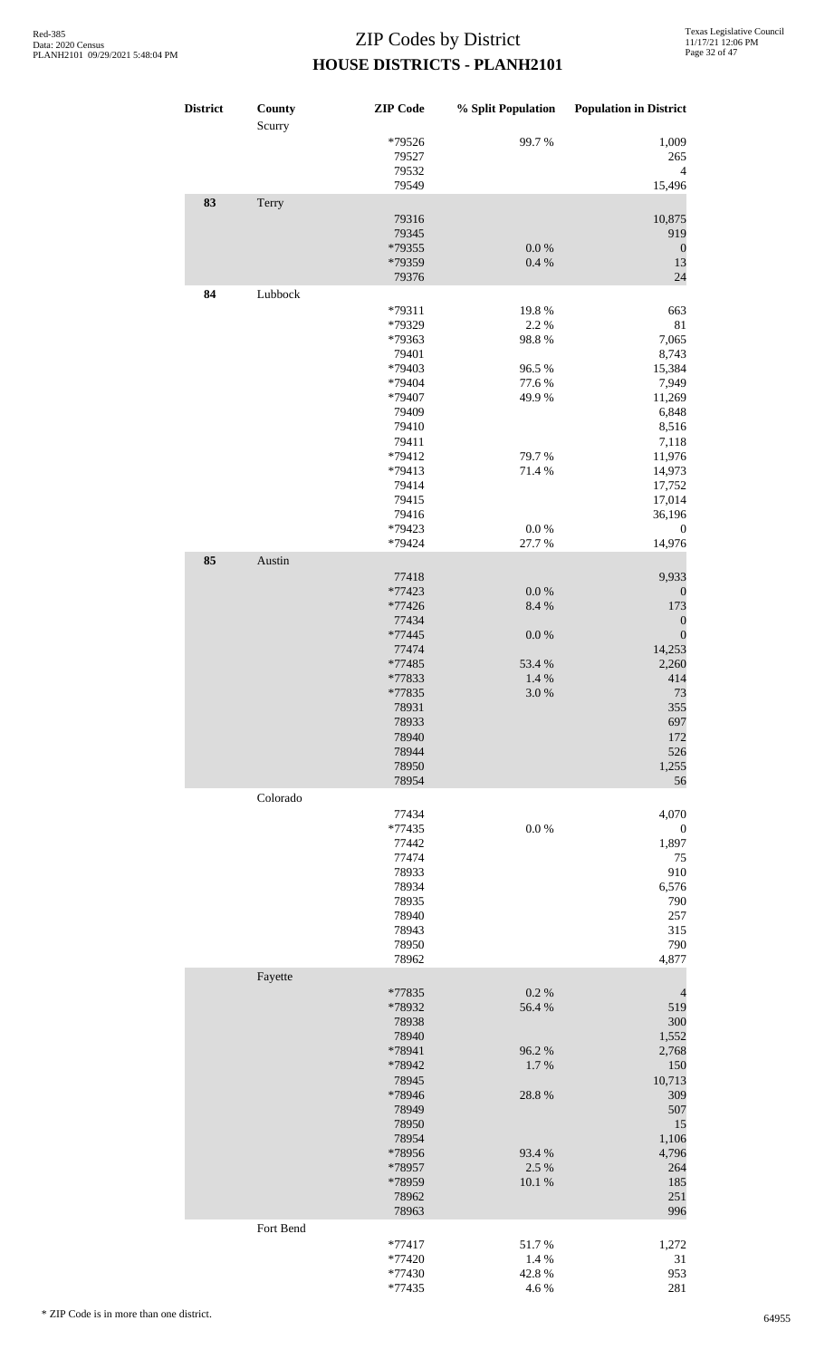# ZIP Codes by District

## HOUSE DISTRICTS - PLANH2101

| District | County | ZIP Code | % Split Population | Population in District |
|---|---|---|---|---|
| | Scurry | | | |
| | | *79526 | 99.7 % | 1,009 |
| | | 79527 | | 265 |
| | | 79532 | | 4 |
| | | 79549 | | 15,496 |
| 83 | Terry | | | |
| | | 79316 | | 10,875 |
| | | 79345 | | 919 |
| | | *79355 | 0.0 % | 0 |
| | | *79359 | 0.4 % | 13 |
| | | 79376 | | 24 |
| 84 | Lubbock | | | |
| | | *79311 | 19.8 % | 663 |
| | | *79329 | 2.2 % | 81 |
| | | *79363 | 98.8 % | 7,065 |
| | | 79401 | | 8,743 |
| | | *79403 | 96.5 % | 15,384 |
| | | *79404 | 77.6 % | 7,949 |
| | | *79407 | 49.9 % | 11,269 |
| | | 79409 | | 6,848 |
| | | 79410 | | 8,516 |
| | | 79411 | | 7,118 |
| | | *79412 | 79.7 % | 11,976 |
| | | *79413 | 71.4 % | 14,973 |
| | | 79414 | | 17,752 |
| | | 79415 | | 17,014 |
| | | 79416 | | 36,196 |
| | | *79423 | 0.0 % | 0 |
| | | *79424 | 27.7 % | 14,976 |
| 85 | Austin | | | |
| | | 77418 | | 9,933 |
| | | *77423 | 0.0 % | 0 |
| | | *77426 | 8.4 % | 173 |
| | | 77434 | | 0 |
| | | *77445 | 0.0 % | 0 |
| | | 77474 | | 14,253 |
| | | *77485 | 53.4 % | 2,260 |
| | | *77833 | 1.4 % | 414 |
| | | *77835 | 3.0 % | 73 |
| | | 78931 | | 355 |
| | | 78933 | | 697 |
| | | 78940 | | 172 |
| | | 78944 | | 526 |
| | | 78950 | | 1,255 |
| | | 78954 | | 56 |
| | Colorado | | | |
| | | 77434 | | 4,070 |
| | | *77435 | 0.0 % | 0 |
| | | 77442 | | 1,897 |
| | | 77474 | | 75 |
| | | 78933 | | 910 |
| | | 78934 | | 6,576 |
| | | 78935 | | 790 |
| | | 78940 | | 257 |
| | | 78943 | | 315 |
| | | 78950 | | 790 |
| | | 78962 | | 4,877 |
| | Fayette | | | |
| | | *77835 | 0.2 % | 4 |
| | | *78932 | 56.4 % | 519 |
| | | 78938 | | 300 |
| | | 78940 | | 1,552 |
| | | *78941 | 96.2 % | 2,768 |
| | | *78942 | 1.7 % | 150 |
| | | 78945 | | 10,713 |
| | | *78946 | 28.8 % | 309 |
| | | 78949 | | 507 |
| | | 78950 | | 15 |
| | | 78954 | | 1,106 |
| | | *78956 | 93.4 % | 4,796 |
| | | *78957 | 2.5 % | 264 |
| | | *78959 | 10.1 % | 185 |
| | | 78962 | | 251 |
| | | 78963 | | 996 |
| | Fort Bend | | | |
| | | *77417 | 51.7 % | 1,272 |
| | | *77420 | 1.4 % | 31 |
| | | *77430 | 42.8 % | 953 |
| | | *77435 | 4.6 % | 281 |

\* ZIP Code is in more than one district.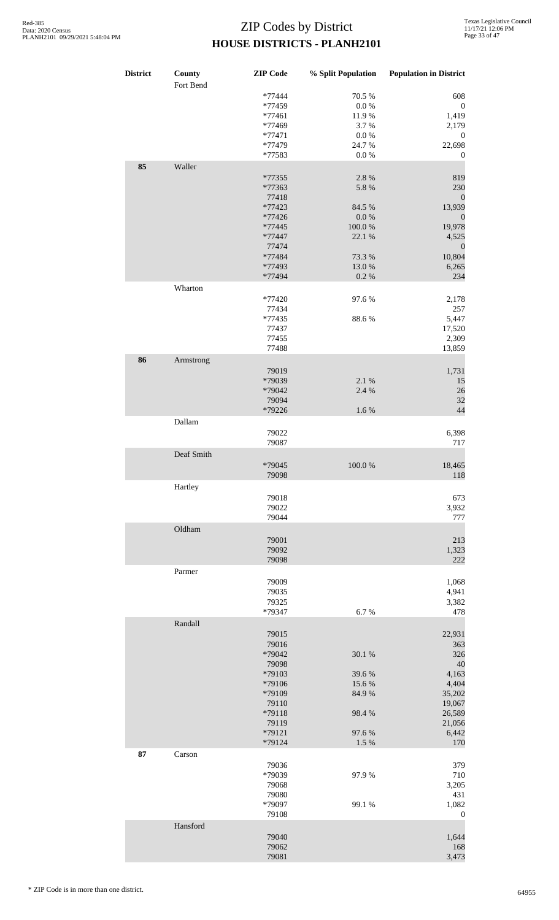# ZIP Codes by District

## HOUSE DISTRICTS - PLANH2101

| District | County | ZIP Code | % Split Population | Population in District |
|---|---|---|---|---|
| | Fort Bend | | | |
| | | *77444 | 70.5 % | 608 |
| | | *77459 | 0.0 % | 0 |
| | | *77461 | 11.9 % | 1,419 |
| | | *77469 | 3.7 % | 2,179 |
| | | *77471 | 0.0 % | 0 |
| | | *77479 | 24.7 % | 22,698 |
| | | *77583 | 0.0 % | 0 |
| **85** | Waller | | | |
| | | *77355 | 2.8 % | 819 |
| | | *77363 | 5.8 % | 230 |
| | | 77418 | | 0 |
| | | *77423 | 84.5 % | 13,939 |
| | | *77426 | 0.0 % | 0 |
| | | *77445 | 100.0 % | 19,978 |
| | | *77447 | 22.1 % | 4,525 |
| | | 77474 | | 0 |
| | | *77484 | 73.3 % | 10,804 |
| | | *77493 | 13.0 % | 6,265 |
| | | *77494 | 0.2 % | 234 |
| | Wharton | | | |
| | | *77420 | 97.6 % | 2,178 |
| | | 77434 | | 257 |
| | | *77435 | 88.6 % | 5,447 |
| | | 77437 | | 17,520 |
| | | 77455 | | 2,309 |
| | | 77488 | | 13,859 |
| **86** | Armstrong | | | |
| | | 79019 | | 1,731 |
| | | *79039 | 2.1 % | 15 |
| | | *79042 | 2.4 % | 26 |
| | | 79094 | | 32 |
| | | *79226 | 1.6 % | 44 |
| | Dallam | | | |
| | | 79022 | | 6,398 |
| | | 79087 | | 717 |
| | Deaf Smith | | | |
| | | *79045 | 100.0 % | 18,465 |
| | | 79098 | | 118 |
| | Hartley | | | |
| | | 79018 | | 673 |
| | | 79022 | | 3,932 |
| | | 79044 | | 777 |
| | Oldham | | | |
| | | 79001 | | 213 |
| | | 79092 | | 1,323 |
| | | 79098 | | 222 |
| | Parmer | | | |
| | | 79009 | | 1,068 |
| | | 79035 | | 4,941 |
| | | 79325 | | 3,382 |
| | | *79347 | 6.7 % | 478 |
| | Randall | | | |
| | | 79015 | | 22,931 |
| | | 79016 | | 363 |
| | | *79042 | 30.1 % | 326 |
| | | 79098 | | 40 |
| | | *79103 | 39.6 % | 4,163 |
| | | *79106 | 15.6 % | 4,404 |
| | | *79109 | 84.9 % | 35,202 |
| | | 79110 | | 19,067 |
| | | *79118 | 98.4 % | 26,589 |
| | | 79119 | | 21,056 |
| | | *79121 | 97.6 % | 6,442 |
| | | *79124 | 1.5 % | 170 |
| **87** | Carson | | | |
| | | 79036 | | 379 |
| | | *79039 | 97.9 % | 710 |
| | | 79068 | | 3,205 |
| | | 79080 | | 431 |
| | | *79097 | 99.1 % | 1,082 |
| | | 79108 | | 0 |
| | Hansford | | | |
| | | 79040 | | 1,644 |
| | | 79062 | | 168 |
| | | 79081 | | 3,473 |

\* ZIP Code is in more than one district.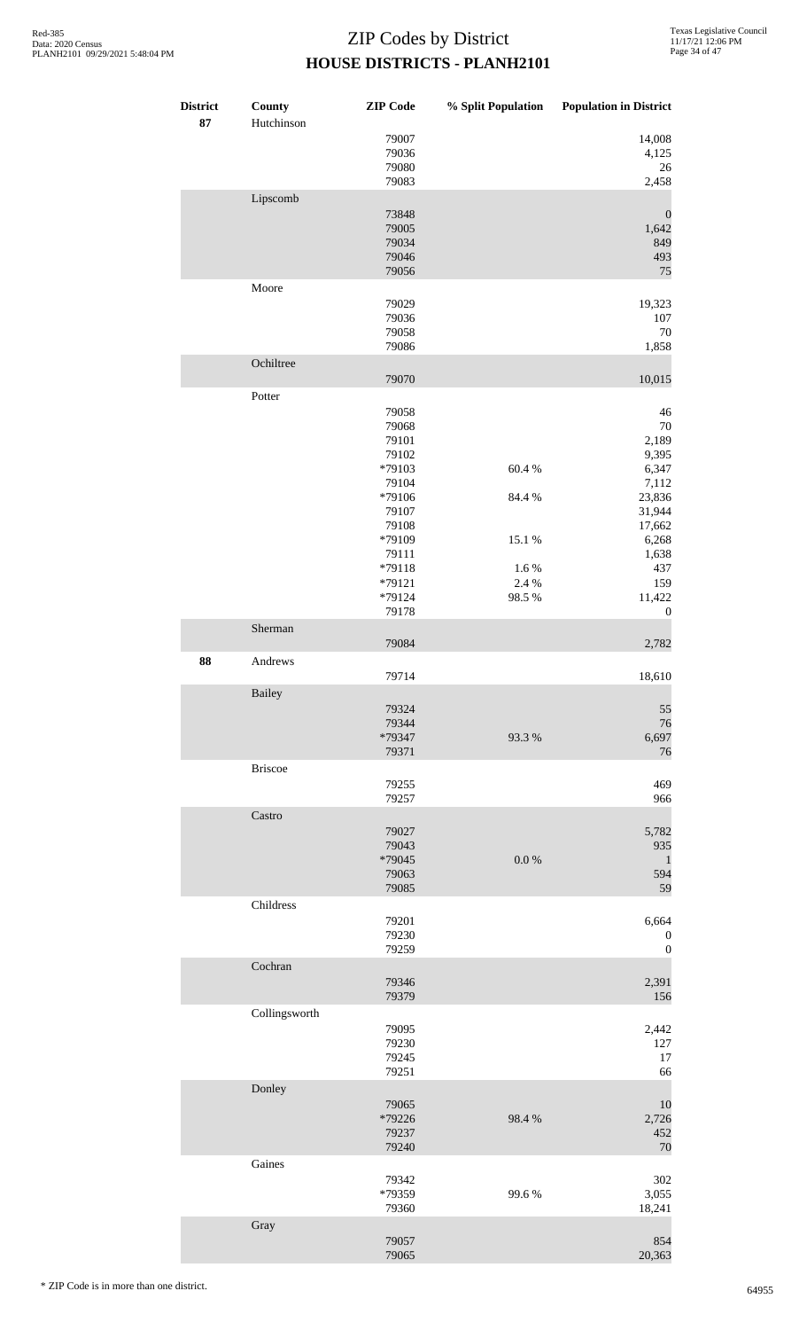# ZIP Codes by District
## HOUSE DISTRICTS - PLANH2101

| District | County | ZIP Code | % Split Population | Population in District |
|---|---|---|---|---|
| 87 | Hutchinson | | | |
| | | 79007 | | 14,008 |
| | | 79036 | | 4,125 |
| | | 79080 | | 26 |
| | | 79083 | | 2,458 |
| | Lipscomb | | | |
| | | 73848 | | 0 |
| | | 79005 | | 1,642 |
| | | 79034 | | 849 |
| | | 79046 | | 493 |
| | | 79056 | | 75 |
| | Moore | | | |
| | | 79029 | | 19,323 |
| | | 79036 | | 107 |
| | | 79058 | | 70 |
| | | 79086 | | 1,858 |
| | Ochiltree | | | |
| | | 79070 | | 10,015 |
| | Potter | | | |
| | | 79058 | | 46 |
| | | 79068 | | 70 |
| | | 79101 | | 2,189 |
| | | 79102 | | 9,395 |
| | | *79103 | 60.4 % | 6,347 |
| | | 79104 | | 7,112 |
| | | *79106 | 84.4 % | 23,836 |
| | | 79107 | | 31,944 |
| | | 79108 | | 17,662 |
| | | *79109 | 15.1 % | 6,268 |
| | | 79111 | | 1,638 |
| | | *79118 | 1.6 % | 437 |
| | | *79121 | 2.4 % | 159 |
| | | *79124 | 98.5 % | 11,422 |
| | | 79178 | | 0 |
| | Sherman | | | |
| | | 79084 | | 2,782 |
| 88 | Andrews | | | |
| | | 79714 | | 18,610 |
| | Bailey | | | |
| | | 79324 | | 55 |
| | | 79344 | | 76 |
| | | *79347 | 93.3 % | 6,697 |
| | | 79371 | | 76 |
| | Briscoe | | | |
| | | 79255 | | 469 |
| | | 79257 | | 966 |
| | Castro | | | |
| | | 79027 | | 5,782 |
| | | 79043 | | 935 |
| | | *79045 | 0.0 % | 1 |
| | | 79063 | | 594 |
| | | 79085 | | 59 |
| | Childress | | | |
| | | 79201 | | 6,664 |
| | | 79230 | | 0 |
| | | 79259 | | 0 |
| | Cochran | | | |
| | | 79346 | | 2,391 |
| | | 79379 | | 156 |
| | Collingsworth | | | |
| | | 79095 | | 2,442 |
| | | 79230 | | 127 |
| | | 79245 | | 17 |
| | | 79251 | | 66 |
| | Donley | | | |
| | | 79065 | | 10 |
| | | *79226 | 98.4 % | 2,726 |
| | | 79237 | | 452 |
| | | 79240 | | 70 |
| | Gaines | | | |
| | | 79342 | | 302 |
| | | *79359 | 99.6 % | 3,055 |
| | | 79360 | | 18,241 |
| | Gray | | | |
| | | 79057 | | 854 |
| | | 79065 | | 20,363 |

\* ZIP Code is in more than one district.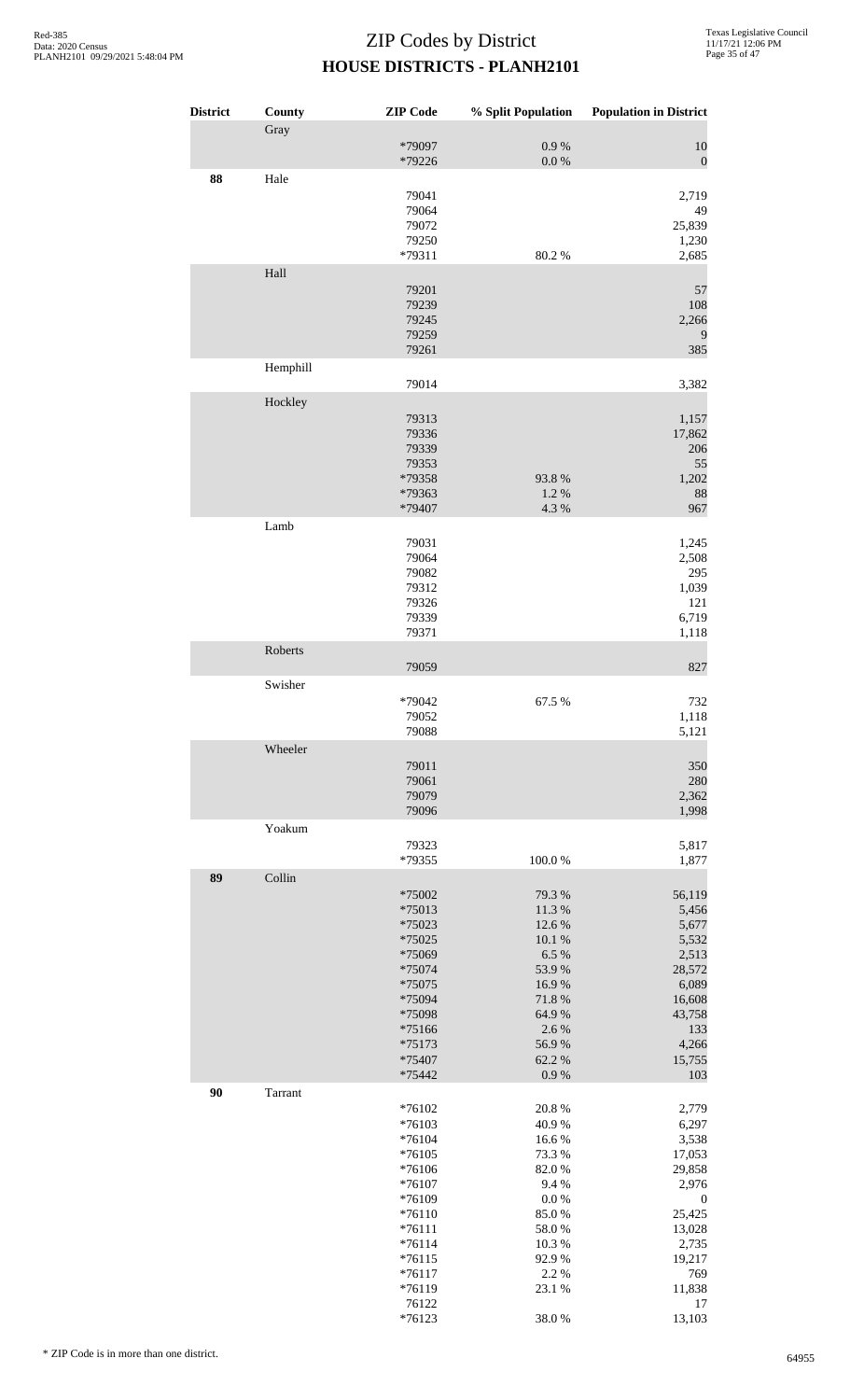# ZIP Codes by District

## HOUSE DISTRICTS - PLANH2101

| District | County | ZIP Code | % Split Population | Population in District |
|---|---|---|---|---|
| | Gray | | | |
| | | *79097 | 0.9 % | 10 |
| | | *79226 | 0.0 % | 0 |
| **88** | Hale | | | |
| | | 79041 | | 2,719 |
| | | 79064 | | 49 |
| | | 79072 | | 25,839 |
| | | 79250 | | 1,230 |
| | | *79311 | 80.2 % | 2,685 |
| | Hall | | | |
| | | 79201 | | 57 |
| | | 79239 | | 108 |
| | | 79245 | | 2,266 |
| | | 79259 | | 9 |
| | | 79261 | | 385 |
| | Hemphill | | | |
| | | 79014 | | 3,382 |
| | Hockley | | | |
| | | 79313 | | 1,157 |
| | | 79336 | | 17,862 |
| | | 79339 | | 206 |
| | | 79353 | | 55 |
| | | *79358 | 93.8 % | 1,202 |
| | | *79363 | 1.2 % | 88 |
| | | *79407 | 4.3 % | 967 |
| | Lamb | | | |
| | | 79031 | | 1,245 |
| | | 79064 | | 2,508 |
| | | 79082 | | 295 |
| | | 79312 | | 1,039 |
| | | 79326 | | 121 |
| | | 79339 | | 6,719 |
| | | 79371 | | 1,118 |
| | Roberts | | | |
| | | 79059 | | 827 |
| | Swisher | | | |
| | | *79042 | 67.5 % | 732 |
| | | 79052 | | 1,118 |
| | | 79088 | | 5,121 |
| | Wheeler | | | |
| | | 79011 | | 350 |
| | | 79061 | | 280 |
| | | 79079 | | 2,362 |
| | | 79096 | | 1,998 |
| | Yoakum | | | |
| | | 79323 | | 5,817 |
| | | *79355 | 100.0 % | 1,877 |
| **89** | Collin | | | |
| | | *75002 | 79.3 % | 56,119 |
| | | *75013 | 11.3 % | 5,456 |
| | | *75023 | 12.6 % | 5,677 |
| | | *75025 | 10.1 % | 5,532 |
| | | *75069 | 6.5 % | 2,513 |
| | | *75074 | 53.9 % | 28,572 |
| | | *75075 | 16.9 % | 6,089 |
| | | *75094 | 71.8 % | 16,608 |
| | | *75098 | 64.9 % | 43,758 |
| | | *75166 | 2.6 % | 133 |
| | | *75173 | 56.9 % | 4,266 |
| | | *75407 | 62.2 % | 15,755 |
| | | *75442 | 0.9 % | 103 |
| **90** | Tarrant | | | |
| | | *76102 | 20.8 % | 2,779 |
| | | *76103 | 40.9 % | 6,297 |
| | | *76104 | 16.6 % | 3,538 |
| | | *76105 | 73.3 % | 17,053 |
| | | *76106 | 82.0 % | 29,858 |
| | | *76107 | 9.4 % | 2,976 |
| | | *76109 | 0.0 % | 0 |
| | | *76110 | 85.0 % | 25,425 |
| | | *76111 | 58.0 % | 13,028 |
| | | *76114 | 10.3 % | 2,735 |
| | | *76115 | 92.9 % | 19,217 |
| | | *76117 | 2.2 % | 769 |
| | | *76119 | 23.1 % | 11,838 |
| | | 76122 | | 17 |
| | | *76123 | 38.0 % | 13,103 |

\* ZIP Code is in more than one district.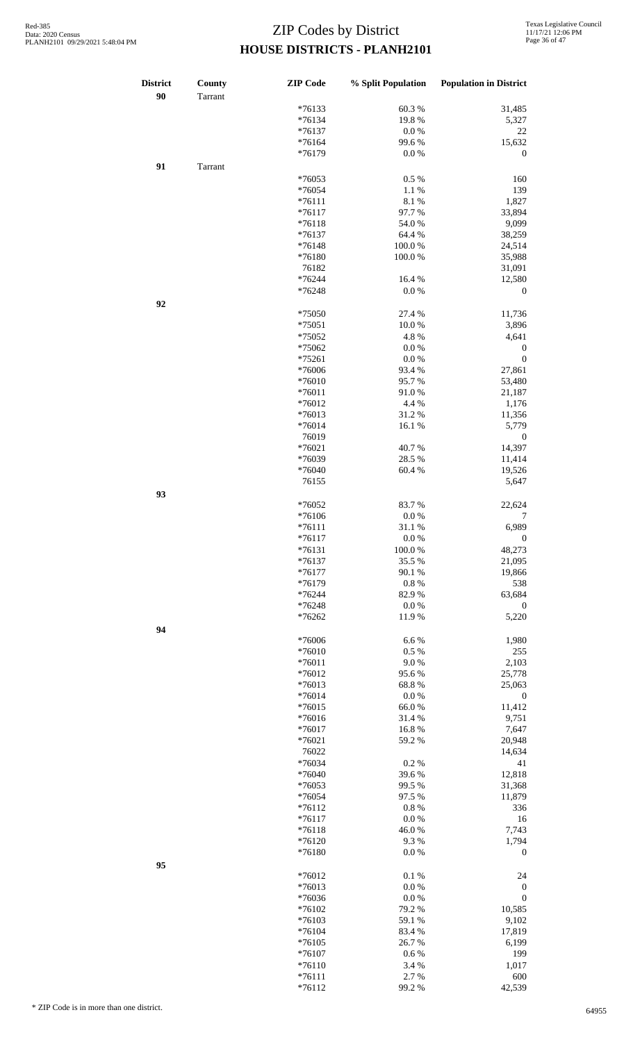# ZIP Codes by District

## HOUSE DISTRICTS - PLANH2101

| District | County | ZIP Code | % Split Population | Population in District |
|---|---|---|---|---|
| 90 | Tarrant | | | |
| | | *76133 | 60.3 % | 31,485 |
| | | *76134 | 19.8 % | 5,327 |
| | | *76137 | 0.0 % | 22 |
| | | *76164 | 99.6 % | 15,632 |
| | | *76179 | 0.0 % | 0 |
| 91 | Tarrant | | | |
| | | *76053 | 0.5 % | 160 |
| | | *76054 | 1.1 % | 139 |
| | | *76111 | 8.1 % | 1,827 |
| | | *76117 | 97.7 % | 33,894 |
| | | *76118 | 54.0 % | 9,099 |
| | | *76137 | 64.4 % | 38,259 |
| | | *76148 | 100.0 % | 24,514 |
| | | *76180 | 100.0 % | 35,988 |
| | | 76182 | | 31,091 |
| | | *76244 | 16.4 % | 12,580 |
| | | *76248 | 0.0 % | 0 |
| 92 | | | | |
| | | *75050 | 27.4 % | 11,736 |
| | | *75051 | 10.0 % | 3,896 |
| | | *75052 | 4.8 % | 4,641 |
| | | *75062 | 0.0 % | 0 |
| | | *75261 | 0.0 % | 0 |
| | | *76006 | 93.4 % | 27,861 |
| | | *76010 | 95.7 % | 53,480 |
| | | *76011 | 91.0 % | 21,187 |
| | | *76012 | 4.4 % | 1,176 |
| | | *76013 | 31.2 % | 11,356 |
| | | *76014 | 16.1 % | 5,779 |
| | | 76019 | | 0 |
| | | *76021 | 40.7 % | 14,397 |
| | | *76039 | 28.5 % | 11,414 |
| | | *76040 | 60.4 % | 19,526 |
| | | 76155 | | 5,647 |
| 93 | | | | |
| | | *76052 | 83.7 % | 22,624 |
| | | *76106 | 0.0 % | 7 |
| | | *76111 | 31.1 % | 6,989 |
| | | *76117 | 0.0 % | 0 |
| | | *76131 | 100.0 % | 48,273 |
| | | *76137 | 35.5 % | 21,095 |
| | | *76177 | 90.1 % | 19,866 |
| | | *76179 | 0.8 % | 538 |
| | | *76244 | 82.9 % | 63,684 |
| | | *76248 | 0.0 % | 0 |
| | | *76262 | 11.9 % | 5,220 |
| 94 | | | | |
| | | *76006 | 6.6 % | 1,980 |
| | | *76010 | 0.5 % | 255 |
| | | *76011 | 9.0 % | 2,103 |
| | | *76012 | 95.6 % | 25,778 |
| | | *76013 | 68.8 % | 25,063 |
| | | *76014 | 0.0 % | 0 |
| | | *76015 | 66.0 % | 11,412 |
| | | *76016 | 31.4 % | 9,751 |
| | | *76017 | 16.8 % | 7,647 |
| | | *76021 | 59.2 % | 20,948 |
| | | 76022 | | 14,634 |
| | | *76034 | 0.2 % | 41 |
| | | *76040 | 39.6 % | 12,818 |
| | | *76053 | 99.5 % | 31,368 |
| | | *76054 | 97.5 % | 11,879 |
| | | *76112 | 0.8 % | 336 |
| | | *76117 | 0.0 % | 16 |
| | | *76118 | 46.0 % | 7,743 |
| | | *76120 | 9.3 % | 1,794 |
| | | *76180 | 0.0 % | 0 |
| 95 | | | | |
| | | *76012 | 0.1 % | 24 |
| | | *76013 | 0.0 % | 0 |
| | | *76036 | 0.0 % | 0 |
| | | *76102 | 79.2 % | 10,585 |
| | | *76103 | 59.1 % | 9,102 |
| | | *76104 | 83.4 % | 17,819 |
| | | *76105 | 26.7 % | 6,199 |
| | | *76107 | 0.6 % | 199 |
| | | *76110 | 3.4 % | 1,017 |
| | | *76111 | 2.7 % | 600 |
| | | *76112 | 99.2 % | 42,539 |

\* ZIP Code is in more than one district.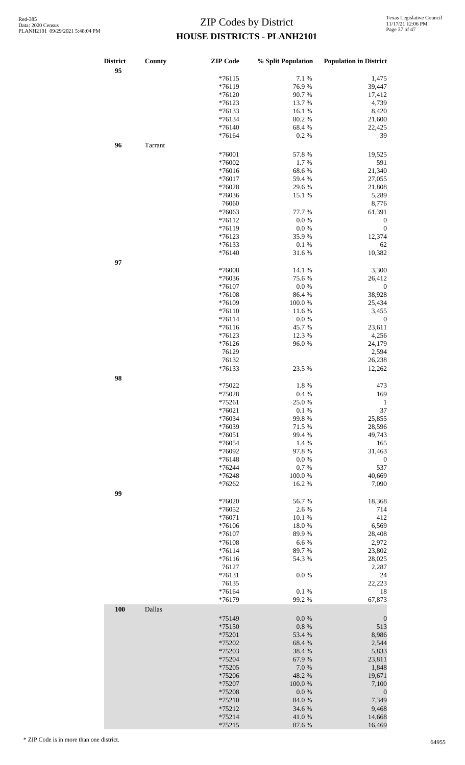# ZIP Codes by District

## HOUSE DISTRICTS - PLANH2101

| District | County | ZIP Code | % Split Population | Population in District |
|---|---|---|---|---|
| 95 | | | | |
| | | *76115 | 7.1 % | 1,475 |
| | | *76119 | 76.9 % | 39,447 |
| | | *76120 | 90.7 % | 17,412 |
| | | *76123 | 13.7 % | 4,739 |
| | | *76133 | 16.1 % | 8,420 |
| | | *76134 | 80.2 % | 21,600 |
| | | *76140 | 68.4 % | 22,425 |
| | | *76164 | 0.2 % | 39 |
| 96 | Tarrant | | | |
| | | *76001 | 57.8 % | 19,525 |
| | | *76002 | 1.7 % | 591 |
| | | *76016 | 68.6 % | 21,340 |
| | | *76017 | 59.4 % | 27,055 |
| | | *76028 | 29.6 % | 21,808 |
| | | *76036 | 15.1 % | 5,289 |
| | | 76060 | | 8,776 |
| | | *76063 | 77.7 % | 61,391 |
| | | *76112 | 0.0 % | 0 |
| | | *76119 | 0.0 % | 0 |
| | | *76123 | 35.9 % | 12,374 |
| | | *76133 | 0.1 % | 62 |
| | | *76140 | 31.6 % | 10,382 |
| 97 | | | | |
| | | *76008 | 14.1 % | 3,300 |
| | | *76036 | 75.6 % | 26,412 |
| | | *76107 | 0.0 % | 0 |
| | | *76108 | 86.4 % | 38,928 |
| | | *76109 | 100.0 % | 25,434 |
| | | *76110 | 11.6 % | 3,455 |
| | | *76114 | 0.0 % | 0 |
| | | *76116 | 45.7 % | 23,611 |
| | | *76123 | 12.3 % | 4,256 |
| | | *76126 | 96.0 % | 24,179 |
| | | 76129 | | 2,594 |
| | | 76132 | | 26,238 |
| | | *76133 | 23.5 % | 12,262 |
| 98 | | | | |
| | | *75022 | 1.8 % | 473 |
| | | *75028 | 0.4 % | 169 |
| | | *75261 | 25.0 % | 1 |
| | | *76021 | 0.1 % | 37 |
| | | *76034 | 99.8 % | 25,855 |
| | | *76039 | 71.5 % | 28,596 |
| | | *76051 | 99.4 % | 49,743 |
| | | *76054 | 1.4 % | 165 |
| | | *76092 | 97.8 % | 31,463 |
| | | *76148 | 0.0 % | 0 |
| | | *76244 | 0.7 % | 537 |
| | | *76248 | 100.0 % | 40,669 |
| | | *76262 | 16.2 % | 7,090 |
| 99 | | | | |
| | | *76020 | 56.7 % | 18,368 |
| | | *76052 | 2.6 % | 714 |
| | | *76071 | 10.1 % | 412 |
| | | *76106 | 18.0 % | 6,569 |
| | | *76107 | 89.9 % | 28,408 |
| | | *76108 | 6.6 % | 2,972 |
| | | *76114 | 89.7 % | 23,802 |
| | | *76116 | 54.3 % | 28,025 |
| | | 76127 | | 2,287 |
| | | *76131 | 0.0 % | 24 |
| | | 76135 | | 22,223 |
| | | *76164 | 0.1 % | 18 |
| | | *76179 | 99.2 % | 67,873 |
| 100 | Dallas | | | |
| | | *75149 | 0.0 % | 0 |
| | | *75150 | 0.8 % | 513 |
| | | *75201 | 53.4 % | 8,986 |
| | | *75202 | 68.4 % | 2,544 |
| | | *75203 | 38.4 % | 5,833 |
| | | *75204 | 67.9 % | 23,811 |
| | | *75205 | 7.0 % | 1,848 |
| | | *75206 | 48.2 % | 19,671 |
| | | *75207 | 100.0 % | 7,100 |
| | | *75208 | 0.0 % | 0 |
| | | *75210 | 84.0 % | 7,349 |
| | | *75212 | 34.6 % | 9,468 |
| | | *75214 | 41.0 % | 14,668 |
| | | *75215 | 87.6 % | 16,469 |

* ZIP Code is in more than one district.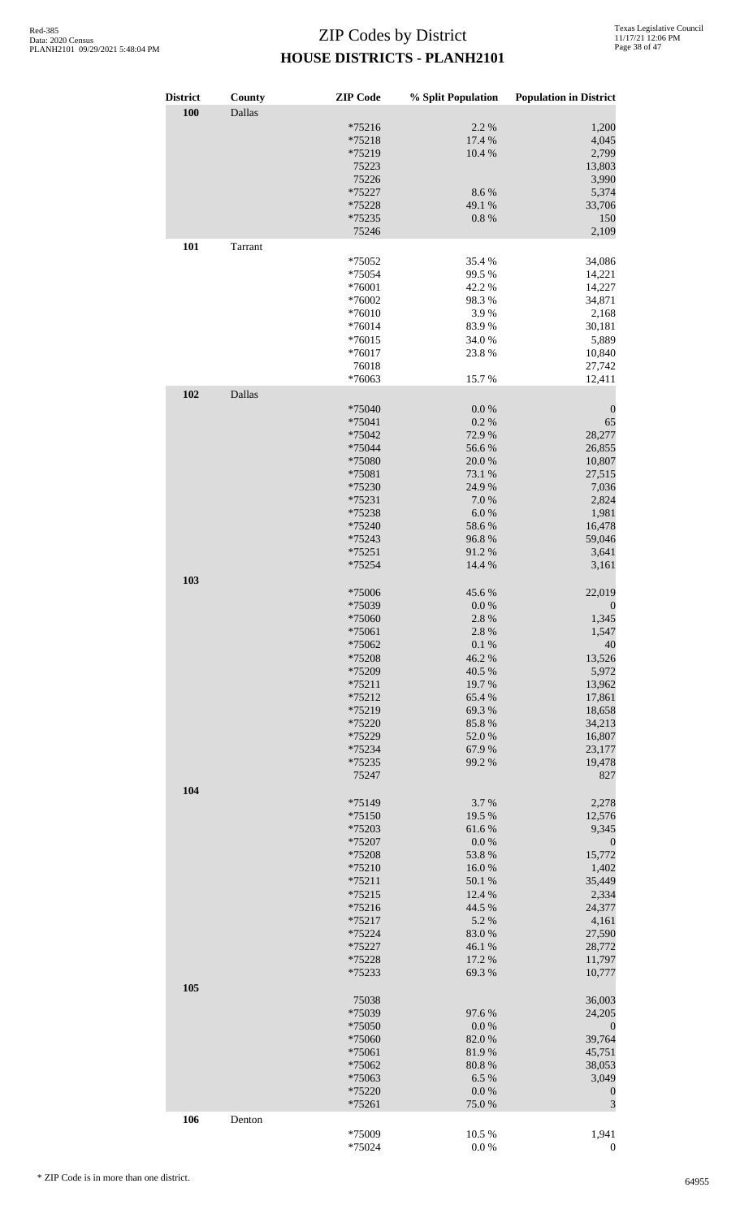# ZIP Codes by District
## HOUSE DISTRICTS - PLANH2101

Red-385
Data: 2020 Census
PLANH2101 09/29/2021 5:48:04 PM

Texas Legislative Council
11/17/21 12:06 PM

| District | County | ZIP Code | % Split Population | Population in District |
|---|---|---|---|---|
| **100** | Dallas | | | |
| | | *75216 | 2.2 % | 1,200 |
| | | *75218 | 17.4 % | 4,045 |
| | | *75219 | 10.4 % | 2,799 |
| | | 75223 | | 13,803 |
| | | 75226 | | 3,990 |
| | | *75227 | 8.6 % | 5,374 |
| | | *75228 | 49.1 % | 33,706 |
| | | *75235 | 0.8 % | 150 |
| | | 75246 | | 2,109 |
| **101** | Tarrant | | | |
| | | *75052 | 35.4 % | 34,086 |
| | | *75054 | 99.5 % | 14,221 |
| | | *76001 | 42.2 % | 14,227 |
| | | *76002 | 98.3 % | 34,871 |
| | | *76010 | 3.9 % | 2,168 |
| | | *76014 | 83.9 % | 30,181 |
| | | *76015 | 34.0 % | 5,889 |
| | | *76017 | 23.8 % | 10,840 |
| | | 76018 | | 27,742 |
| | | *76063 | 15.7 % | 12,411 |
| **102** | Dallas | | | |
| | | *75040 | 0.0 % | 0 |
| | | *75041 | 0.2 % | 65 |
| | | *75042 | 72.9 % | 28,277 |
| | | *75044 | 56.6 % | 26,855 |
| | | *75080 | 20.0 % | 10,807 |
| | | *75081 | 73.1 % | 27,515 |
| | | *75230 | 24.9 % | 7,036 |
| | | *75231 | 7.0 % | 2,824 |
| | | *75238 | 6.0 % | 1,981 |
| | | *75240 | 58.6 % | 16,478 |
| | | *75243 | 96.8 % | 59,046 |
| | | *75251 | 91.2 % | 3,641 |
| | | *75254 | 14.4 % | 3,161 |
| **103** | | | | |
| | | *75006 | 45.6 % | 22,019 |
| | | *75039 | 0.0 % | 0 |
| | | *75060 | 2.8 % | 1,345 |
| | | *75061 | 2.8 % | 1,547 |
| | | *75062 | 0.1 % | 40 |
| | | *75208 | 46.2 % | 13,526 |
| | | *75209 | 40.5 % | 5,972 |
| | | *75211 | 19.7 % | 13,962 |
| | | *75212 | 65.4 % | 17,861 |
| | | *75219 | 69.3 % | 18,658 |
| | | *75220 | 85.8 % | 34,213 |
| | | *75229 | 52.0 % | 16,807 |
| | | *75234 | 67.9 % | 23,177 |
| | | *75235 | 99.2 % | 19,478 |
| | | 75247 | | 827 |
| **104** | | | | |
| | | *75149 | 3.7 % | 2,278 |
| | | *75150 | 19.5 % | 12,576 |
| | | *75203 | 61.6 % | 9,345 |
| | | *75207 | 0.0 % | 0 |
| | | *75208 | 53.8 % | 15,772 |
| | | *75210 | 16.0 % | 1,402 |
| | | *75211 | 50.1 % | 35,449 |
| | | *75215 | 12.4 % | 2,334 |
| | | *75216 | 44.5 % | 24,377 |
| | | *75217 | 5.2 % | 4,161 |
| | | *75224 | 83.0 % | 27,590 |
| | | *75227 | 46.1 % | 28,772 |
| | | *75228 | 17.2 % | 11,797 |
| | | *75233 | 69.3 % | 10,777 |
| **105** | | | | |
| | | 75038 | | 36,003 |
| | | *75039 | 97.6 % | 24,205 |
| | | *75050 | 0.0 % | 0 |
| | | *75060 | 82.0 % | 39,764 |
| | | *75061 | 81.9 % | 45,751 |
| | | *75062 | 80.8 % | 38,053 |
| | | *75063 | 6.5 % | 3,049 |
| | | *75220 | 0.0 % | 0 |
| | | *75261 | 75.0 % | 3 |
| **106** | Denton | | | |
| | | *75009 | 10.5 % | 1,941 |
| | | *75024 | 0.0 % | 0 |

\* ZIP Code is in more than one district.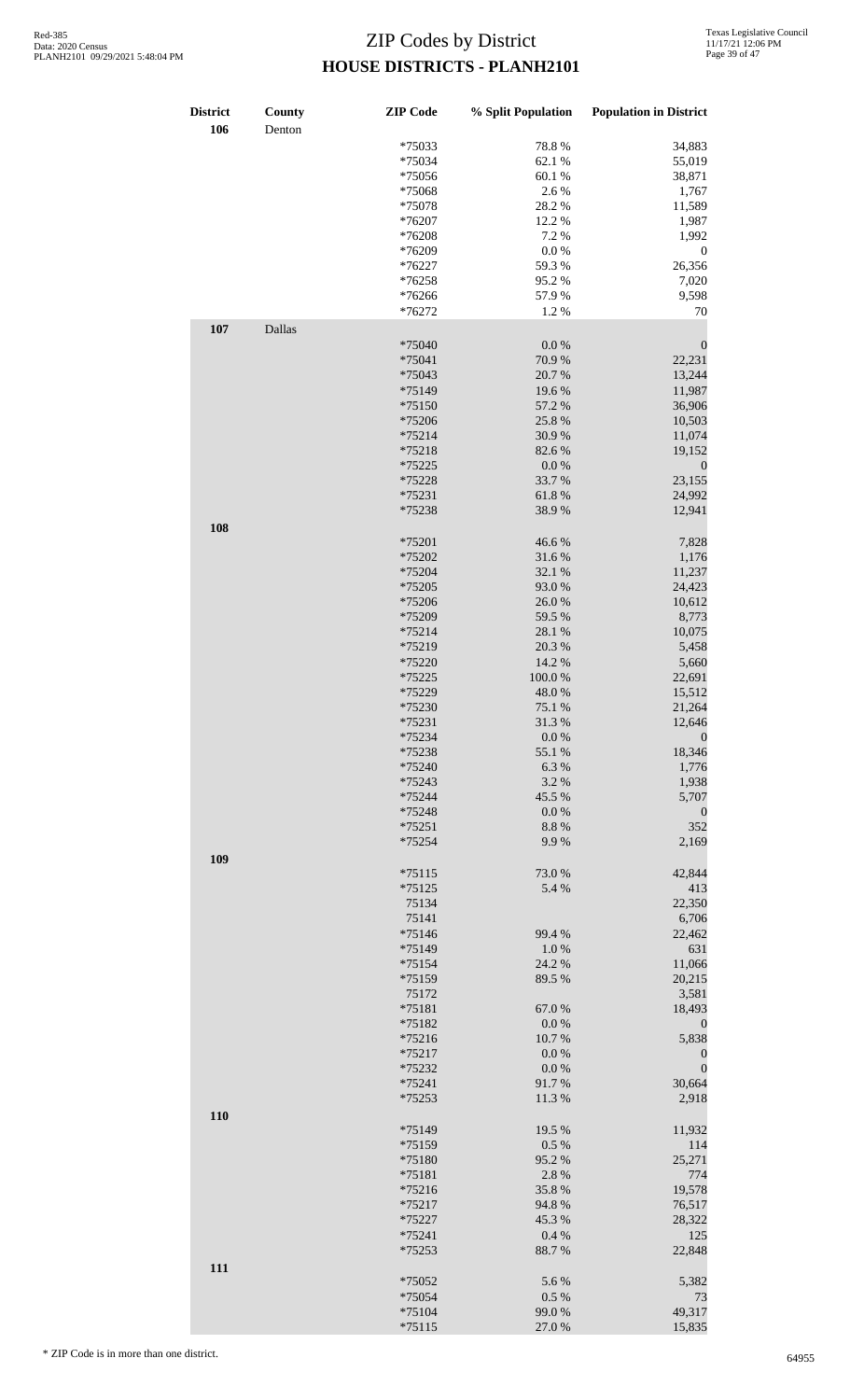# ZIP Codes by District
## HOUSE DISTRICTS - PLANH2101

| District | County | ZIP Code | % Split Population | Population in District |
|---|---|---|---|---|
| 106 | Denton | | | |
| | | *75033 | 78.8 % | 34,883 |
| | | *75034 | 62.1 % | 55,019 |
| | | *75056 | 60.1 % | 38,871 |
| | | *75068 | 2.6 % | 1,767 |
| | | *75078 | 28.2 % | 11,589 |
| | | *76207 | 12.2 % | 1,987 |
| | | *76208 | 7.2 % | 1,992 |
| | | *76209 | 0.0 % | 0 |
| | | *76227 | 59.3 % | 26,356 |
| | | *76258 | 95.2 % | 7,020 |
| | | *76266 | 57.9 % | 9,598 |
| | | *76272 | 1.2 % | 70 |
| 107 | Dallas | | | |
| | | *75040 | 0.0 % | 0 |
| | | *75041 | 70.9 % | 22,231 |
| | | *75043 | 20.7 % | 13,244 |
| | | *75149 | 19.6 % | 11,987 |
| | | *75150 | 57.2 % | 36,906 |
| | | *75206 | 25.8 % | 10,503 |
| | | *75214 | 30.9 % | 11,074 |
| | | *75218 | 82.6 % | 19,152 |
| | | *75225 | 0.0 % | 0 |
| | | *75228 | 33.7 % | 23,155 |
| | | *75231 | 61.8 % | 24,992 |
| | | *75238 | 38.9 % | 12,941 |
| 108 | | | | |
| | | *75201 | 46.6 % | 7,828 |
| | | *75202 | 31.6 % | 1,176 |
| | | *75204 | 32.1 % | 11,237 |
| | | *75205 | 93.0 % | 24,423 |
| | | *75206 | 26.0 % | 10,612 |
| | | *75209 | 59.5 % | 8,773 |
| | | *75214 | 28.1 % | 10,075 |
| | | *75219 | 20.3 % | 5,458 |
| | | *75220 | 14.2 % | 5,660 |
| | | *75225 | 100.0 % | 22,691 |
| | | *75229 | 48.0 % | 15,512 |
| | | *75230 | 75.1 % | 21,264 |
| | | *75231 | 31.3 % | 12,646 |
| | | *75234 | 0.0 % | 0 |
| | | *75238 | 55.1 % | 18,346 |
| | | *75240 | 6.3 % | 1,776 |
| | | *75243 | 3.2 % | 1,938 |
| | | *75244 | 45.5 % | 5,707 |
| | | *75248 | 0.0 % | 0 |
| | | *75251 | 8.8 % | 352 |
| | | *75254 | 9.9 % | 2,169 |
| 109 | | | | |
| | | *75115 | 73.0 % | 42,844 |
| | | *75125 | 5.4 % | 413 |
| | | 75134 | | 22,350 |
| | | 75141 | | 6,706 |
| | | *75146 | 99.4 % | 22,462 |
| | | *75149 | 1.0 % | 631 |
| | | *75154 | 24.2 % | 11,066 |
| | | *75159 | 89.5 % | 20,215 |
| | | 75172 | | 3,581 |
| | | *75181 | 67.0 % | 18,493 |
| | | *75182 | 0.0 % | 0 |
| | | *75216 | 10.7 % | 5,838 |
| | | *75217 | 0.0 % | 0 |
| | | *75232 | 0.0 % | 0 |
| | | *75241 | 91.7 % | 30,664 |
| | | *75253 | 11.3 % | 2,918 |
| 110 | | | | |
| | | *75149 | 19.5 % | 11,932 |
| | | *75159 | 0.5 % | 114 |
| | | *75180 | 95.2 % | 25,271 |
| | | *75181 | 2.8 % | 774 |
| | | *75216 | 35.8 % | 19,578 |
| | | *75217 | 94.8 % | 76,517 |
| | | *75227 | 45.3 % | 28,322 |
| | | *75241 | 0.4 % | 125 |
| | | *75253 | 88.7 % | 22,848 |
| 111 | | | | |
| | | *75052 | 5.6 % | 5,382 |
| | | *75054 | 0.5 % | 73 |
| | | *75104 | 99.0 % | 49,317 |
| | | *75115 | 27.0 % | 15,835 |

\* ZIP Code is in more than one district.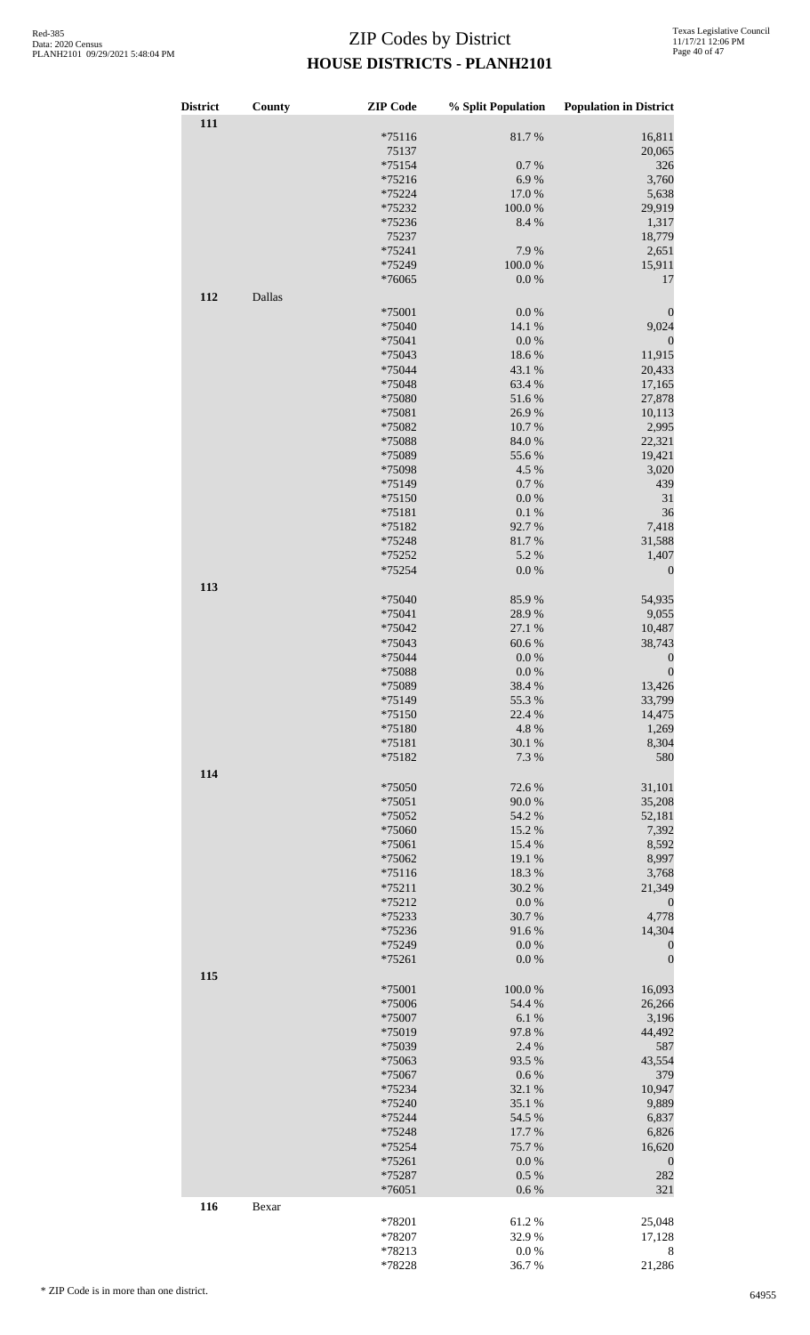# ZIP Codes by District

## HOUSE DISTRICTS - PLANH2101

| District | County | ZIP Code | % Split Population | Population in District |
|---|---|---|---|---|
| **111** | | | | |
| | | *75116 | 81.7 % | 16,811 |
| | | 75137 | | 20,065 |
| | | *75154 | 0.7 % | 326 |
| | | *75216 | 6.9 % | 3,760 |
| | | *75224 | 17.0 % | 5,638 |
| | | *75232 | 100.0 % | 29,919 |
| | | *75236 | 8.4 % | 1,317 |
| | | 75237 | | 18,779 |
| | | *75241 | 7.9 % | 2,651 |
| | | *75249 | 100.0 % | 15,911 |
| | | *76065 | 0.0 % | 17 |
| **112** | Dallas | | | |
| | | *75001 | 0.0 % | 0 |
| | | *75040 | 14.1 % | 9,024 |
| | | *75041 | 0.0 % | 0 |
| | | *75043 | 18.6 % | 11,915 |
| | | *75044 | 43.1 % | 20,433 |
| | | *75048 | 63.4 % | 17,165 |
| | | *75080 | 51.6 % | 27,878 |
| | | *75081 | 26.9 % | 10,113 |
| | | *75082 | 10.7 % | 2,995 |
| | | *75088 | 84.0 % | 22,321 |
| | | *75089 | 55.6 % | 19,421 |
| | | *75098 | 4.5 % | 3,020 |
| | | *75149 | 0.7 % | 439 |
| | | *75150 | 0.0 % | 31 |
| | | *75181 | 0.1 % | 36 |
| | | *75182 | 92.7 % | 7,418 |
| | | *75248 | 81.7 % | 31,588 |
| | | *75252 | 5.2 % | 1,407 |
| | | *75254 | 0.0 % | 0 |
| **113** | | | | |
| | | *75040 | 85.9 % | 54,935 |
| | | *75041 | 28.9 % | 9,055 |
| | | *75042 | 27.1 % | 10,487 |
| | | *75043 | 60.6 % | 38,743 |
| | | *75044 | 0.0 % | 0 |
| | | *75088 | 0.0 % | 0 |
| | | *75089 | 38.4 % | 13,426 |
| | | *75149 | 55.3 % | 33,799 |
| | | *75150 | 22.4 % | 14,475 |
| | | *75180 | 4.8 % | 1,269 |
| | | *75181 | 30.1 % | 8,304 |
| | | *75182 | 7.3 % | 580 |
| **114** | | | | |
| | | *75050 | 72.6 % | 31,101 |
| | | *75051 | 90.0 % | 35,208 |
| | | *75052 | 54.2 % | 52,181 |
| | | *75060 | 15.2 % | 7,392 |
| | | *75061 | 15.4 % | 8,592 |
| | | *75062 | 19.1 % | 8,997 |
| | | *75116 | 18.3 % | 3,768 |
| | | *75211 | 30.2 % | 21,349 |
| | | *75212 | 0.0 % | 0 |
| | | *75233 | 30.7 % | 4,778 |
| | | *75236 | 91.6 % | 14,304 |
| | | *75249 | 0.0 % | 0 |
| | | *75261 | 0.0 % | 0 |
| **115** | | | | |
| | | *75001 | 100.0 % | 16,093 |
| | | *75006 | 54.4 % | 26,266 |
| | | *75007 | 6.1 % | 3,196 |
| | | *75019 | 97.8 % | 44,492 |
| | | *75039 | 2.4 % | 587 |
| | | *75063 | 93.5 % | 43,554 |
| | | *75067 | 0.6 % | 379 |
| | | *75234 | 32.1 % | 10,947 |
| | | *75240 | 35.1 % | 9,889 |
| | | *75244 | 54.5 % | 6,837 |
| | | *75248 | 17.7 % | 6,826 |
| | | *75254 | 75.7 % | 16,620 |
| | | *75261 | 0.0 % | 0 |
| | | *75287 | 0.5 % | 282 |
| | | *76051 | 0.6 % | 321 |
| **116** | Bexar | | | |
| | | *78201 | 61.2 % | 25,048 |
| | | *78207 | 32.9 % | 17,128 |
| | | *78213 | 0.0 % | 8 |
| | | *78228 | 36.7 % | 21,286 |

* ZIP Code is in more than one district.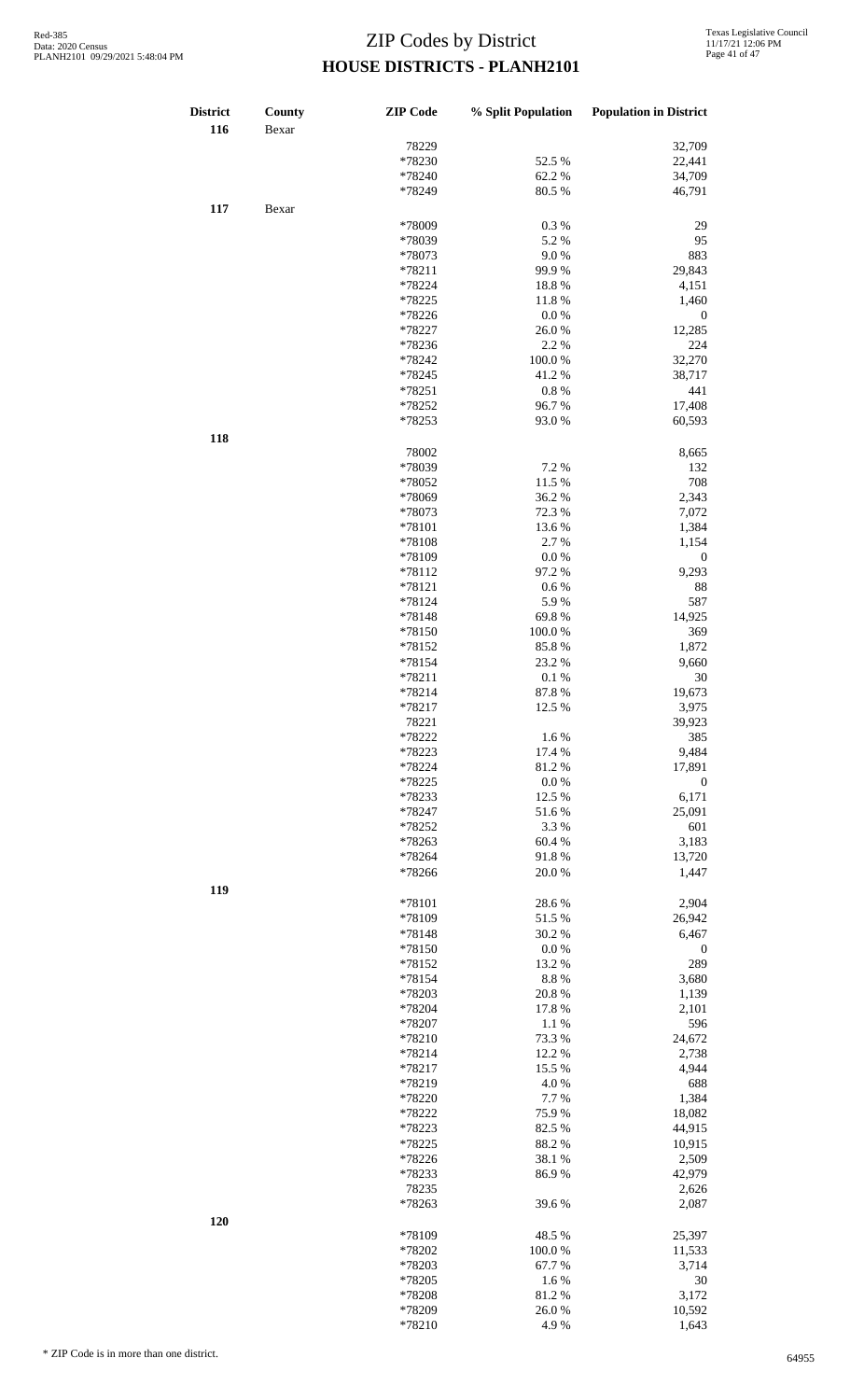# ZIP Codes by District
## HOUSE DISTRICTS - PLANH2101

Red-385
Data: 2020 Census
PLANH2101 09/29/2021 5:48:04 PM

Texas Legislative Council
11/17/21 12:06 PM

| District | County | ZIP Code | % Split Population | Population in District |
|---|---|---|---|---|
| 116 | Bexar | | | |
| | | 78229 | | 32,709 |
| | | *78230 | 52.5 % | 22,441 |
| | | *78240 | 62.2 % | 34,709 |
| | | *78249 | 80.5 % | 46,791 |
| 117 | Bexar | | | |
| | | *78009 | 0.3 % | 29 |
| | | *78039 | 5.2 % | 95 |
| | | *78073 | 9.0 % | 883 |
| | | *78211 | 99.9 % | 29,843 |
| | | *78224 | 18.8 % | 4,151 |
| | | *78225 | 11.8 % | 1,460 |
| | | *78226 | 0.0 % | 0 |
| | | *78227 | 26.0 % | 12,285 |
| | | *78236 | 2.2 % | 224 |
| | | *78242 | 100.0 % | 32,270 |
| | | *78245 | 41.2 % | 38,717 |
| | | *78251 | 0.8 % | 441 |
| | | *78252 | 96.7 % | 17,408 |
| | | *78253 | 93.0 % | 60,593 |
| 118 | | | | |
| | | 78002 | | 8,665 |
| | | *78039 | 7.2 % | 132 |
| | | *78052 | 11.5 % | 708 |
| | | *78069 | 36.2 % | 2,343 |
| | | *78073 | 72.3 % | 7,072 |
| | | *78101 | 13.6 % | 1,384 |
| | | *78108 | 2.7 % | 1,154 |
| | | *78109 | 0.0 % | 0 |
| | | *78112 | 97.2 % | 9,293 |
| | | *78121 | 0.6 % | 88 |
| | | *78124 | 5.9 % | 587 |
| | | *78148 | 69.8 % | 14,925 |
| | | *78150 | 100.0 % | 369 |
| | | *78152 | 85.8 % | 1,872 |
| | | *78154 | 23.2 % | 9,660 |
| | | *78211 | 0.1 % | 30 |
| | | *78214 | 87.8 % | 19,673 |
| | | *78217 | 12.5 % | 3,975 |
| | | 78221 | | 39,923 |
| | | *78222 | 1.6 % | 385 |
| | | *78223 | 17.4 % | 9,484 |
| | | *78224 | 81.2 % | 17,891 |
| | | *78225 | 0.0 % | 0 |
| | | *78233 | 12.5 % | 6,171 |
| | | *78247 | 51.6 % | 25,091 |
| | | *78252 | 3.3 % | 601 |
| | | *78263 | 60.4 % | 3,183 |
| | | *78264 | 91.8 % | 13,720 |
| | | *78266 | 20.0 % | 1,447 |
| 119 | | | | |
| | | *78101 | 28.6 % | 2,904 |
| | | *78109 | 51.5 % | 26,942 |
| | | *78148 | 30.2 % | 6,467 |
| | | *78150 | 0.0 % | 0 |
| | | *78152 | 13.2 % | 289 |
| | | *78154 | 8.8 % | 3,680 |
| | | *78203 | 20.8 % | 1,139 |
| | | *78204 | 17.8 % | 2,101 |
| | | *78207 | 1.1 % | 596 |
| | | *78210 | 73.3 % | 24,672 |
| | | *78214 | 12.2 % | 2,738 |
| | | *78217 | 15.5 % | 4,944 |
| | | *78219 | 4.0 % | 688 |
| | | *78220 | 7.7 % | 1,384 |
| | | *78222 | 75.9 % | 18,082 |
| | | *78223 | 82.5 % | 44,915 |
| | | *78225 | 88.2 % | 10,915 |
| | | *78226 | 38.1 % | 2,509 |
| | | *78233 | 86.9 % | 42,979 |
| | | 78235 | | 2,626 |
| | | *78263 | 39.6 % | 2,087 |
| 120 | | | | |
| | | *78109 | 48.5 % | 25,397 |
| | | *78202 | 100.0 % | 11,533 |
| | | *78203 | 67.7 % | 3,714 |
| | | *78205 | 1.6 % | 30 |
| | | *78208 | 81.2 % | 3,172 |
| | | *78209 | 26.0 % | 10,592 |
| | | *78210 | 4.9 % | 1,643 |

\* ZIP Code is in more than one district.

64955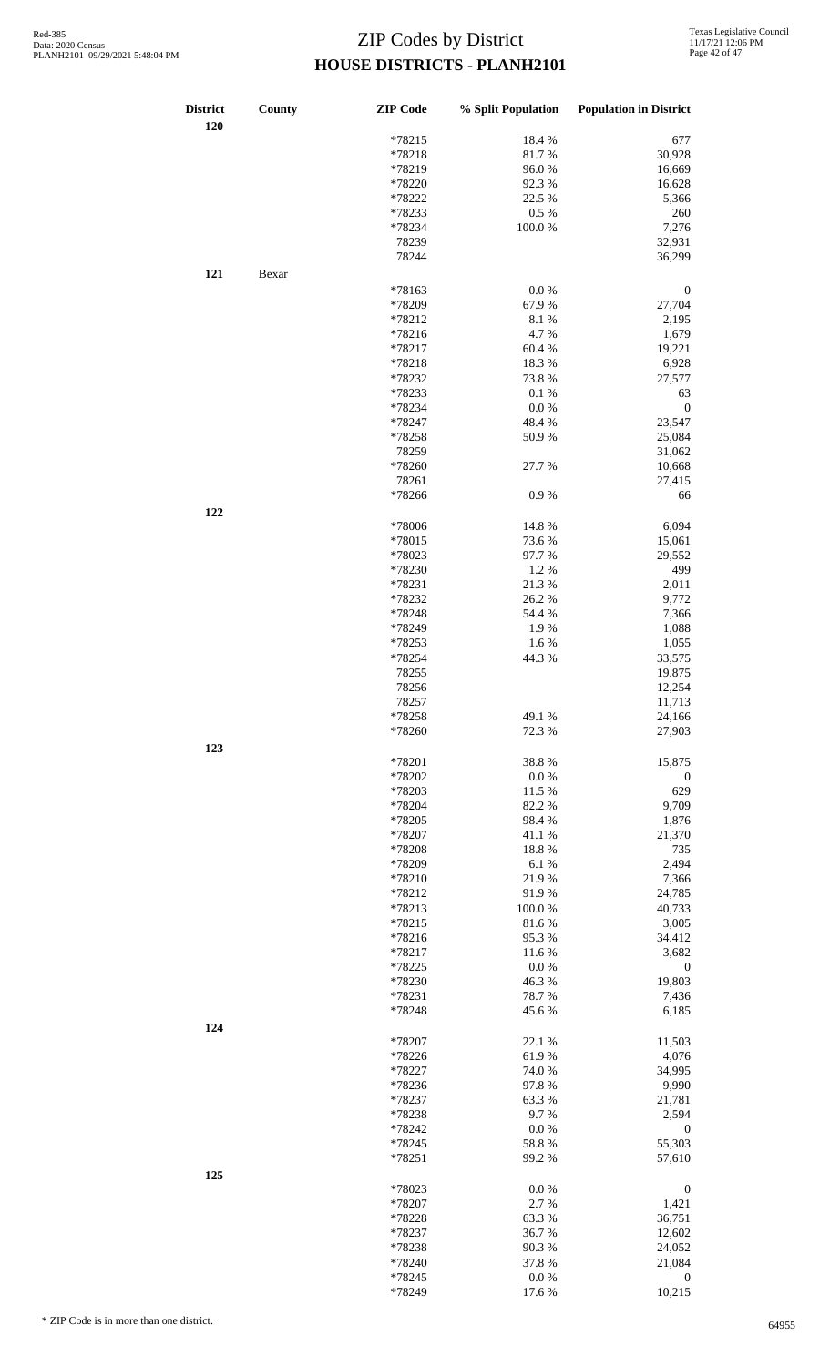# ZIP Codes by District
## HOUSE DISTRICTS - PLANH2101

| District | County | ZIP Code | % Split Population | Population in District |
|---|---|---|---|---|
| 120 | | | | |
| | | *78215 | 18.4 % | 677 |
| | | *78218 | 81.7 % | 30,928 |
| | | *78219 | 96.0 % | 16,669 |
| | | *78220 | 92.3 % | 16,628 |
| | | *78222 | 22.5 % | 5,366 |
| | | *78233 | 0.5 % | 260 |
| | | *78234 | 100.0 % | 7,276 |
| | | 78239 | | 32,931 |
| | | 78244 | | 36,299 |
| 121 | Bexar | | | |
| | | *78163 | 0.0 % | 0 |
| | | *78209 | 67.9 % | 27,704 |
| | | *78212 | 8.1 % | 2,195 |
| | | *78216 | 4.7 % | 1,679 |
| | | *78217 | 60.4 % | 19,221 |
| | | *78218 | 18.3 % | 6,928 |
| | | *78232 | 73.8 % | 27,577 |
| | | *78233 | 0.1 % | 63 |
| | | *78234 | 0.0 % | 0 |
| | | *78247 | 48.4 % | 23,547 |
| | | *78258 | 50.9 % | 25,084 |
| | | 78259 | | 31,062 |
| | | *78260 | 27.7 % | 10,668 |
| | | 78261 | | 27,415 |
| | | *78266 | 0.9 % | 66 |
| 122 | | | | |
| | | *78006 | 14.8 % | 6,094 |
| | | *78015 | 73.6 % | 15,061 |
| | | *78023 | 97.7 % | 29,552 |
| | | *78230 | 1.2 % | 499 |
| | | *78231 | 21.3 % | 2,011 |
| | | *78232 | 26.2 % | 9,772 |
| | | *78248 | 54.4 % | 7,366 |
| | | *78249 | 1.9 % | 1,088 |
| | | *78253 | 1.6 % | 1,055 |
| | | *78254 | 44.3 % | 33,575 |
| | | 78255 | | 19,875 |
| | | 78256 | | 12,254 |
| | | 78257 | | 11,713 |
| | | *78258 | 49.1 % | 24,166 |
| | | *78260 | 72.3 % | 27,903 |
| 123 | | | | |
| | | *78201 | 38.8 % | 15,875 |
| | | *78202 | 0.0 % | 0 |
| | | *78203 | 11.5 % | 629 |
| | | *78204 | 82.2 % | 9,709 |
| | | *78205 | 98.4 % | 1,876 |
| | | *78207 | 41.1 % | 21,370 |
| | | *78208 | 18.8 % | 735 |
| | | *78209 | 6.1 % | 2,494 |
| | | *78210 | 21.9 % | 7,366 |
| | | *78212 | 91.9 % | 24,785 |
| | | *78213 | 100.0 % | 40,733 |
| | | *78215 | 81.6 % | 3,005 |
| | | *78216 | 95.3 % | 34,412 |
| | | *78217 | 11.6 % | 3,682 |
| | | *78225 | 0.0 % | 0 |
| | | *78230 | 46.3 % | 19,803 |
| | | *78231 | 78.7 % | 7,436 |
| | | *78248 | 45.6 % | 6,185 |
| 124 | | | | |
| | | *78207 | 22.1 % | 11,503 |
| | | *78226 | 61.9 % | 4,076 |
| | | *78227 | 74.0 % | 34,995 |
| | | *78236 | 97.8 % | 9,990 |
| | | *78237 | 63.3 % | 21,781 |
| | | *78238 | 9.7 % | 2,594 |
| | | *78242 | 0.0 % | 0 |
| | | *78245 | 58.8 % | 55,303 |
| | | *78251 | 99.2 % | 57,610 |
| 125 | | | | |
| | | *78023 | 0.0 % | 0 |
| | | *78207 | 2.7 % | 1,421 |
| | | *78228 | 63.3 % | 36,751 |
| | | *78237 | 36.7 % | 12,602 |
| | | *78238 | 90.3 % | 24,052 |
| | | *78240 | 37.8 % | 21,084 |
| | | *78245 | 0.0 % | 0 |
| | | *78249 | 17.6 % | 10,215 |

\* ZIP Code is in more than one district.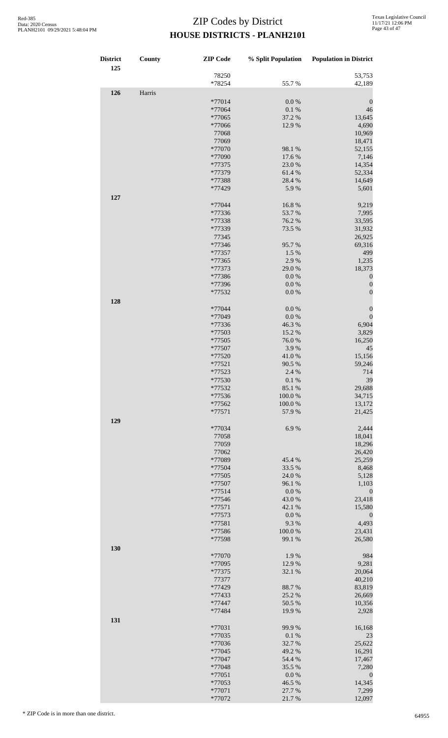# ZIP Codes by District
## HOUSE DISTRICTS - PLANH2101

| District | County | ZIP Code | % Split Population | Population in District |
|---|---|---|---|---|
| 125 | | | | |
| | | 78250 | | 53,753 |
| | | *78254 | 55.7 % | 42,189 |
| 126 | Harris | | | |
| | | *77014 | 0.0 % | 0 |
| | | *77064 | 0.1 % | 46 |
| | | *77065 | 37.2 % | 13,645 |
| | | *77066 | 12.9 % | 4,690 |
| | | 77068 | | 10,969 |
| | | 77069 | | 18,471 |
| | | *77070 | 98.1 % | 52,155 |
| | | *77090 | 17.6 % | 7,146 |
| | | *77375 | 23.0 % | 14,354 |
| | | *77379 | 61.4 % | 52,334 |
| | | *77388 | 28.4 % | 14,649 |
| | | *77429 | 5.9 % | 5,601 |
| 127 | | | | |
| | | *77044 | 16.8 % | 9,219 |
| | | *77336 | 53.7 % | 7,995 |
| | | *77338 | 76.2 % | 33,595 |
| | | *77339 | 73.5 % | 31,932 |
| | | 77345 | | 26,925 |
| | | *77346 | 95.7 % | 69,316 |
| | | *77357 | 1.5 % | 499 |
| | | *77365 | 2.9 % | 1,235 |
| | | *77373 | 29.0 % | 18,373 |
| | | *77386 | 0.0 % | 0 |
| | | *77396 | 0.0 % | 0 |
| | | *77532 | 0.0 % | 0 |
| 128 | | | | |
| | | *77044 | 0.0 % | 0 |
| | | *77049 | 0.0 % | 0 |
| | | *77336 | 46.3 % | 6,904 |
| | | *77503 | 15.2 % | 3,829 |
| | | *77505 | 76.0 % | 16,250 |
| | | *77507 | 3.9 % | 45 |
| | | *77520 | 41.0 % | 15,156 |
| | | *77521 | 90.5 % | 59,246 |
| | | *77523 | 2.4 % | 714 |
| | | *77530 | 0.1 % | 39 |
| | | *77532 | 85.1 % | 29,688 |
| | | *77536 | 100.0 % | 34,715 |
| | | *77562 | 100.0 % | 13,172 |
| | | *77571 | 57.9 % | 21,425 |
| 129 | | | | |
| | | *77034 | 6.9 % | 2,444 |
| | | 77058 | | 18,041 |
| | | 77059 | | 18,296 |
| | | 77062 | | 26,420 |
| | | *77089 | 45.4 % | 25,259 |
| | | *77504 | 33.5 % | 8,468 |
| | | *77505 | 24.0 % | 5,128 |
| | | *77507 | 96.1 % | 1,103 |
| | | *77514 | 0.0 % | 0 |
| | | *77546 | 43.0 % | 23,418 |
| | | *77571 | 42.1 % | 15,580 |
| | | *77573 | 0.0 % | 0 |
| | | *77581 | 9.3 % | 4,493 |
| | | *77586 | 100.0 % | 23,431 |
| | | *77598 | 99.1 % | 26,580 |
| 130 | | | | |
| | | *77070 | 1.9 % | 984 |
| | | *77095 | 12.9 % | 9,281 |
| | | *77375 | 32.1 % | 20,064 |
| | | 77377 | | 40,210 |
| | | *77429 | 88.7 % | 83,819 |
| | | *77433 | 25.2 % | 26,669 |
| | | *77447 | 50.5 % | 10,356 |
| | | *77484 | 19.9 % | 2,928 |
| 131 | | | | |
| | | *77031 | 99.9 % | 16,168 |
| | | *77035 | 0.1 % | 23 |
| | | *77036 | 32.7 % | 25,622 |
| | | *77045 | 49.2 % | 16,291 |
| | | *77047 | 54.4 % | 17,467 |
| | | *77048 | 35.5 % | 7,280 |
| | | *77051 | 0.0 % | 0 |
| | | *77053 | 46.5 % | 14,345 |
| | | *77071 | 27.7 % | 7,299 |
| | | *77072 | 21.7 % | 12,097 |

* ZIP Code is in more than one district.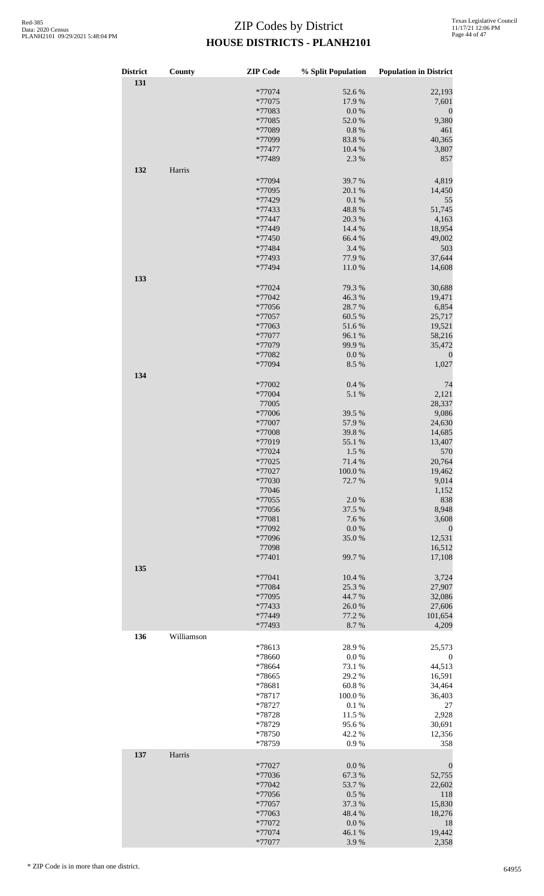# ZIP Codes by District
## HOUSE DISTRICTS - PLANH2101

| District | County | ZIP Code | % Split Population | Population in District |
|---|---|---|---|---|
| 131 | | | | |
| | | *77074 | 52.6 % | 22,193 |
| | | *77075 | 17.9 % | 7,601 |
| | | *77083 | 0.0 % | 0 |
| | | *77085 | 52.0 % | 9,380 |
| | | *77089 | 0.8 % | 461 |
| | | *77099 | 83.8 % | 40,365 |
| | | *77477 | 10.4 % | 3,807 |
| | | *77489 | 2.3 % | 857 |
| 132 | Harris | | | |
| | | *77094 | 39.7 % | 4,819 |
| | | *77095 | 20.1 % | 14,450 |
| | | *77429 | 0.1 % | 55 |
| | | *77433 | 48.8 % | 51,745 |
| | | *77447 | 20.3 % | 4,163 |
| | | *77449 | 14.4 % | 18,954 |
| | | *77450 | 66.4 % | 49,002 |
| | | *77484 | 3.4 % | 503 |
| | | *77493 | 77.9 % | 37,644 |
| | | *77494 | 11.0 % | 14,608 |
| 133 | | | | |
| | | *77024 | 79.3 % | 30,688 |
| | | *77042 | 46.3 % | 19,471 |
| | | *77056 | 28.7 % | 6,854 |
| | | *77057 | 60.5 % | 25,717 |
| | | *77063 | 51.6 % | 19,521 |
| | | *77077 | 96.1 % | 58,216 |
| | | *77079 | 99.9 % | 35,472 |
| | | *77082 | 0.0 % | 0 |
| | | *77094 | 8.5 % | 1,027 |
| 134 | | | | |
| | | *77002 | 0.4 % | 74 |
| | | *77004 | 5.1 % | 2,121 |
| | | 77005 | | 28,337 |
| | | *77006 | 39.5 % | 9,086 |
| | | *77007 | 57.9 % | 24,630 |
| | | *77008 | 39.8 % | 14,685 |
| | | *77019 | 55.1 % | 13,407 |
| | | *77024 | 1.5 % | 570 |
| | | *77025 | 71.4 % | 20,764 |
| | | *77027 | 100.0 % | 19,462 |
| | | *77030 | 72.7 % | 9,014 |
| | | 77046 | | 1,152 |
| | | *77055 | 2.0 % | 838 |
| | | *77056 | 37.5 % | 8,948 |
| | | *77081 | 7.6 % | 3,608 |
| | | *77092 | 0.0 % | 0 |
| | | *77096 | 35.0 % | 12,531 |
| | | 77098 | | 16,512 |
| | | *77401 | 99.7 % | 17,108 |
| 135 | | | | |
| | | *77041 | 10.4 % | 3,724 |
| | | *77084 | 25.3 % | 27,907 |
| | | *77095 | 44.7 % | 32,086 |
| | | *77433 | 26.0 % | 27,606 |
| | | *77449 | 77.2 % | 101,654 |
| | | *77493 | 8.7 % | 4,209 |
| 136 | Williamson | | | |
| | | *78613 | 28.9 % | 25,573 |
| | | *78660 | 0.0 % | 0 |
| | | *78664 | 73.1 % | 44,513 |
| | | *78665 | 29.2 % | 16,591 |
| | | *78681 | 60.8 % | 34,464 |
| | | *78717 | 100.0 % | 36,403 |
| | | *78727 | 0.1 % | 27 |
| | | *78728 | 11.5 % | 2,928 |
| | | *78729 | 95.6 % | 30,691 |
| | | *78750 | 42.2 % | 12,356 |
| | | *78759 | 0.9 % | 358 |
| 137 | Harris | | | |
| | | *77027 | 0.0 % | 0 |
| | | *77036 | 67.3 % | 52,755 |
| | | *77042 | 53.7 % | 22,602 |
| | | *77056 | 0.5 % | 118 |
| | | *77057 | 37.3 % | 15,830 |
| | | *77063 | 48.4 % | 18,276 |
| | | *77072 | 0.0 % | 18 |
| | | *77074 | 46.1 % | 19,442 |
| | | *77077 | 3.9 % | 2,358 |

\* ZIP Code is in more than one district.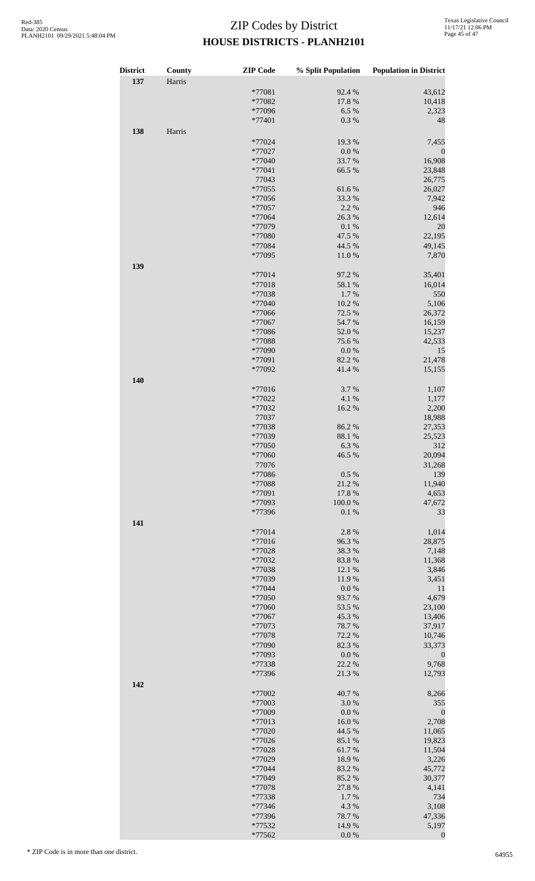# ZIP Codes by District

## HOUSE DISTRICTS - PLANH2101

Red-385
Data: 2020 Census
PLANH2101 09/29/2021 5:48:04 PM

Texas Legislative Council
11/17/21 12:06 PM

| District | County | ZIP Code | % Split Population | Population in District |
|---|---|---|---|---|
| 137 | Harris | | | |
| | | *77081 | 92.4 % | 43,612 |
| | | *77082 | 17.8 % | 10,418 |
| | | *77096 | 6.5 % | 2,323 |
| | | *77401 | 0.3 % | 48 |
| 138 | Harris | | | |
| | | *77024 | 19.3 % | 7,455 |
| | | *77027 | 0.0 % | 0 |
| | | *77040 | 33.7 % | 16,908 |
| | | *77041 | 66.5 % | 23,848 |
| | | 77043 | | 26,775 |
| | | *77055 | 61.6 % | 26,027 |
| | | *77056 | 33.3 % | 7,942 |
| | | *77057 | 2.2 % | 946 |
| | | *77064 | 26.3 % | 12,614 |
| | | *77079 | 0.1 % | 20 |
| | | *77080 | 47.5 % | 22,195 |
| | | *77084 | 44.5 % | 49,145 |
| | | *77095 | 11.0 % | 7,870 |
| 139 | | | | |
| | | *77014 | 97.2 % | 35,401 |
| | | *77018 | 58.1 % | 16,014 |
| | | *77038 | 1.7 % | 550 |
| | | *77040 | 10.2 % | 5,106 |
| | | *77066 | 72.5 % | 26,372 |
| | | *77067 | 54.7 % | 16,159 |
| | | *77086 | 52.0 % | 15,237 |
| | | *77088 | 75.6 % | 42,533 |
| | | *77090 | 0.0 % | 15 |
| | | *77091 | 82.2 % | 21,478 |
| | | *77092 | 41.4 % | 15,155 |
| 140 | | | | |
| | | *77016 | 3.7 % | 1,107 |
| | | *77022 | 4.1 % | 1,177 |
| | | *77032 | 16.2 % | 2,200 |
| | | 77037 | | 18,988 |
| | | *77038 | 86.2 % | 27,353 |
| | | *77039 | 88.1 % | 25,523 |
| | | *77050 | 6.3 % | 312 |
| | | *77060 | 46.5 % | 20,094 |
| | | 77076 | | 31,268 |
| | | *77086 | 0.5 % | 139 |
| | | *77088 | 21.2 % | 11,940 |
| | | *77091 | 17.8 % | 4,653 |
| | | *77093 | 100.0 % | 47,672 |
| | | *77396 | 0.1 % | 33 |
| 141 | | | | |
| | | *77014 | 2.8 % | 1,014 |
| | | *77016 | 96.3 % | 28,875 |
| | | *77028 | 38.3 % | 7,148 |
| | | *77032 | 83.8 % | 11,368 |
| | | *77038 | 12.1 % | 3,846 |
| | | *77039 | 11.9 % | 3,451 |
| | | *77044 | 0.0 % | 11 |
| | | *77050 | 93.7 % | 4,679 |
| | | *77060 | 53.5 % | 23,100 |
| | | *77067 | 45.3 % | 13,406 |
| | | *77073 | 78.7 % | 37,917 |
| | | *77078 | 72.2 % | 10,746 |
| | | *77090 | 82.3 % | 33,373 |
| | | *77093 | 0.0 % | 0 |
| | | *77338 | 22.2 % | 9,768 |
| | | *77396 | 21.3 % | 12,793 |
| 142 | | | | |
| | | *77002 | 40.7 % | 8,266 |
| | | *77003 | 3.0 % | 355 |
| | | *77009 | 0.0 % | 0 |
| | | *77013 | 16.0 % | 2,708 |
| | | *77020 | 44.5 % | 11,065 |
| | | *77026 | 85.1 % | 19,823 |
| | | *77028 | 61.7 % | 11,504 |
| | | *77029 | 18.9 % | 3,226 |
| | | *77044 | 83.2 % | 45,772 |
| | | *77049 | 85.2 % | 30,377 |
| | | *77078 | 27.8 % | 4,141 |
| | | *77338 | 1.7 % | 734 |
| | | *77346 | 4.3 % | 3,108 |
| | | *77396 | 78.7 % | 47,336 |
| | | *77532 | 14.9 % | 5,197 |
| | | *77562 | 0.0 % | 0 |

\* ZIP Code is in more than one district.

64955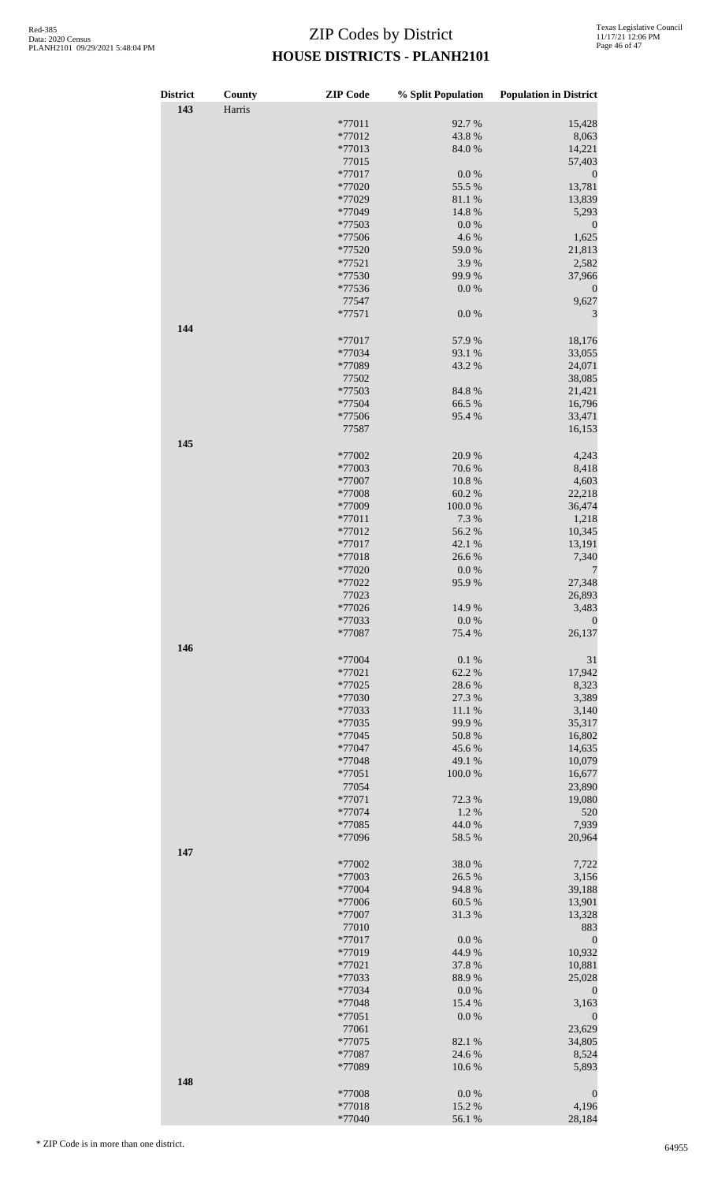# ZIP Codes by District

## HOUSE DISTRICTS - PLANH2101

Red-385
Data: 2020 Census
PLANH2101 09/29/2021 5:48:04 PM

Texas Legislative Council
11/17/21 12:06 PM

| District | County | ZIP Code | % Split Population | Population in District |
|---|---|---|---|---|
| 143 | Harris | | | |
| | | *77011 | 92.7 % | 15,428 |
| | | *77012 | 43.8 % | 8,063 |
| | | *77013 | 84.0 % | 14,221 |
| | | 77015 | | 57,403 |
| | | *77017 | 0.0 % | 0 |
| | | *77020 | 55.5 % | 13,781 |
| | | *77029 | 81.1 % | 13,839 |
| | | *77049 | 14.8 % | 5,293 |
| | | *77503 | 0.0 % | 0 |
| | | *77506 | 4.6 % | 1,625 |
| | | *77520 | 59.0 % | 21,813 |
| | | *77521 | 3.9 % | 2,582 |
| | | *77530 | 99.9 % | 37,966 |
| | | *77536 | 0.0 % | 0 |
| | | 77547 | | 9,627 |
| | | *77571 | 0.0 % | 3 |
| 144 | | | | |
| | | *77017 | 57.9 % | 18,176 |
| | | *77034 | 93.1 % | 33,055 |
| | | *77089 | 43.2 % | 24,071 |
| | | 77502 | | 38,085 |
| | | *77503 | 84.8 % | 21,421 |
| | | *77504 | 66.5 % | 16,796 |
| | | *77506 | 95.4 % | 33,471 |
| | | 77587 | | 16,153 |
| 145 | | | | |
| | | *77002 | 20.9 % | 4,243 |
| | | *77003 | 70.6 % | 8,418 |
| | | *77007 | 10.8 % | 4,603 |
| | | *77008 | 60.2 % | 22,218 |
| | | *77009 | 100.0 % | 36,474 |
| | | *77011 | 7.3 % | 1,218 |
| | | *77012 | 56.2 % | 10,345 |
| | | *77017 | 42.1 % | 13,191 |
| | | *77018 | 26.6 % | 7,340 |
| | | *77020 | 0.0 % | 7 |
| | | *77022 | 95.9 % | 27,348 |
| | | 77023 | | 26,893 |
| | | *77026 | 14.9 % | 3,483 |
| | | *77033 | 0.0 % | 0 |
| | | *77087 | 75.4 % | 26,137 |
| 146 | | | | |
| | | *77004 | 0.1 % | 31 |
| | | *77021 | 62.2 % | 17,942 |
| | | *77025 | 28.6 % | 8,323 |
| | | *77030 | 27.3 % | 3,389 |
| | | *77033 | 11.1 % | 3,140 |
| | | *77035 | 99.9 % | 35,317 |
| | | *77045 | 50.8 % | 16,802 |
| | | *77047 | 45.6 % | 14,635 |
| | | *77048 | 49.1 % | 10,079 |
| | | *77051 | 100.0 % | 16,677 |
| | | 77054 | | 23,890 |
| | | *77071 | 72.3 % | 19,080 |
| | | *77074 | 1.2 % | 520 |
| | | *77085 | 44.0 % | 7,939 |
| | | *77096 | 58.5 % | 20,964 |
| 147 | | | | |
| | | *77002 | 38.0 % | 7,722 |
| | | *77003 | 26.5 % | 3,156 |
| | | *77004 | 94.8 % | 39,188 |
| | | *77006 | 60.5 % | 13,901 |
| | | *77007 | 31.3 % | 13,328 |
| | | 77010 | | 883 |
| | | *77017 | 0.0 % | 0 |
| | | *77019 | 44.9 % | 10,932 |
| | | *77021 | 37.8 % | 10,881 |
| | | *77033 | 88.9 % | 25,028 |
| | | *77034 | 0.0 % | 0 |
| | | *77048 | 15.4 % | 3,163 |
| | | *77051 | 0.0 % | 0 |
| | | 77061 | | 23,629 |
| | | *77075 | 82.1 % | 34,805 |
| | | *77087 | 24.6 % | 8,524 |
| | | *77089 | 10.6 % | 5,893 |
| 148 | | | | |
| | | *77008 | 0.0 % | 0 |
| | | *77018 | 15.2 % | 4,196 |
| | | *77040 | 56.1 % | 28,184 |

\* ZIP Code is in more than one district.

64955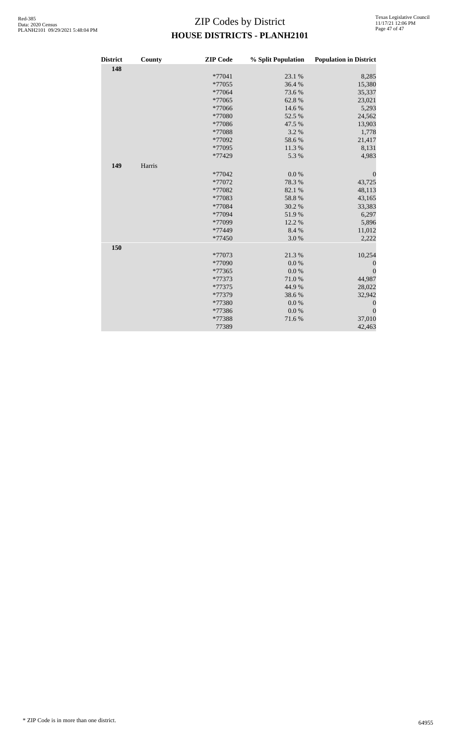# ZIP Codes by District

## HOUSE DISTRICTS - PLANH2101

| District | County | ZIP Code | % Split Population | Population in District |
|---|---|---|---|---|
| 148 | | | | |
| | | *77041 | 23.1 % | 8,285 |
| | | *77055 | 36.4 % | 15,380 |
| | | *77064 | 73.6 % | 35,337 |
| | | *77065 | 62.8 % | 23,021 |
| | | *77066 | 14.6 % | 5,293 |
| | | *77080 | 52.5 % | 24,562 |
| | | *77086 | 47.5 % | 13,903 |
| | | *77088 | 3.2 % | 1,778 |
| | | *77092 | 58.6 % | 21,417 |
| | | *77095 | 11.3 % | 8,131 |
| | | *77429 | 5.3 % | 4,983 |
| 149 | Harris | | | |
| | | *77042 | 0.0 % | 0 |
| | | *77072 | 78.3 % | 43,725 |
| | | *77082 | 82.1 % | 48,113 |
| | | *77083 | 58.8 % | 43,165 |
| | | *77084 | 30.2 % | 33,383 |
| | | *77094 | 51.9 % | 6,297 |
| | | *77099 | 12.2 % | 5,896 |
| | | *77449 | 8.4 % | 11,012 |
| | | *77450 | 3.0 % | 2,222 |
| 150 | | | | |
| | | *77073 | 21.3 % | 10,254 |
| | | *77090 | 0.0 % | 0 |
| | | *77365 | 0.0 % | 0 |
| | | *77373 | 71.0 % | 44,987 |
| | | *77375 | 44.9 % | 28,022 |
| | | *77379 | 38.6 % | 32,942 |
| | | *77380 | 0.0 % | 0 |
| | | *77386 | 0.0 % | 0 |
| | | *77388 | 71.6 % | 37,010 |
| | | 77389 | | 42,463 |

* ZIP Code is in more than one district.